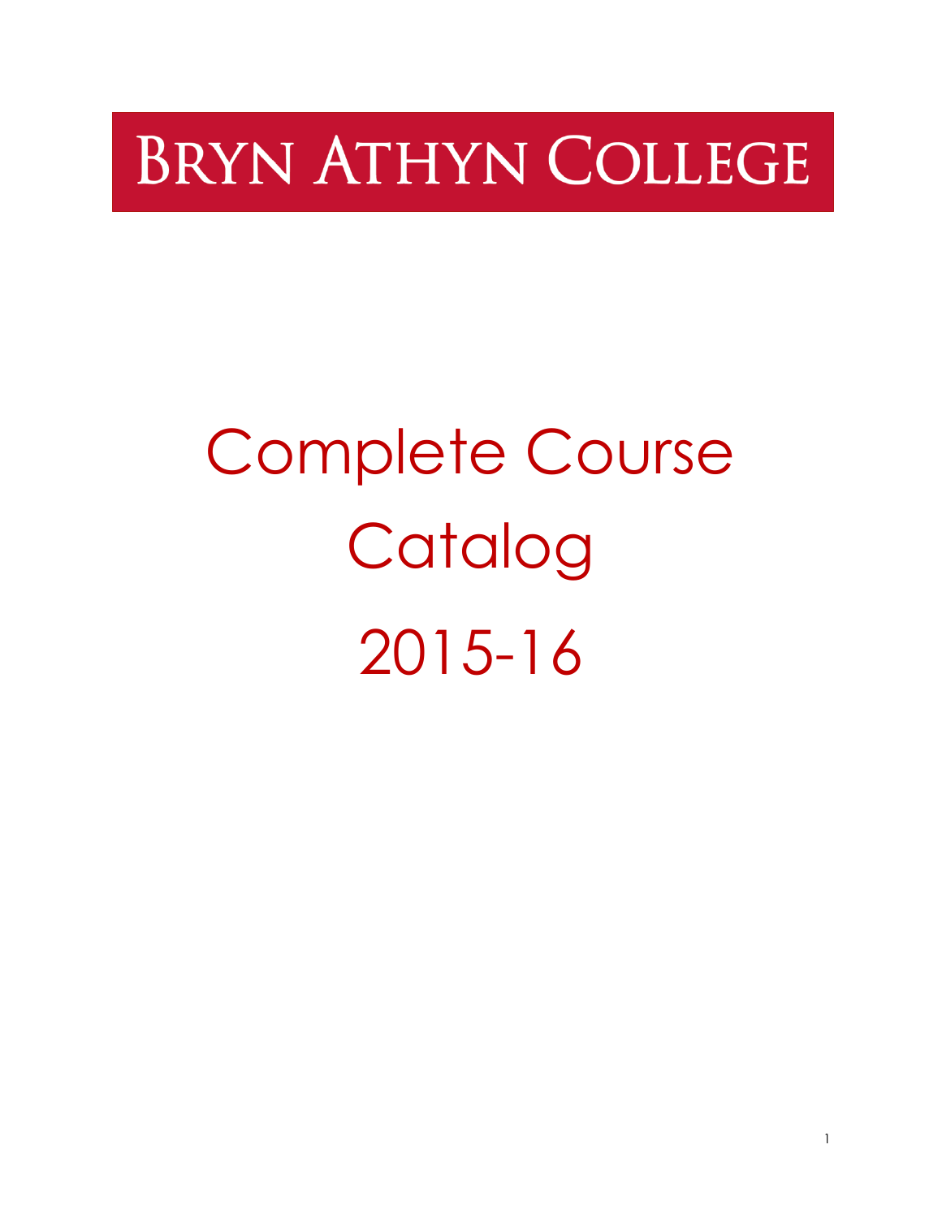# Bryn Athyn College

# Complete Course Catalog

# 2015-16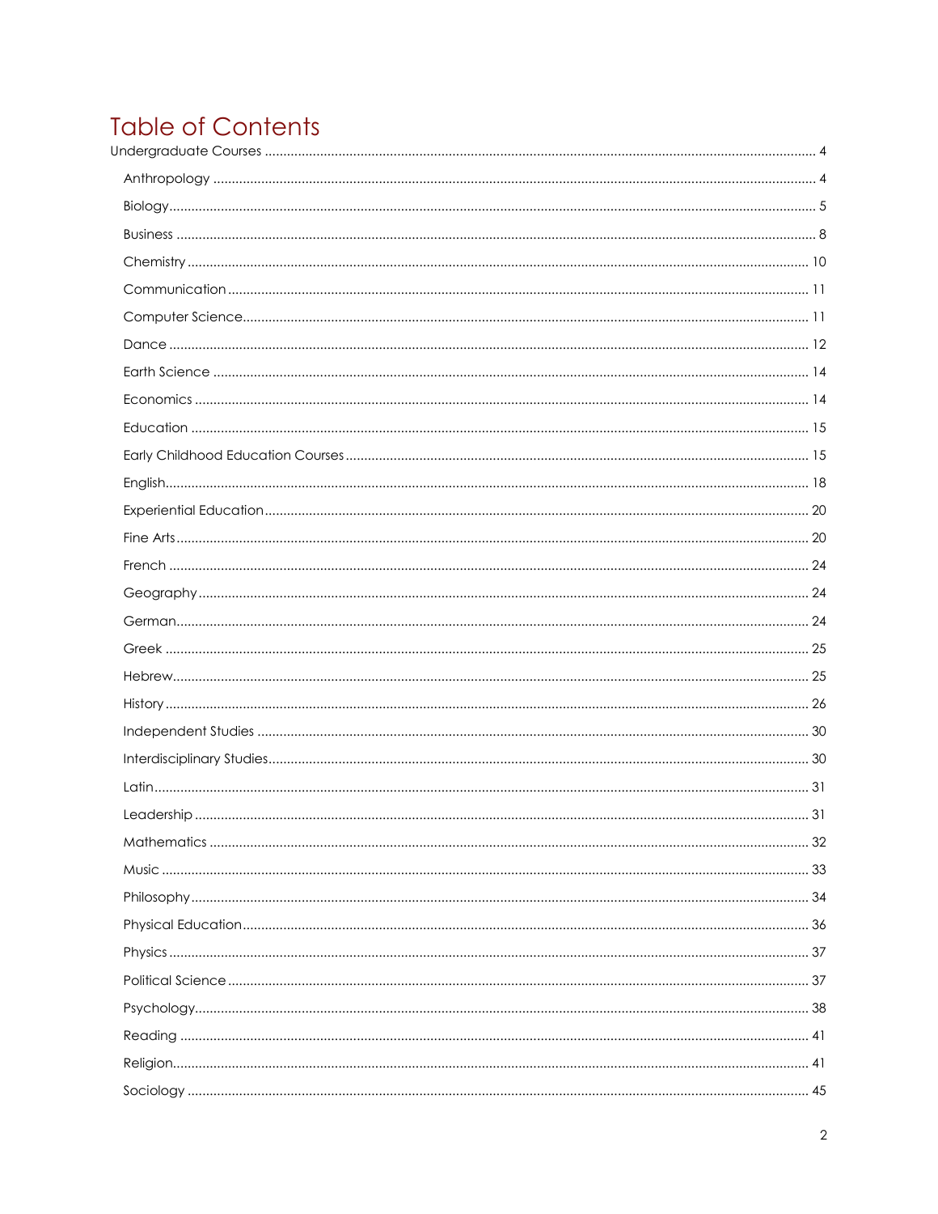# Table of Contents

Undergraduate Courses ........................................................................................................................................... 4

- Anthropology ........................................................................................................................................... 4
- Biology ........................................................................................................................................... 5
- Business ........................................................................................................................................... 8
- Chemistry ........................................................................................................................................... 10
- Communication ........................................................................................................................................... 11
- Computer Science ........................................................................................................................................... 11
- Dance ........................................................................................................................................... 12
- Earth Science ........................................................................................................................................... 14
- Economics ........................................................................................................................................... 14
- Education ........................................................................................................................................... 15
- Early Childhood Education Courses ........................................................................................................................................... 15
- English ........................................................................................................................................... 18
- Experiential Education ........................................................................................................................................... 20
- Fine Arts ........................................................................................................................................... 20
- French ........................................................................................................................................... 24
- Geography ........................................................................................................................................... 24
- German ........................................................................................................................................... 24
- Greek ........................................................................................................................................... 25
- Hebrew ........................................................................................................................................... 25
- History ........................................................................................................................................... 26
- Independent Studies ........................................................................................................................................... 30
- Interdisciplinary Studies ........................................................................................................................................... 30
- Latin ........................................................................................................................................... 31
- Leadership ........................................................................................................................................... 31
- Mathematics ........................................................................................................................................... 32
- Music ........................................................................................................................................... 33
- Philosophy ........................................................................................................................................... 34
- Physical Education ........................................................................................................................................... 36
- Physics ........................................................................................................................................... 37
- Political Science ........................................................................................................................................... 37
- Psychology ........................................................................................................................................... 38
- Reading ........................................................................................................................................... 41
- Religion ........................................................................................................................................... 41
- Sociology ........................................................................................................................................... 45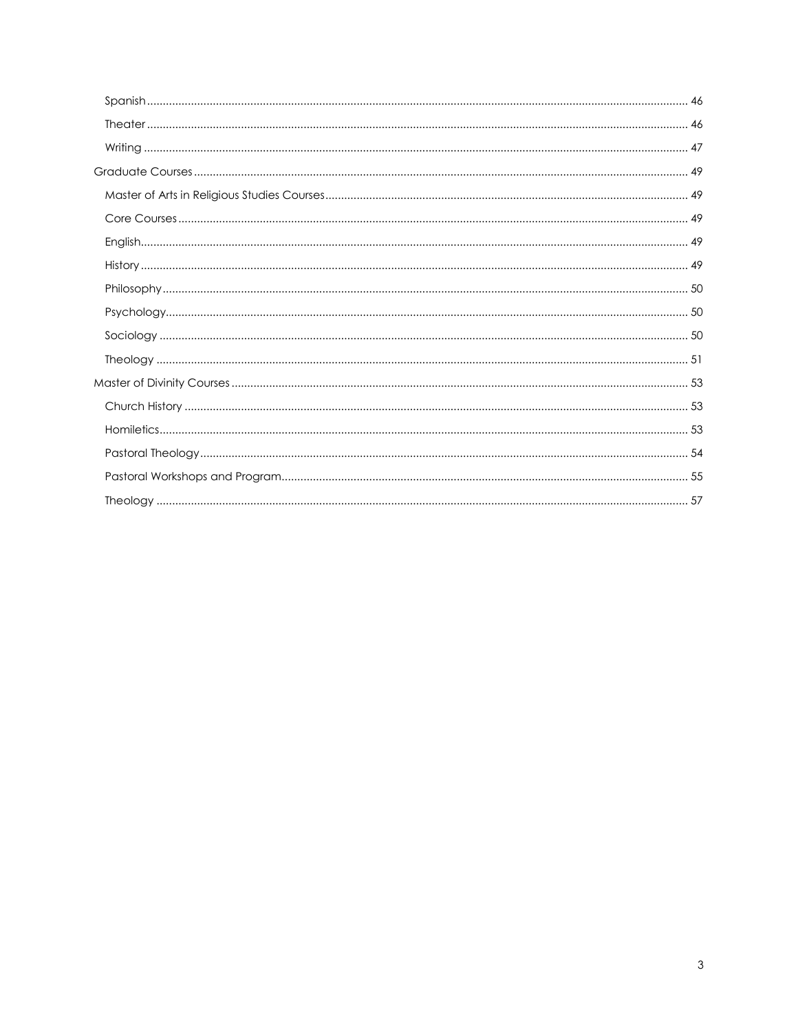- Spanish ... 46
- Theater ... 46
- Writing ... 47

Graduate Courses ... 49

- Master of Arts in Religious Studies Courses ... 49
- Core Courses ... 49
- English ... 49
- History ... 49
- Philosophy ... 50
- Psychology ... 50
- Sociology ... 50
- Theology ... 51

Master of Divinity Courses ... 53

- Church History ... 53
- Homiletics ... 53
- Pastoral Theology ... 54
- Pastoral Workshops and Program ... 55
- Theology ... 57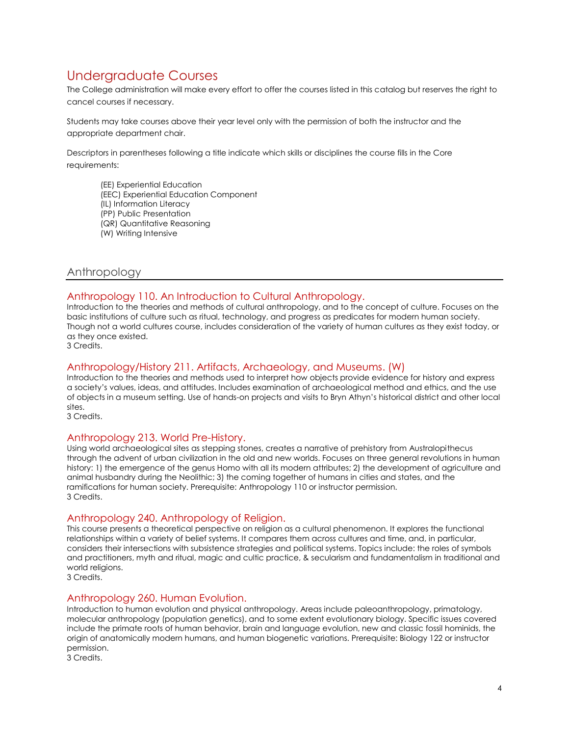# Undergraduate Courses

The College administration will make every effort to offer the courses listed in this catalog but reserves the right to cancel courses if necessary.

Students may take courses above their year level only with the permission of both the instructor and the appropriate department chair.

Descriptors in parentheses following a title indicate which skills or disciplines the course fills in the Core requirements:

(EE) Experiential Education
(EEC) Experiential Education Component
(IL) Information Literacy
(PP) Public Presentation
(QR) Quantitative Reasoning
(W) Writing Intensive

## Anthropology

### Anthropology 110. An Introduction to Cultural Anthropology.

Introduction to the theories and methods of cultural anthropology, and to the concept of culture. Focuses on the basic institutions of culture such as ritual, technology, and progress as predicates for modern human society. Though not a world cultures course, includes consideration of the variety of human cultures as they exist today, or as they once existed.
3 Credits.

### Anthropology/History 211. Artifacts, Archaeology, and Museums. (W)

Introduction to the theories and methods used to interpret how objects provide evidence for history and express a society's values, ideas, and attitudes. Includes examination of archaeological method and ethics, and the use of objects in a museum setting. Use of hands-on projects and visits to Bryn Athyn's historical district and other local sites.
3 Credits.

### Anthropology 213. World Pre-History.

Using world archaeological sites as stepping stones, creates a narrative of prehistory from Australopithecus through the advent of urban civilization in the old and new worlds. Focuses on three general revolutions in human history: 1) the emergence of the genus Homo with all its modern attributes; 2) the development of agriculture and animal husbandry during the Neolithic; 3) the coming together of humans in cities and states, and the ramifications for human society. Prerequisite: Anthropology 110 or instructor permission.
3 Credits.

### Anthropology 240. Anthropology of Religion.

This course presents a theoretical perspective on religion as a cultural phenomenon. It explores the functional relationships within a variety of belief systems. It compares them across cultures and time, and, in particular, considers their intersections with subsistence strategies and political systems. Topics include: the roles of symbols and practitioners, myth and ritual, magic and cultic practice, & secularism and fundamentalism in traditional and world religions.
3 Credits.

### Anthropology 260. Human Evolution.

Introduction to human evolution and physical anthropology. Areas include paleoanthropology, primatology, molecular anthropology (population genetics), and to some extent evolutionary biology. Specific issues covered include the primate roots of human behavior, brain and language evolution, new and classic fossil hominids, the origin of anatomically modern humans, and human biogenetic variations. Prerequisite: Biology 122 or instructor permission.
3 Credits.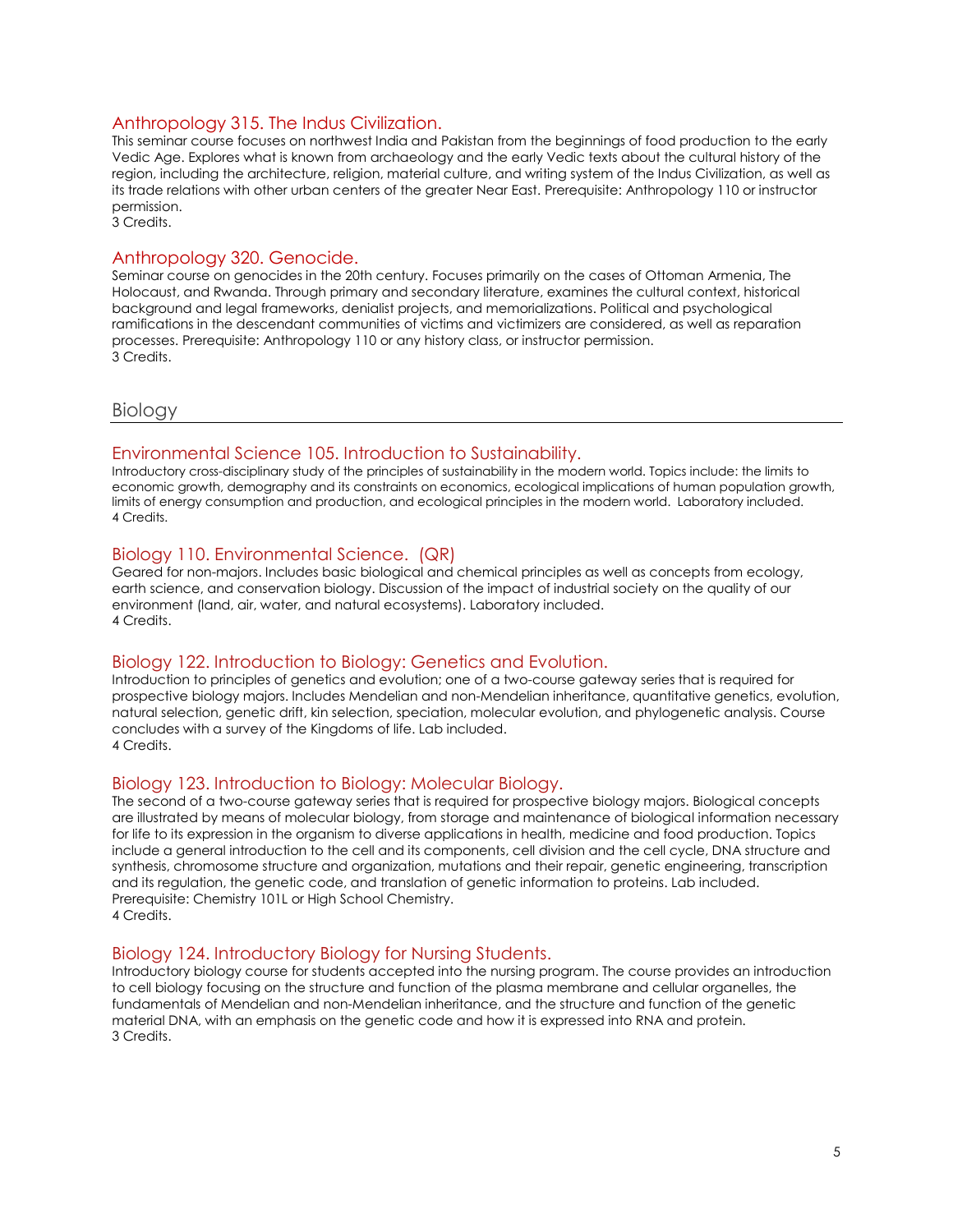### Anthropology 315. The Indus Civilization.

This seminar course focuses on northwest India and Pakistan from the beginnings of food production to the early Vedic Age. Explores what is known from archaeology and the early Vedic texts about the cultural history of the region, including the architecture, religion, material culture, and writing system of the Indus Civilization, as well as its trade relations with other urban centers of the greater Near East. Prerequisite: Anthropology 110 or instructor permission.
3 Credits.

### Anthropology 320. Genocide.

Seminar course on genocides in the 20th century. Focuses primarily on the cases of Ottoman Armenia, The Holocaust, and Rwanda. Through primary and secondary literature, examines the cultural context, historical background and legal frameworks, denialist projects, and memorializations. Political and psychological ramifications in the descendant communities of victims and victimizers are considered, as well as reparation processes. Prerequisite: Anthropology 110 or any history class, or instructor permission.
3 Credits.

## Biology

### Environmental Science 105. Introduction to Sustainability.

Introductory cross-disciplinary study of the principles of sustainability in the modern world. Topics include: the limits to economic growth, demography and its constraints on economics, ecological implications of human population growth, limits of energy consumption and production, and ecological principles in the modern world. Laboratory included.
4 Credits.

### Biology 110. Environmental Science. (QR)

Geared for non-majors. Includes basic biological and chemical principles as well as concepts from ecology, earth science, and conservation biology. Discussion of the impact of industrial society on the quality of our environment (land, air, water, and natural ecosystems). Laboratory included.
4 Credits.

### Biology 122. Introduction to Biology: Genetics and Evolution.

Introduction to principles of genetics and evolution; one of a two-course gateway series that is required for prospective biology majors. Includes Mendelian and non-Mendelian inheritance, quantitative genetics, evolution, natural selection, genetic drift, kin selection, speciation, molecular evolution, and phylogenetic analysis. Course concludes with a survey of the Kingdoms of life. Lab included.
4 Credits.

### Biology 123. Introduction to Biology: Molecular Biology.

The second of a two-course gateway series that is required for prospective biology majors. Biological concepts are illustrated by means of molecular biology, from storage and maintenance of biological information necessary for life to its expression in the organism to diverse applications in health, medicine and food production. Topics include a general introduction to the cell and its components, cell division and the cell cycle, DNA structure and synthesis, chromosome structure and organization, mutations and their repair, genetic engineering, transcription and its regulation, the genetic code, and translation of genetic information to proteins. Lab included. Prerequisite: Chemistry 101L or High School Chemistry.
4 Credits.

### Biology 124. Introductory Biology for Nursing Students.

Introductory biology course for students accepted into the nursing program. The course provides an introduction to cell biology focusing on the structure and function of the plasma membrane and cellular organelles, the fundamentals of Mendelian and non-Mendelian inheritance, and the structure and function of the genetic material DNA, with an emphasis on the genetic code and how it is expressed into RNA and protein.
3 Credits.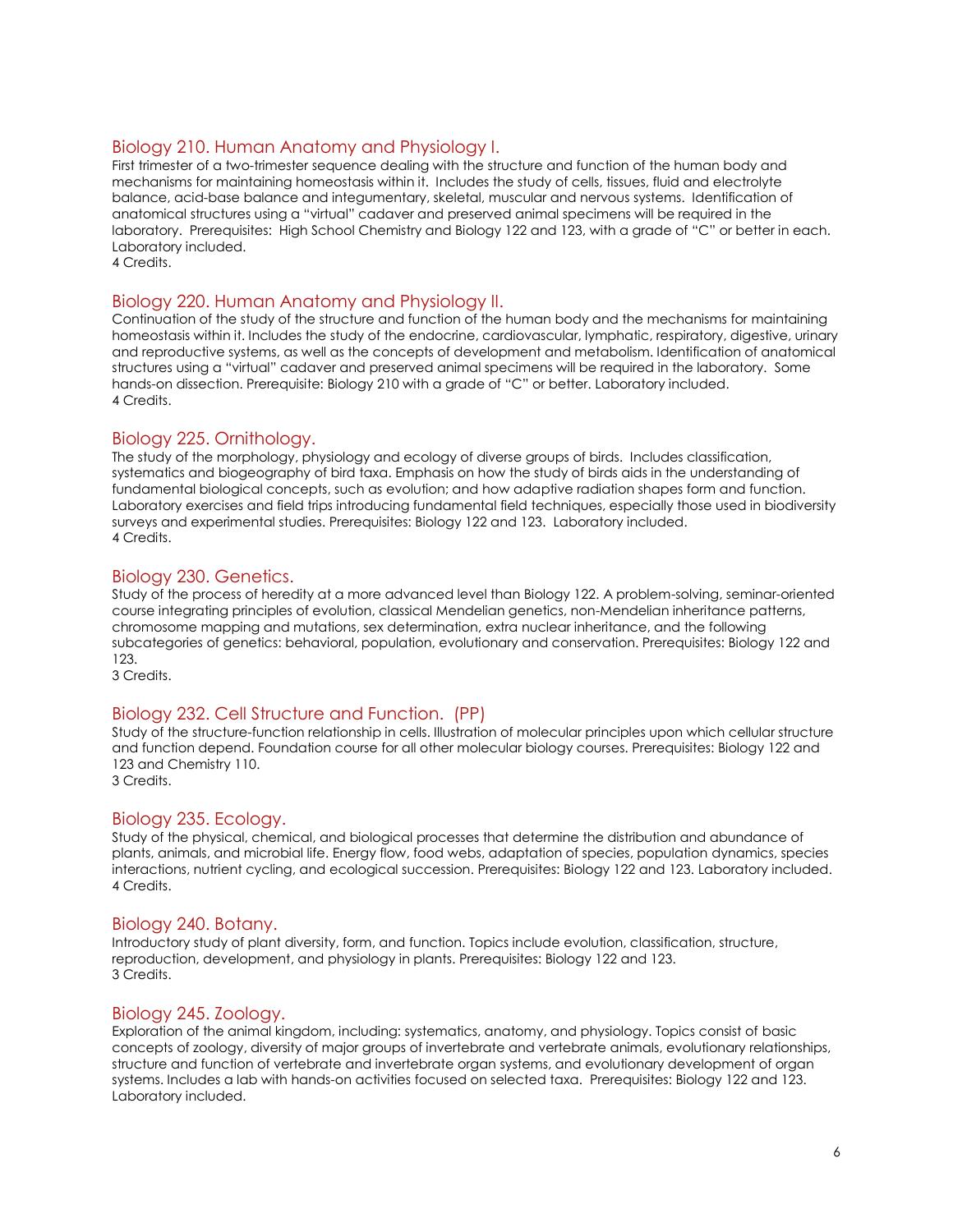### Biology 210. Human Anatomy and Physiology I.

First trimester of a two-trimester sequence dealing with the structure and function of the human body and mechanisms for maintaining homeostasis within it. Includes the study of cells, tissues, fluid and electrolyte balance, acid-base balance and integumentary, skeletal, muscular and nervous systems. Identification of anatomical structures using a "virtual" cadaver and preserved animal specimens will be required in the laboratory. Prerequisites: High School Chemistry and Biology 122 and 123, with a grade of "C" or better in each. Laboratory included.
4 Credits.

### Biology 220. Human Anatomy and Physiology II.

Continuation of the study of the structure and function of the human body and the mechanisms for maintaining homeostasis within it. Includes the study of the endocrine, cardiovascular, lymphatic, respiratory, digestive, urinary and reproductive systems, as well as the concepts of development and metabolism. Identification of anatomical structures using a "virtual" cadaver and preserved animal specimens will be required in the laboratory. Some hands-on dissection. Prerequisite: Biology 210 with a grade of "C" or better. Laboratory included.
4 Credits.

### Biology 225. Ornithology.

The study of the morphology, physiology and ecology of diverse groups of birds. Includes classification, systematics and biogeography of bird taxa. Emphasis on how the study of birds aids in the understanding of fundamental biological concepts, such as evolution; and how adaptive radiation shapes form and function. Laboratory exercises and field trips introducing fundamental field techniques, especially those used in biodiversity surveys and experimental studies. Prerequisites: Biology 122 and 123. Laboratory included.
4 Credits.

### Biology 230. Genetics.

Study of the process of heredity at a more advanced level than Biology 122. A problem-solving, seminar-oriented course integrating principles of evolution, classical Mendelian genetics, non-Mendelian inheritance patterns, chromosome mapping and mutations, sex determination, extra nuclear inheritance, and the following subcategories of genetics: behavioral, population, evolutionary and conservation. Prerequisites: Biology 122 and 123.
3 Credits.

### Biology 232. Cell Structure and Function. (PP)

Study of the structure-function relationship in cells. Illustration of molecular principles upon which cellular structure and function depend. Foundation course for all other molecular biology courses. Prerequisites: Biology 122 and 123 and Chemistry 110.
3 Credits.

### Biology 235. Ecology.

Study of the physical, chemical, and biological processes that determine the distribution and abundance of plants, animals, and microbial life. Energy flow, food webs, adaptation of species, population dynamics, species interactions, nutrient cycling, and ecological succession. Prerequisites: Biology 122 and 123. Laboratory included.
4 Credits.

### Biology 240. Botany.

Introductory study of plant diversity, form, and function. Topics include evolution, classification, structure, reproduction, development, and physiology in plants. Prerequisites: Biology 122 and 123.
3 Credits.

### Biology 245. Zoology.

Exploration of the animal kingdom, including: systematics, anatomy, and physiology. Topics consist of basic concepts of zoology, diversity of major groups of invertebrate and vertebrate animals, evolutionary relationships, structure and function of vertebrate and invertebrate organ systems, and evolutionary development of organ systems. Includes a lab with hands-on activities focused on selected taxa. Prerequisites: Biology 122 and 123. Laboratory included.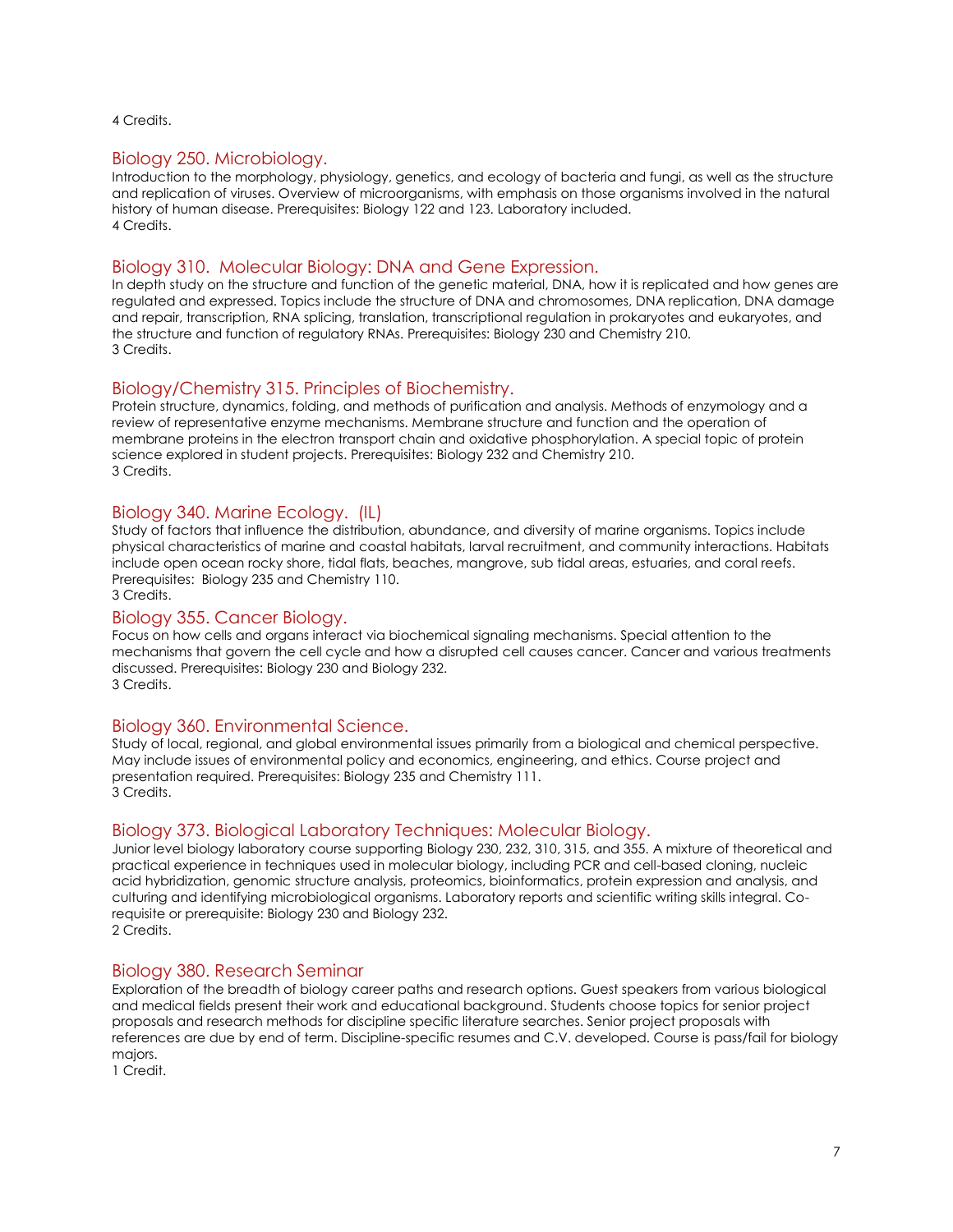4 Credits.

### Biology 250. Microbiology.

Introduction to the morphology, physiology, genetics, and ecology of bacteria and fungi, as well as the structure and replication of viruses. Overview of microorganisms, with emphasis on those organisms involved in the natural history of human disease. Prerequisites: Biology 122 and 123. Laboratory included.
4 Credits.

### Biology 310. Molecular Biology: DNA and Gene Expression.

In depth study on the structure and function of the genetic material, DNA, how it is replicated and how genes are regulated and expressed. Topics include the structure of DNA and chromosomes, DNA replication, DNA damage and repair, transcription, RNA splicing, translation, transcriptional regulation in prokaryotes and eukaryotes, and the structure and function of regulatory RNAs. Prerequisites: Biology 230 and Chemistry 210.
3 Credits.

### Biology/Chemistry 315. Principles of Biochemistry.

Protein structure, dynamics, folding, and methods of purification and analysis. Methods of enzymology and a review of representative enzyme mechanisms. Membrane structure and function and the operation of membrane proteins in the electron transport chain and oxidative phosphorylation. A special topic of protein science explored in student projects. Prerequisites: Biology 232 and Chemistry 210.
3 Credits.

### Biology 340. Marine Ecology. (IL)

Study of factors that influence the distribution, abundance, and diversity of marine organisms. Topics include physical characteristics of marine and coastal habitats, larval recruitment, and community interactions. Habitats include open ocean rocky shore, tidal flats, beaches, mangrove, sub tidal areas, estuaries, and coral reefs. Prerequisites: Biology 235 and Chemistry 110.
3 Credits.

### Biology 355. Cancer Biology.

Focus on how cells and organs interact via biochemical signaling mechanisms. Special attention to the mechanisms that govern the cell cycle and how a disrupted cell causes cancer. Cancer and various treatments discussed. Prerequisites: Biology 230 and Biology 232.
3 Credits.

### Biology 360. Environmental Science.

Study of local, regional, and global environmental issues primarily from a biological and chemical perspective. May include issues of environmental policy and economics, engineering, and ethics. Course project and presentation required. Prerequisites: Biology 235 and Chemistry 111.
3 Credits.

### Biology 373. Biological Laboratory Techniques: Molecular Biology.

Junior level biology laboratory course supporting Biology 230, 232, 310, 315, and 355. A mixture of theoretical and practical experience in techniques used in molecular biology, including PCR and cell-based cloning, nucleic acid hybridization, genomic structure analysis, proteomics, bioinformatics, protein expression and analysis, and culturing and identifying microbiological organisms. Laboratory reports and scientific writing skills integral. Co-requisite or prerequisite: Biology 230 and Biology 232.
2 Credits.

### Biology 380. Research Seminar

Exploration of the breadth of biology career paths and research options. Guest speakers from various biological and medical fields present their work and educational background. Students choose topics for senior project proposals and research methods for discipline specific literature searches. Senior project proposals with references are due by end of term. Discipline-specific resumes and C.V. developed. Course is pass/fail for biology majors.
1 Credit.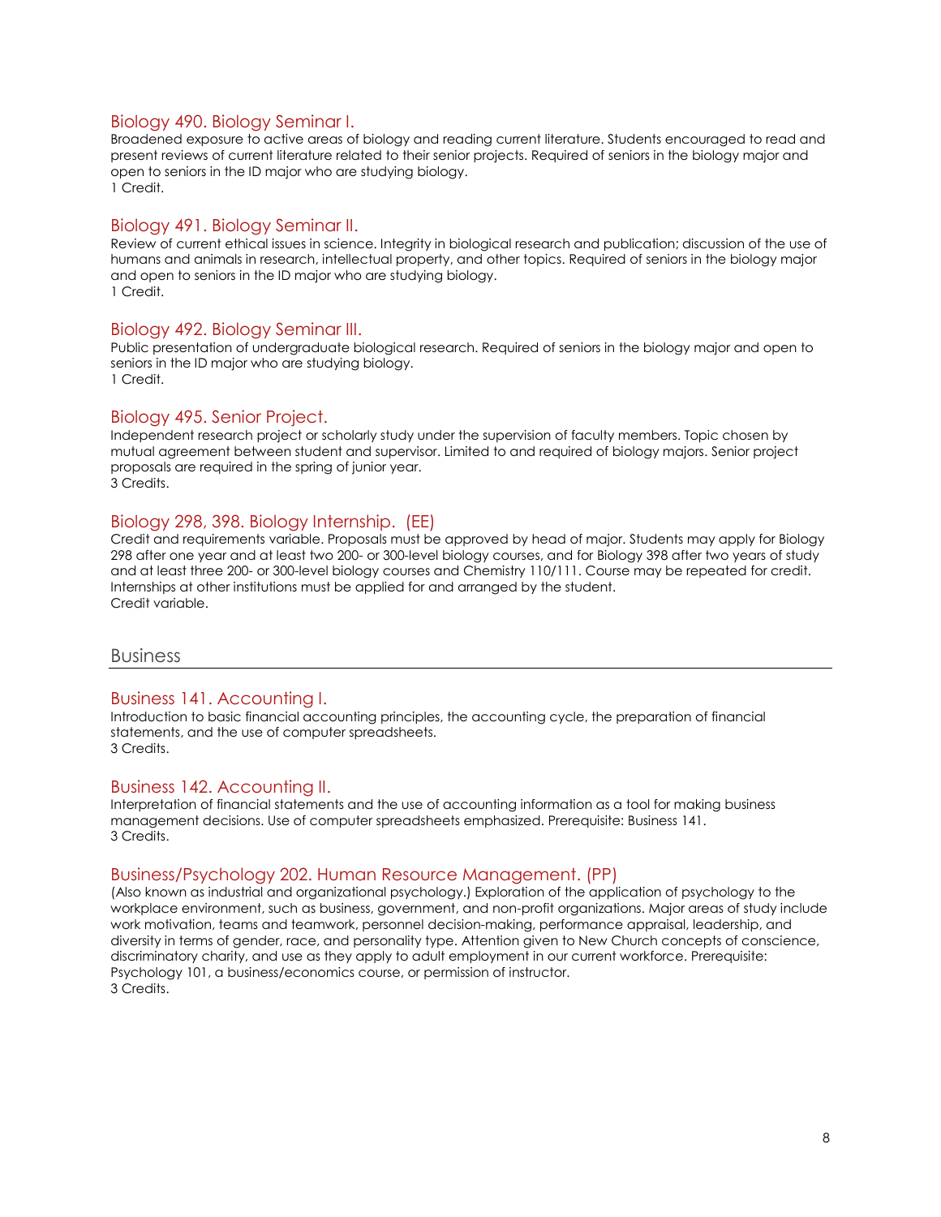### Biology 490. Biology Seminar I.

Broadened exposure to active areas of biology and reading current literature. Students encouraged to read and present reviews of current literature related to their senior projects. Required of seniors in the biology major and open to seniors in the ID major who are studying biology.
1 Credit.

### Biology 491. Biology Seminar II.

Review of current ethical issues in science. Integrity in biological research and publication; discussion of the use of humans and animals in research, intellectual property, and other topics. Required of seniors in the biology major and open to seniors in the ID major who are studying biology.
1 Credit.

### Biology 492. Biology Seminar III.

Public presentation of undergraduate biological research. Required of seniors in the biology major and open to seniors in the ID major who are studying biology.
1 Credit.

### Biology 495. Senior Project.

Independent research project or scholarly study under the supervision of faculty members. Topic chosen by mutual agreement between student and supervisor. Limited to and required of biology majors. Senior project proposals are required in the spring of junior year.
3 Credits.

### Biology 298, 398. Biology Internship. (EE)

Credit and requirements variable. Proposals must be approved by head of major. Students may apply for Biology 298 after one year and at least two 200- or 300-level biology courses, and for Biology 398 after two years of study and at least three 200- or 300-level biology courses and Chemistry 110/111. Course may be repeated for credit. Internships at other institutions must be applied for and arranged by the student.
Credit variable.

## Business

### Business 141. Accounting I.

Introduction to basic financial accounting principles, the accounting cycle, the preparation of financial statements, and the use of computer spreadsheets.
3 Credits.

### Business 142. Accounting II.

Interpretation of financial statements and the use of accounting information as a tool for making business management decisions. Use of computer spreadsheets emphasized. Prerequisite: Business 141.
3 Credits.

### Business/Psychology 202. Human Resource Management. (PP)

(Also known as industrial and organizational psychology.) Exploration of the application of psychology to the workplace environment, such as business, government, and non-profit organizations. Major areas of study include work motivation, teams and teamwork, personnel decision-making, performance appraisal, leadership, and diversity in terms of gender, race, and personality type. Attention given to New Church concepts of conscience, discriminatory charity, and use as they apply to adult employment in our current workforce. Prerequisite: Psychology 101, a business/economics course, or permission of instructor.
3 Credits.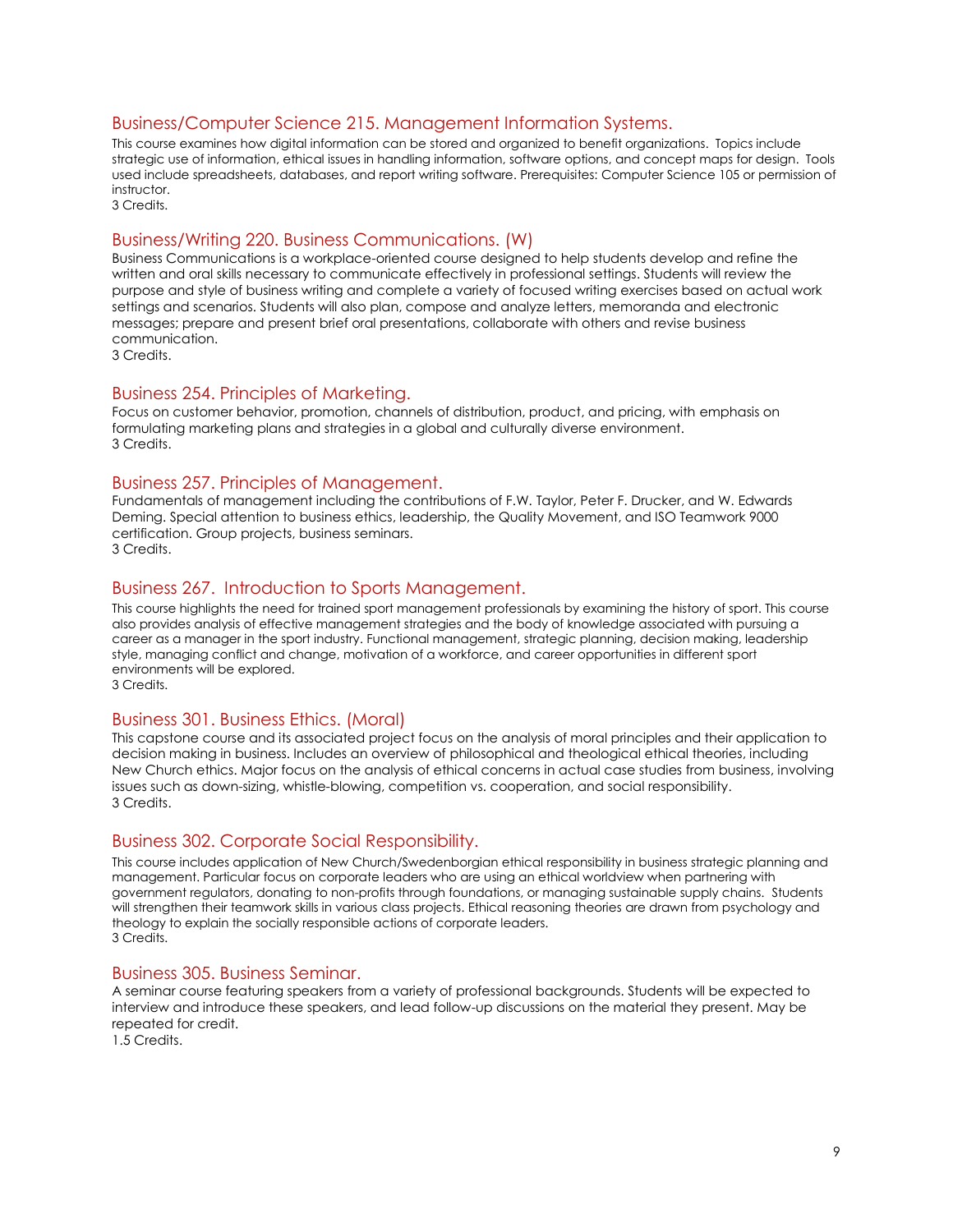### Business/Computer Science 215. Management Information Systems.

This course examines how digital information can be stored and organized to benefit organizations. Topics include strategic use of information, ethical issues in handling information, software options, and concept maps for design. Tools used include spreadsheets, databases, and report writing software. Prerequisites: Computer Science 105 or permission of instructor.
3 Credits.

### Business/Writing 220. Business Communications. (W)

Business Communications is a workplace-oriented course designed to help students develop and refine the written and oral skills necessary to communicate effectively in professional settings. Students will review the purpose and style of business writing and complete a variety of focused writing exercises based on actual work settings and scenarios. Students will also plan, compose and analyze letters, memoranda and electronic messages; prepare and present brief oral presentations, collaborate with others and revise business communication.
3 Credits.

### Business 254. Principles of Marketing.

Focus on customer behavior, promotion, channels of distribution, product, and pricing, with emphasis on formulating marketing plans and strategies in a global and culturally diverse environment.
3 Credits.

### Business 257. Principles of Management.

Fundamentals of management including the contributions of F.W. Taylor, Peter F. Drucker, and W. Edwards Deming. Special attention to business ethics, leadership, the Quality Movement, and ISO Teamwork 9000 certification. Group projects, business seminars.
3 Credits.

### Business 267. Introduction to Sports Management.

This course highlights the need for trained sport management professionals by examining the history of sport. This course also provides analysis of effective management strategies and the body of knowledge associated with pursuing a career as a manager in the sport industry. Functional management, strategic planning, decision making, leadership style, managing conflict and change, motivation of a workforce, and career opportunities in different sport environments will be explored.
3 Credits.

### Business 301. Business Ethics. (Moral)

This capstone course and its associated project focus on the analysis of moral principles and their application to decision making in business. Includes an overview of philosophical and theological ethical theories, including New Church ethics. Major focus on the analysis of ethical concerns in actual case studies from business, involving issues such as down-sizing, whistle-blowing, competition vs. cooperation, and social responsibility.
3 Credits.

### Business 302. Corporate Social Responsibility.

This course includes application of New Church/Swedenborgian ethical responsibility in business strategic planning and management. Particular focus on corporate leaders who are using an ethical worldview when partnering with government regulators, donating to non-profits through foundations, or managing sustainable supply chains. Students will strengthen their teamwork skills in various class projects. Ethical reasoning theories are drawn from psychology and theology to explain the socially responsible actions of corporate leaders.
3 Credits.

### Business 305. Business Seminar.

A seminar course featuring speakers from a variety of professional backgrounds. Students will be expected to interview and introduce these speakers, and lead follow-up discussions on the material they present. May be repeated for credit.
1.5 Credits.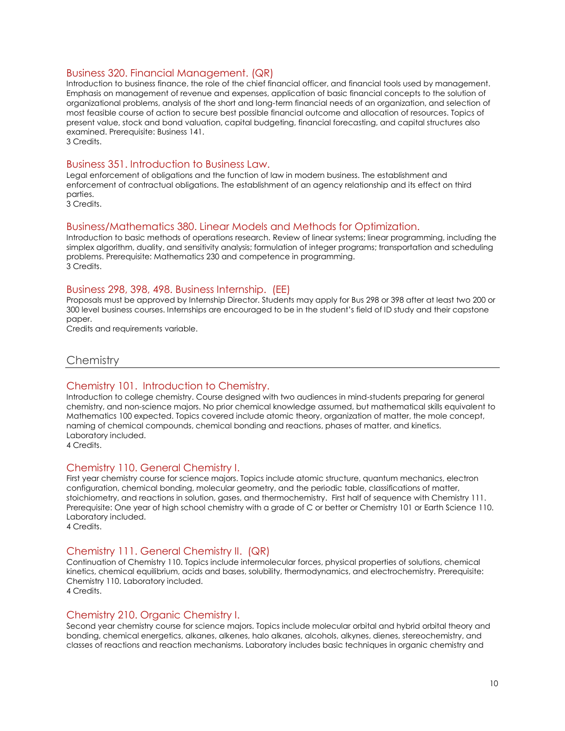### Business 320. Financial Management. (QR)

Introduction to business finance, the role of the chief financial officer, and financial tools used by management. Emphasis on management of revenue and expenses, application of basic financial concepts to the solution of organizational problems, analysis of the short and long-term financial needs of an organization, and selection of most feasible course of action to secure best possible financial outcome and allocation of resources. Topics of present value, stock and bond valuation, capital budgeting, financial forecasting, and capital structures also examined. Prerequisite: Business 141.
3 Credits.

### Business 351. Introduction to Business Law.

Legal enforcement of obligations and the function of law in modern business. The establishment and enforcement of contractual obligations. The establishment of an agency relationship and its effect on third parties.
3 Credits.

### Business/Mathematics 380. Linear Models and Methods for Optimization.

Introduction to basic methods of operations research. Review of linear systems; linear programming, including the simplex algorithm, duality, and sensitivity analysis; formulation of integer programs; transportation and scheduling problems. Prerequisite: Mathematics 230 and competence in programming.
3 Credits.

### Business 298, 398, 498. Business Internship. (EE)

Proposals must be approved by Internship Director. Students may apply for Bus 298 or 398 after at least two 200 or 300 level business courses. Internships are encouraged to be in the student's field of ID study and their capstone paper.
Credits and requirements variable.

## Chemistry

### Chemistry 101. Introduction to Chemistry.

Introduction to college chemistry. Course designed with two audiences in mind-students preparing for general chemistry, and non-science majors. No prior chemical knowledge assumed, but mathematical skills equivalent to Mathematics 100 expected. Topics covered include atomic theory, organization of matter, the mole concept, naming of chemical compounds, chemical bonding and reactions, phases of matter, and kinetics. Laboratory included.
4 Credits.

### Chemistry 110. General Chemistry I.

First year chemistry course for science majors. Topics include atomic structure, quantum mechanics, electron configuration, chemical bonding, molecular geometry, and the periodic table, classifications of matter, stoichiometry, and reactions in solution, gases, and thermochemistry. First half of sequence with Chemistry 111. Prerequisite: One year of high school chemistry with a grade of C or better or Chemistry 101 or Earth Science 110. Laboratory included.
4 Credits.

### Chemistry 111. General Chemistry II. (QR)

Continuation of Chemistry 110. Topics include intermolecular forces, physical properties of solutions, chemical kinetics, chemical equilibrium, acids and bases, solubility, thermodynamics, and electrochemistry. Prerequisite: Chemistry 110. Laboratory included.
4 Credits.

### Chemistry 210. Organic Chemistry I.

Second year chemistry course for science majors. Topics include molecular orbital and hybrid orbital theory and bonding, chemical energetics, alkanes, alkenes, halo alkanes, alcohols, alkynes, dienes, stereochemistry, and classes of reactions and reaction mechanisms. Laboratory includes basic techniques in organic chemistry and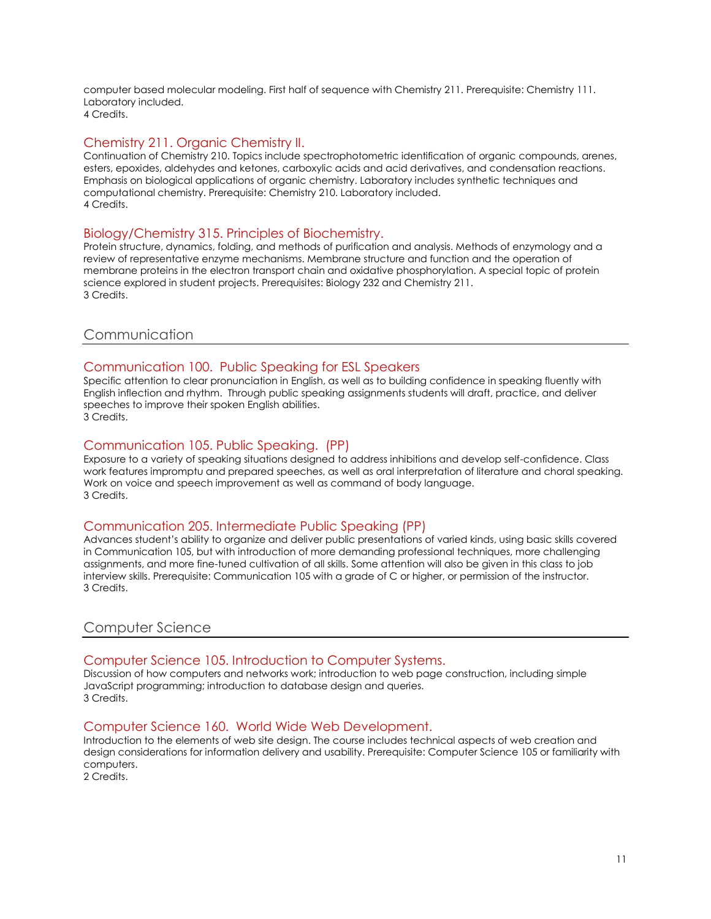computer based molecular modeling. First half of sequence with Chemistry 211. Prerequisite: Chemistry 111. Laboratory included.
4 Credits.

### Chemistry 211. Organic Chemistry II.

Continuation of Chemistry 210. Topics include spectrophotometric identification of organic compounds, arenes, esters, epoxides, aldehydes and ketones, carboxylic acids and acid derivatives, and condensation reactions. Emphasis on biological applications of organic chemistry. Laboratory includes synthetic techniques and computational chemistry. Prerequisite: Chemistry 210. Laboratory included.
4 Credits.

### Biology/Chemistry 315. Principles of Biochemistry.

Protein structure, dynamics, folding, and methods of purification and analysis. Methods of enzymology and a review of representative enzyme mechanisms. Membrane structure and function and the operation of membrane proteins in the electron transport chain and oxidative phosphorylation. A special topic of protein science explored in student projects. Prerequisites: Biology 232 and Chemistry 211.
3 Credits.

## Communication

### Communication 100. Public Speaking for ESL Speakers

Specific attention to clear pronunciation in English, as well as to building confidence in speaking fluently with English inflection and rhythm. Through public speaking assignments students will draft, practice, and deliver speeches to improve their spoken English abilities.
3 Credits.

### Communication 105. Public Speaking. (PP)

Exposure to a variety of speaking situations designed to address inhibitions and develop self-confidence. Class work features impromptu and prepared speeches, as well as oral interpretation of literature and choral speaking. Work on voice and speech improvement as well as command of body language.
3 Credits.

### Communication 205. Intermediate Public Speaking (PP)

Advances student's ability to organize and deliver public presentations of varied kinds, using basic skills covered in Communication 105, but with introduction of more demanding professional techniques, more challenging assignments, and more fine-tuned cultivation of all skills. Some attention will also be given in this class to job interview skills. Prerequisite: Communication 105 with a grade of C or higher, or permission of the instructor.
3 Credits.

## Computer Science

### Computer Science 105. Introduction to Computer Systems.

Discussion of how computers and networks work; introduction to web page construction, including simple JavaScript programming; introduction to database design and queries.
3 Credits.

### Computer Science 160. World Wide Web Development.

Introduction to the elements of web site design. The course includes technical aspects of web creation and design considerations for information delivery and usability. Prerequisite: Computer Science 105 or familiarity with computers.
2 Credits.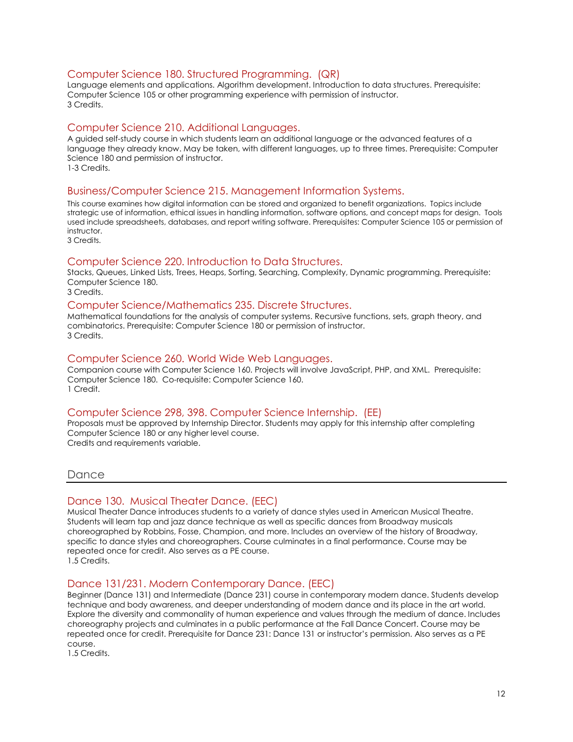### Computer Science 180. Structured Programming. (QR)

Language elements and applications. Algorithm development. Introduction to data structures. Prerequisite: Computer Science 105 or other programming experience with permission of instructor.
3 Credits.

### Computer Science 210. Additional Languages.

A guided self-study course in which students learn an additional language or the advanced features of a language they already know. May be taken, with different languages, up to three times. Prerequisite: Computer Science 180 and permission of instructor.
1-3 Credits.

### Business/Computer Science 215. Management Information Systems.

This course examines how digital information can be stored and organized to benefit organizations. Topics include strategic use of information, ethical issues in handling information, software options, and concept maps for design. Tools used include spreadsheets, databases, and report writing software. Prerequisites: Computer Science 105 or permission of instructor.
3 Credits.

### Computer Science 220. Introduction to Data Structures.

Stacks, Queues, Linked Lists, Trees, Heaps, Sorting, Searching, Complexity, Dynamic programming. Prerequisite: Computer Science 180.
3 Credits.

### Computer Science/Mathematics 235. Discrete Structures.

Mathematical foundations for the analysis of computer systems. Recursive functions, sets, graph theory, and combinatorics. Prerequisite: Computer Science 180 or permission of instructor.
3 Credits.

### Computer Science 260. World Wide Web Languages.

Companion course with Computer Science 160. Projects will involve JavaScript, PHP, and XML. Prerequisite: Computer Science 180. Co-requisite: Computer Science 160.
1 Credit.

### Computer Science 298, 398. Computer Science Internship. (EE)

Proposals must be approved by Internship Director. Students may apply for this internship after completing Computer Science 180 or any higher level course.
Credits and requirements variable.

## Dance

### Dance 130. Musical Theater Dance. (EEC)

Musical Theater Dance introduces students to a variety of dance styles used in American Musical Theatre. Students will learn tap and jazz dance technique as well as specific dances from Broadway musicals choreographed by Robbins, Fosse, Champion, and more. Includes an overview of the history of Broadway, specific to dance styles and choreographers. Course culminates in a final performance. Course may be repeated once for credit. Also serves as a PE course.
1.5 Credits.

### Dance 131/231. Modern Contemporary Dance. (EEC)

Beginner (Dance 131) and Intermediate (Dance 231) course in contemporary modern dance. Students develop technique and body awareness, and deeper understanding of modern dance and its place in the art world. Explore the diversity and commonality of human experience and values through the medium of dance. Includes choreography projects and culminates in a public performance at the Fall Dance Concert. Course may be repeated once for credit. Prerequisite for Dance 231: Dance 131 or instructor's permission. Also serves as a PE course.
1.5 Credits.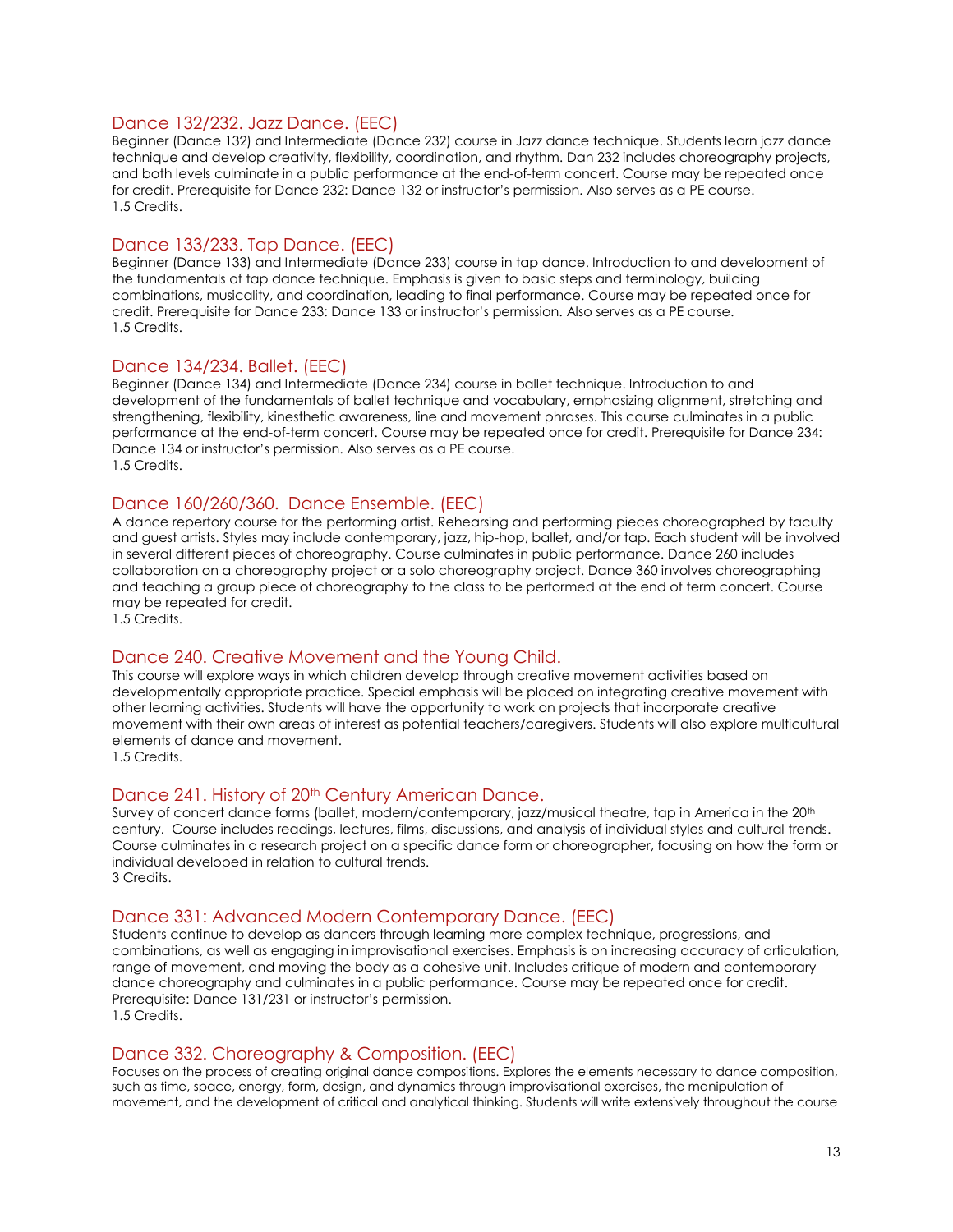## Dance 132/232. Jazz Dance. (EEC)

Beginner (Dance 132) and Intermediate (Dance 232) course in Jazz dance technique. Students learn jazz dance technique and develop creativity, flexibility, coordination, and rhythm. Dan 232 includes choreography projects, and both levels culminate in a public performance at the end-of-term concert. Course may be repeated once for credit. Prerequisite for Dance 232: Dance 132 or instructor's permission. Also serves as a PE course.
1.5 Credits.

## Dance 133/233. Tap Dance. (EEC)

Beginner (Dance 133) and Intermediate (Dance 233) course in tap dance. Introduction to and development of the fundamentals of tap dance technique. Emphasis is given to basic steps and terminology, building combinations, musicality, and coordination, leading to final performance. Course may be repeated once for credit. Prerequisite for Dance 233: Dance 133 or instructor's permission. Also serves as a PE course.
1.5 Credits.

## Dance 134/234. Ballet. (EEC)

Beginner (Dance 134) and Intermediate (Dance 234) course in ballet technique. Introduction to and development of the fundamentals of ballet technique and vocabulary, emphasizing alignment, stretching and strengthening, flexibility, kinesthetic awareness, line and movement phrases. This course culminates in a public performance at the end-of-term concert. Course may be repeated once for credit. Prerequisite for Dance 234: Dance 134 or instructor's permission. Also serves as a PE course.
1.5 Credits.

## Dance 160/260/360. Dance Ensemble. (EEC)

A dance repertory course for the performing artist. Rehearsing and performing pieces choreographed by faculty and guest artists. Styles may include contemporary, jazz, hip-hop, ballet, and/or tap. Each student will be involved in several different pieces of choreography. Course culminates in public performance. Dance 260 includes collaboration on a choreography project or a solo choreography project. Dance 360 involves choreographing and teaching a group piece of choreography to the class to be performed at the end of term concert. Course may be repeated for credit.
1.5 Credits.

## Dance 240. Creative Movement and the Young Child.

This course will explore ways in which children develop through creative movement activities based on developmentally appropriate practice. Special emphasis will be placed on integrating creative movement with other learning activities. Students will have the opportunity to work on projects that incorporate creative movement with their own areas of interest as potential teachers/caregivers. Students will also explore multicultural elements of dance and movement.
1.5 Credits.

## Dance 241. History of 20th Century American Dance.

Survey of concert dance forms (ballet, modern/contemporary, jazz/musical theatre, tap in America in the 20th century. Course includes readings, lectures, films, discussions, and analysis of individual styles and cultural trends. Course culminates in a research project on a specific dance form or choreographer, focusing on how the form or individual developed in relation to cultural trends.
3 Credits.

## Dance 331: Advanced Modern Contemporary Dance. (EEC)

Students continue to develop as dancers through learning more complex technique, progressions, and combinations, as well as engaging in improvisational exercises. Emphasis is on increasing accuracy of articulation, range of movement, and moving the body as a cohesive unit. Includes critique of modern and contemporary dance choreography and culminates in a public performance. Course may be repeated once for credit. Prerequisite: Dance 131/231 or instructor's permission.
1.5 Credits.

## Dance 332. Choreography & Composition. (EEC)

Focuses on the process of creating original dance compositions. Explores the elements necessary to dance composition, such as time, space, energy, form, design, and dynamics through improvisational exercises, the manipulation of movement, and the development of critical and analytical thinking. Students will write extensively throughout the course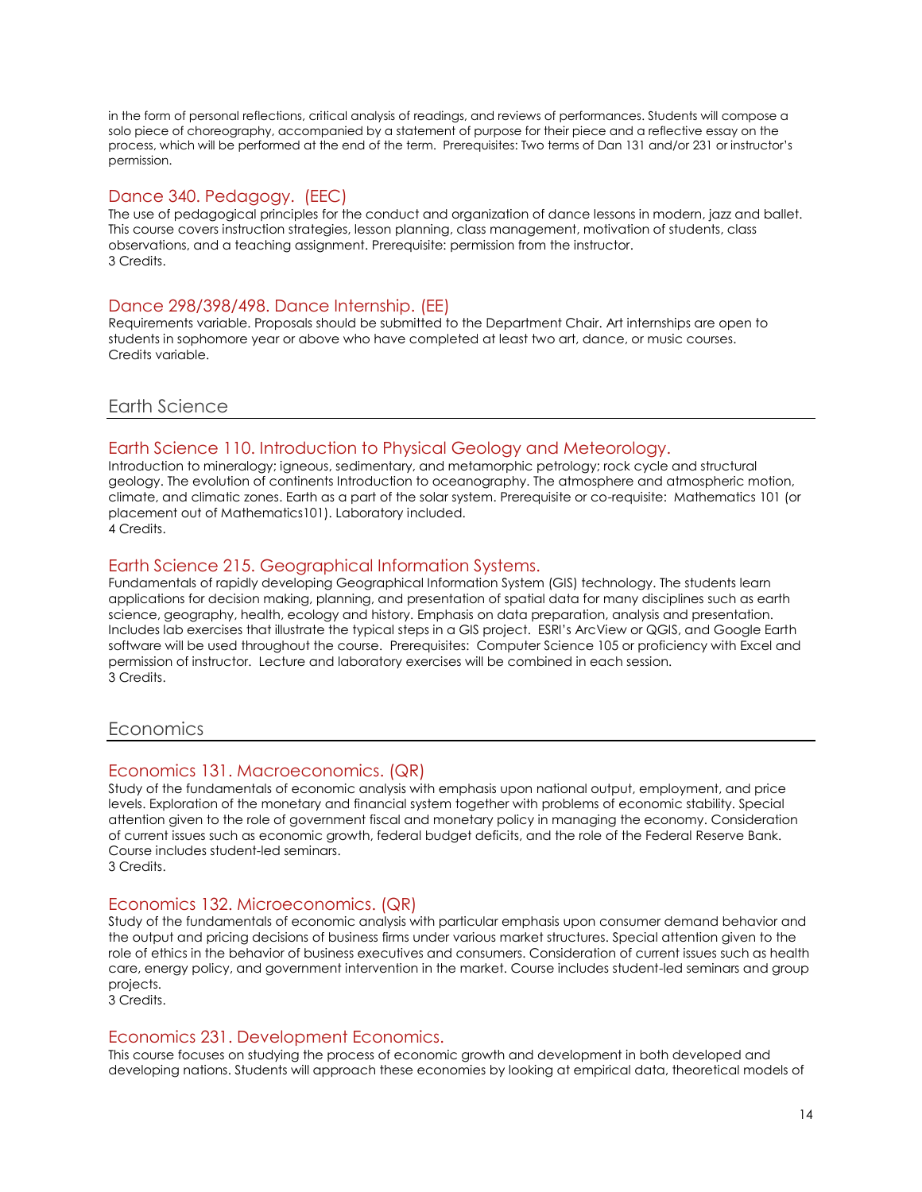in the form of personal reflections, critical analysis of readings, and reviews of performances. Students will compose a solo piece of choreography, accompanied by a statement of purpose for their piece and a reflective essay on the process, which will be performed at the end of the term. Prerequisites: Two terms of Dan 131 and/or 231 or instructor's permission.

### Dance 340. Pedagogy. (EEC)

The use of pedagogical principles for the conduct and organization of dance lessons in modern, jazz and ballet. This course covers instruction strategies, lesson planning, class management, motivation of students, class observations, and a teaching assignment. Prerequisite: permission from the instructor.
3 Credits.

### Dance 298/398/498. Dance Internship. (EE)

Requirements variable. Proposals should be submitted to the Department Chair. Art internships are open to students in sophomore year or above who have completed at least two art, dance, or music courses.
Credits variable.

## Earth Science

### Earth Science 110. Introduction to Physical Geology and Meteorology.

Introduction to mineralogy; igneous, sedimentary, and metamorphic petrology; rock cycle and structural geology. The evolution of continents Introduction to oceanography. The atmosphere and atmospheric motion, climate, and climatic zones. Earth as a part of the solar system. Prerequisite or co-requisite: Mathematics 101 (or placement out of Mathematics101). Laboratory included.
4 Credits.

### Earth Science 215. Geographical Information Systems.

Fundamentals of rapidly developing Geographical Information System (GIS) technology. The students learn applications for decision making, planning, and presentation of spatial data for many disciplines such as earth science, geography, health, ecology and history. Emphasis on data preparation, analysis and presentation. Includes lab exercises that illustrate the typical steps in a GIS project. ESRI's ArcView or QGIS, and Google Earth software will be used throughout the course. Prerequisites: Computer Science 105 or proficiency with Excel and permission of instructor. Lecture and laboratory exercises will be combined in each session.
3 Credits.

## Economics

### Economics 131. Macroeconomics. (QR)

Study of the fundamentals of economic analysis with emphasis upon national output, employment, and price levels. Exploration of the monetary and financial system together with problems of economic stability. Special attention given to the role of government fiscal and monetary policy in managing the economy. Consideration of current issues such as economic growth, federal budget deficits, and the role of the Federal Reserve Bank. Course includes student-led seminars.
3 Credits.

### Economics 132. Microeconomics. (QR)

Study of the fundamentals of economic analysis with particular emphasis upon consumer demand behavior and the output and pricing decisions of business firms under various market structures. Special attention given to the role of ethics in the behavior of business executives and consumers. Consideration of current issues such as health care, energy policy, and government intervention in the market. Course includes student-led seminars and group projects.
3 Credits.

### Economics 231. Development Economics.

This course focuses on studying the process of economic growth and development in both developed and developing nations. Students will approach these economies by looking at empirical data, theoretical models of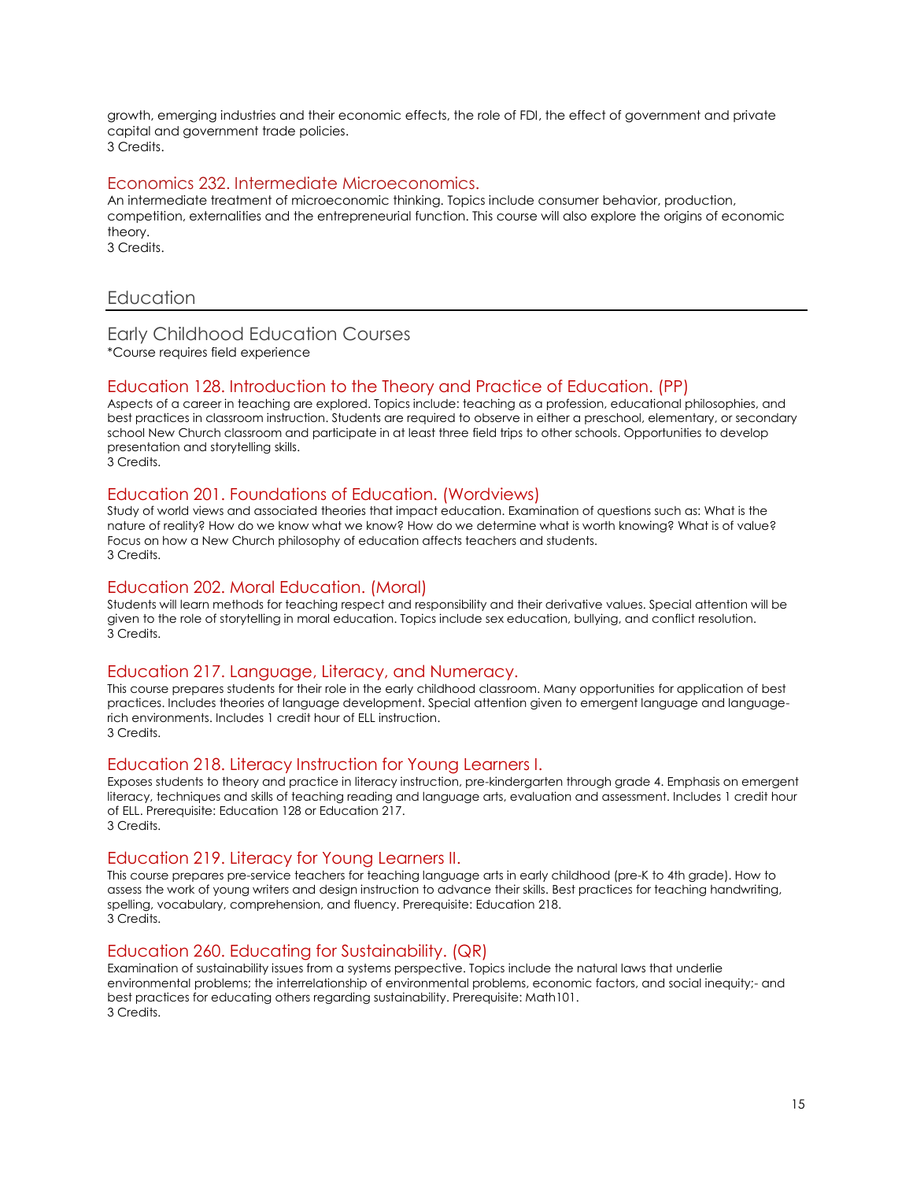growth, emerging industries and their economic effects, the role of FDI, the effect of government and private capital and government trade policies.
3 Credits.

### Economics 232. Intermediate Microeconomics.

An intermediate treatment of microeconomic thinking. Topics include consumer behavior, production, competition, externalities and the entrepreneurial function. This course will also explore the origins of economic theory.
3 Credits.

## Education

### Early Childhood Education Courses

*Course requires field experience

### Education 128. Introduction to the Theory and Practice of Education. (PP)

Aspects of a career in teaching are explored. Topics include: teaching as a profession, educational philosophies, and best practices in classroom instruction. Students are required to observe in either a preschool, elementary, or secondary school New Church classroom and participate in at least three field trips to other schools. Opportunities to develop presentation and storytelling skills.
3 Credits.

### Education 201. Foundations of Education. (Wordviews)

Study of world views and associated theories that impact education. Examination of questions such as: What is the nature of reality? How do we know what we know? How do we determine what is worth knowing? What is of value? Focus on how a New Church philosophy of education affects teachers and students.
3 Credits.

### Education 202. Moral Education. (Moral)

Students will learn methods for teaching respect and responsibility and their derivative values. Special attention will be given to the role of storytelling in moral education. Topics include sex education, bullying, and conflict resolution.
3 Credits.

### Education 217. Language, Literacy, and Numeracy.

This course prepares students for their role in the early childhood classroom. Many opportunities for application of best practices. Includes theories of language development. Special attention given to emergent language and language-rich environments. Includes 1 credit hour of ELL instruction.
3 Credits.

### Education 218. Literacy Instruction for Young Learners I.

Exposes students to theory and practice in literacy instruction, pre-kindergarten through grade 4. Emphasis on emergent literacy, techniques and skills of teaching reading and language arts, evaluation and assessment. Includes 1 credit hour of ELL. Prerequisite: Education 128 or Education 217.
3 Credits.

### Education 219. Literacy for Young Learners II.

This course prepares pre-service teachers for teaching language arts in early childhood (pre-K to 4th grade). How to assess the work of young writers and design instruction to advance their skills. Best practices for teaching handwriting, spelling, vocabulary, comprehension, and fluency. Prerequisite: Education 218.
3 Credits.

### Education 260. Educating for Sustainability. (QR)

Examination of sustainability issues from a systems perspective. Topics include the natural laws that underlie environmental problems; the interrelationship of environmental problems, economic factors, and social inequity;- and best practices for educating others regarding sustainability. Prerequisite: Math101.
3 Credits.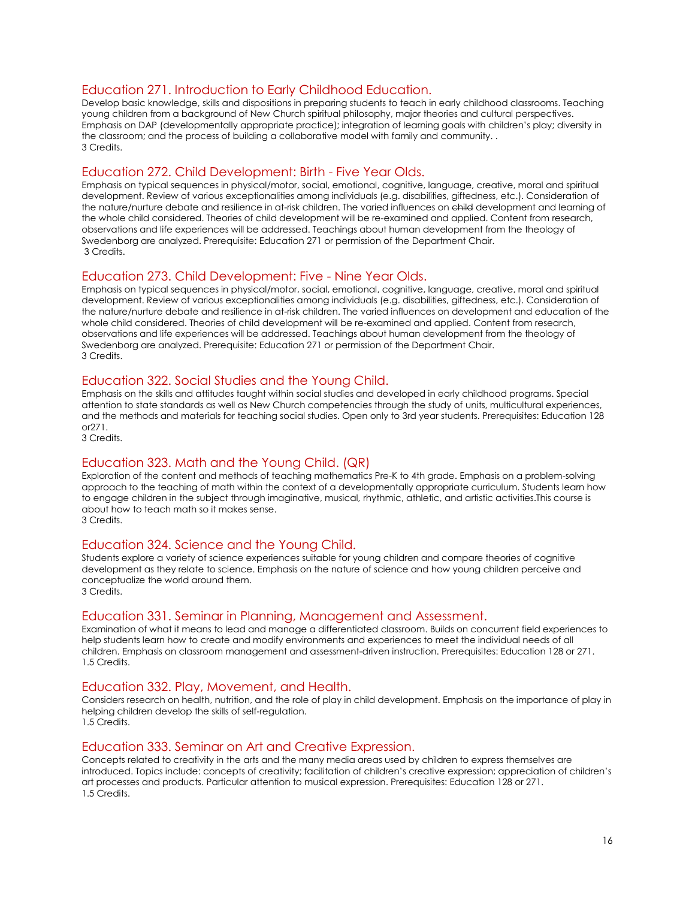## Education 271. Introduction to Early Childhood Education.

Develop basic knowledge, skills and dispositions in preparing students to teach in early childhood classrooms. Teaching young children from a background of New Church spiritual philosophy, major theories and cultural perspectives. Emphasis on DAP (developmentally appropriate practice); integration of learning goals with children's play; diversity in the classroom; and the process of building a collaborative model with family and community. .
3 Credits.

## Education 272. Child Development: Birth - Five Year Olds.

Emphasis on typical sequences in physical/motor, social, emotional, cognitive, language, creative, moral and spiritual development. Review of various exceptionalities among individuals (e.g. disabilities, giftedness, etc.). Consideration of the nature/nurture debate and resilience in at-risk children. The varied influences on ~~child~~ development and learning of the whole child considered. Theories of child development will be re-examined and applied. Content from research, observations and life experiences will be addressed. Teachings about human development from the theology of Swedenborg are analyzed. Prerequisite: Education 271 or permission of the Department Chair.
3 Credits.

## Education 273. Child Development: Five - Nine Year Olds.

Emphasis on typical sequences in physical/motor, social, emotional, cognitive, language, creative, moral and spiritual development. Review of various exceptionalities among individuals (e.g. disabilities, giftedness, etc.). Consideration of the nature/nurture debate and resilience in at-risk children. The varied influences on development and education of the whole child considered. Theories of child development will be re-examined and applied. Content from research, observations and life experiences will be addressed. Teachings about human development from the theology of Swedenborg are analyzed. Prerequisite: Education 271 or permission of the Department Chair.
3 Credits.

## Education 322. Social Studies and the Young Child.

Emphasis on the skills and attitudes taught within social studies and developed in early childhood programs. Special attention to state standards as well as New Church competencies through the study of units, multicultural experiences, and the methods and materials for teaching social studies. Open only to 3rd year students. Prerequisites: Education 128 or271.
3 Credits.

## Education 323. Math and the Young Child. (QR)

Exploration of the content and methods of teaching mathematics Pre-K to 4th grade. Emphasis on a problem-solving approach to the teaching of math within the context of a developmentally appropriate curriculum. Students learn how to engage children in the subject through imaginative, musical, rhythmic, athletic, and artistic activities.This course is about how to teach math so it makes sense.
3 Credits.

## Education 324. Science and the Young Child.

Students explore a variety of science experiences suitable for young children and compare theories of cognitive development as they relate to science. Emphasis on the nature of science and how young children perceive and conceptualize the world around them.
3 Credits.

## Education 331. Seminar in Planning, Management and Assessment.

Examination of what it means to lead and manage a differentiated classroom. Builds on concurrent field experiences to help students learn how to create and modify environments and experiences to meet the individual needs of all children. Emphasis on classroom management and assessment-driven instruction. Prerequisites: Education 128 or 271.
1.5 Credits.

## Education 332. Play, Movement, and Health.

Considers research on health, nutrition, and the role of play in child development. Emphasis on the importance of play in helping children develop the skills of self-regulation.
1.5 Credits.

## Education 333. Seminar on Art and Creative Expression.

Concepts related to creativity in the arts and the many media areas used by children to express themselves are introduced. Topics include: concepts of creativity; facilitation of children's creative expression; appreciation of children's art processes and products. Particular attention to musical expression. Prerequisites: Education 128 or 271.
1.5 Credits.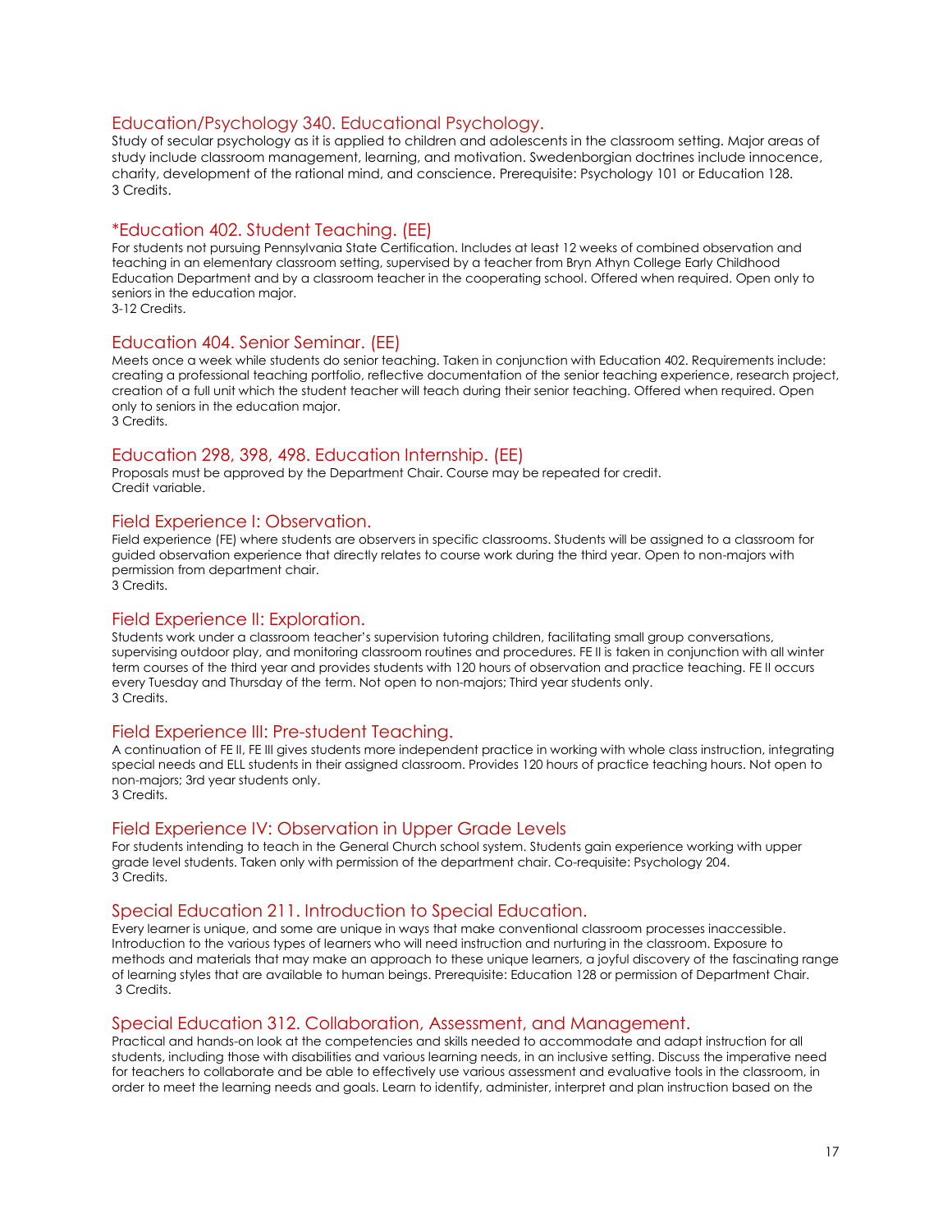## Education/Psychology 340. Educational Psychology.

Study of secular psychology as it is applied to children and adolescents in the classroom setting. Major areas of study include classroom management, learning, and motivation. Swedenborgian doctrines include innocence, charity, development of the rational mind, and conscience. Prerequisite: Psychology 101 or Education 128.
3 Credits.

## *Education 402. Student Teaching. (EE)

For students not pursuing Pennsylvania State Certification. Includes at least 12 weeks of combined observation and teaching in an elementary classroom setting, supervised by a teacher from Bryn Athyn College Early Childhood Education Department and by a classroom teacher in the cooperating school. Offered when required. Open only to seniors in the education major.
3-12 Credits.

## Education 404. Senior Seminar. (EE)

Meets once a week while students do senior teaching. Taken in conjunction with Education 402. Requirements include: creating a professional teaching portfolio, reflective documentation of the senior teaching experience, research project, creation of a full unit which the student teacher will teach during their senior teaching. Offered when required. Open only to seniors in the education major.
3 Credits.

## Education 298, 398, 498. Education Internship. (EE)

Proposals must be approved by the Department Chair. Course may be repeated for credit.
Credit variable.

## Field Experience I: Observation.

Field experience (FE) where students are observers in specific classrooms. Students will be assigned to a classroom for guided observation experience that directly relates to course work during the third year. Open to non-majors with permission from department chair.
3 Credits.

## Field Experience II: Exploration.

Students work under a classroom teacher's supervision tutoring children, facilitating small group conversations, supervising outdoor play, and monitoring classroom routines and procedures. FE II is taken in conjunction with all winter term courses of the third year and provides students with 120 hours of observation and practice teaching. FE II occurs every Tuesday and Thursday of the term. Not open to non-majors; Third year students only.
3 Credits.

## Field Experience III: Pre-student Teaching.

A continuation of FE II, FE III gives students more independent practice in working with whole class instruction, integrating special needs and ELL students in their assigned classroom. Provides 120 hours of practice teaching hours. Not open to non-majors; 3rd year students only.
3 Credits.

## Field Experience IV: Observation in Upper Grade Levels

For students intending to teach in the General Church school system. Students gain experience working with upper grade level students. Taken only with permission of the department chair. Co-requisite: Psychology 204.
3 Credits.

## Special Education 211. Introduction to Special Education.

Every learner is unique, and some are unique in ways that make conventional classroom processes inaccessible. Introduction to the various types of learners who will need instruction and nurturing in the classroom. Exposure to methods and materials that may make an approach to these unique learners, a joyful discovery of the fascinating range of learning styles that are available to human beings. Prerequisite: Education 128 or permission of Department Chair.
3 Credits.

## Special Education 312. Collaboration, Assessment, and Management.

Practical and hands-on look at the competencies and skills needed to accommodate and adapt instruction for all students, including those with disabilities and various learning needs, in an inclusive setting. Discuss the imperative need for teachers to collaborate and be able to effectively use various assessment and evaluative tools in the classroom, in order to meet the learning needs and goals. Learn to identify, administer, interpret and plan instruction based on the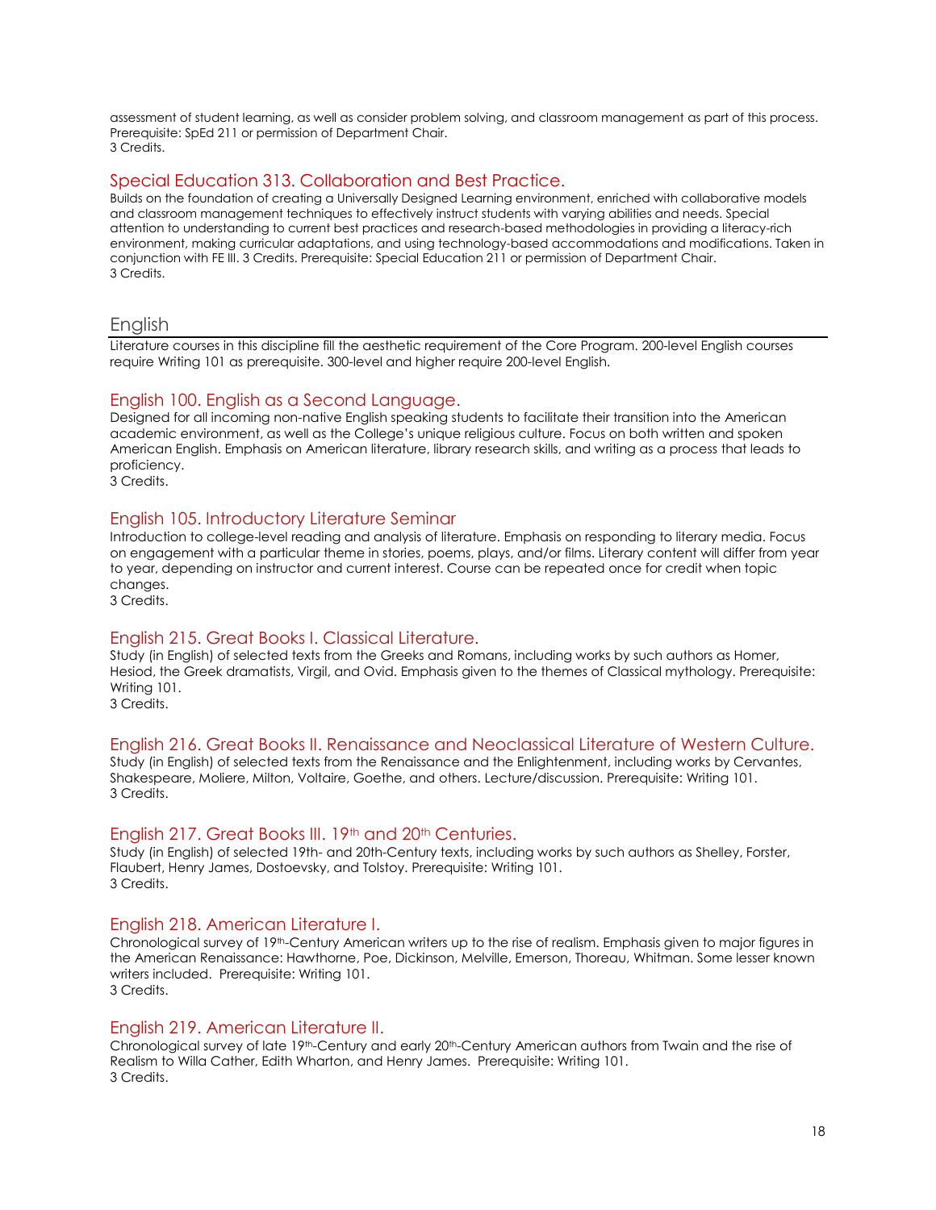assessment of student learning, as well as consider problem solving, and classroom management as part of this process. Prerequisite: SpEd 211 or permission of Department Chair.
3 Credits.

### Special Education 313. Collaboration and Best Practice.

Builds on the foundation of creating a Universally Designed Learning environment, enriched with collaborative models and classroom management techniques to effectively instruct students with varying abilities and needs. Special attention to understanding to current best practices and research-based methodologies in providing a literacy-rich environment, making curricular adaptations, and using technology-based accommodations and modifications. Taken in conjunction with FE III. 3 Credits. Prerequisite: Special Education 211 or permission of Department Chair.
3 Credits.

## English

Literature courses in this discipline fill the aesthetic requirement of the Core Program. 200-level English courses require Writing 101 as prerequisite. 300-level and higher require 200-level English.

### English 100. English as a Second Language.

Designed for all incoming non-native English speaking students to facilitate their transition into the American academic environment, as well as the College's unique religious culture. Focus on both written and spoken American English. Emphasis on American literature, library research skills, and writing as a process that leads to proficiency.
3 Credits.

### English 105. Introductory Literature Seminar

Introduction to college-level reading and analysis of literature. Emphasis on responding to literary media. Focus on engagement with a particular theme in stories, poems, plays, and/or films. Literary content will differ from year to year, depending on instructor and current interest. Course can be repeated once for credit when topic changes.
3 Credits.

### English 215. Great Books I. Classical Literature.

Study (in English) of selected texts from the Greeks and Romans, including works by such authors as Homer, Hesiod, the Greek dramatists, Virgil, and Ovid. Emphasis given to the themes of Classical mythology. Prerequisite: Writing 101.
3 Credits.

### English 216. Great Books II. Renaissance and Neoclassical Literature of Western Culture.

Study (in English) of selected texts from the Renaissance and the Enlightenment, including works by Cervantes, Shakespeare, Moliere, Milton, Voltaire, Goethe, and others. Lecture/discussion. Prerequisite: Writing 101.
3 Credits.

### English 217. Great Books III. 19th and 20th Centuries.

Study (in English) of selected 19th- and 20th-Century texts, including works by such authors as Shelley, Forster, Flaubert, Henry James, Dostoevsky, and Tolstoy. Prerequisite: Writing 101.
3 Credits.

### English 218. American Literature I.

Chronological survey of 19th-Century American writers up to the rise of realism. Emphasis given to major figures in the American Renaissance: Hawthorne, Poe, Dickinson, Melville, Emerson, Thoreau, Whitman. Some lesser known writers included. Prerequisite: Writing 101.
3 Credits.

### English 219. American Literature II.

Chronological survey of late 19th-Century and early 20th-Century American authors from Twain and the rise of Realism to Willa Cather, Edith Wharton, and Henry James. Prerequisite: Writing 101.
3 Credits.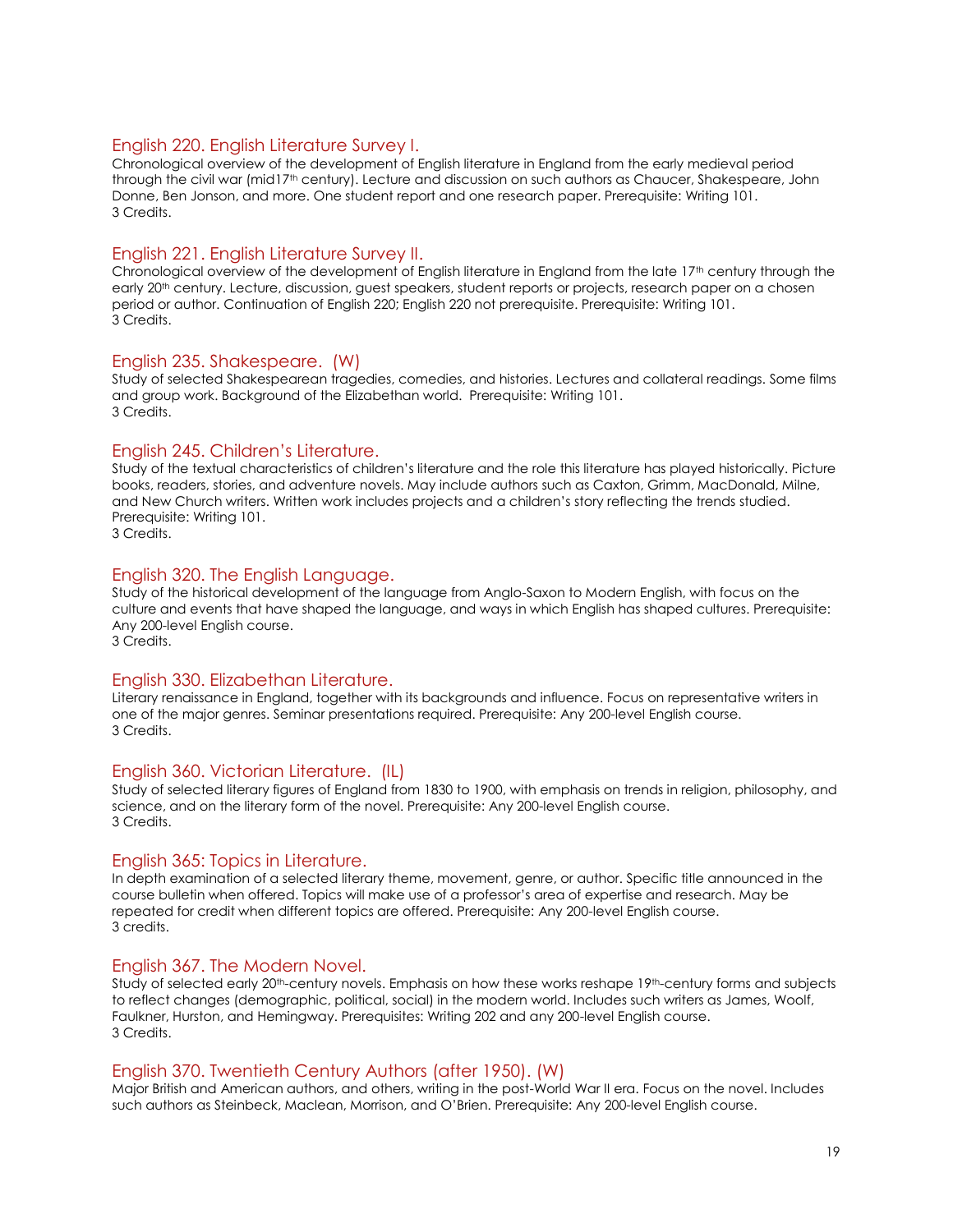### English 220. English Literature Survey I.

Chronological overview of the development of English literature in England from the early medieval period through the civil war (mid17th century). Lecture and discussion on such authors as Chaucer, Shakespeare, John Donne, Ben Jonson, and more. One student report and one research paper. Prerequisite: Writing 101.
3 Credits.

### English 221. English Literature Survey II.

Chronological overview of the development of English literature in England from the late 17th century through the early 20th century. Lecture, discussion, guest speakers, student reports or projects, research paper on a chosen period or author. Continuation of English 220; English 220 not prerequisite. Prerequisite: Writing 101.
3 Credits.

### English 235. Shakespeare. (W)

Study of selected Shakespearean tragedies, comedies, and histories. Lectures and collateral readings. Some films and group work. Background of the Elizabethan world. Prerequisite: Writing 101.
3 Credits.

### English 245. Children's Literature.

Study of the textual characteristics of children's literature and the role this literature has played historically. Picture books, readers, stories, and adventure novels. May include authors such as Caxton, Grimm, MacDonald, Milne, and New Church writers. Written work includes projects and a children's story reflecting the trends studied. Prerequisite: Writing 101.
3 Credits.

### English 320. The English Language.

Study of the historical development of the language from Anglo-Saxon to Modern English, with focus on the culture and events that have shaped the language, and ways in which English has shaped cultures. Prerequisite: Any 200-level English course.
3 Credits.

### English 330. Elizabethan Literature.

Literary renaissance in England, together with its backgrounds and influence. Focus on representative writers in one of the major genres. Seminar presentations required. Prerequisite: Any 200-level English course.
3 Credits.

### English 360. Victorian Literature. (IL)

Study of selected literary figures of England from 1830 to 1900, with emphasis on trends in religion, philosophy, and science, and on the literary form of the novel. Prerequisite: Any 200-level English course.
3 Credits.

### English 365: Topics in Literature.

In depth examination of a selected literary theme, movement, genre, or author. Specific title announced in the course bulletin when offered. Topics will make use of a professor's area of expertise and research. May be repeated for credit when different topics are offered. Prerequisite: Any 200-level English course.
3 credits.

### English 367. The Modern Novel.

Study of selected early 20th-century novels. Emphasis on how these works reshape 19th-century forms and subjects to reflect changes (demographic, political, social) in the modern world. Includes such writers as James, Woolf, Faulkner, Hurston, and Hemingway. Prerequisites: Writing 202 and any 200-level English course.
3 Credits.

### English 370. Twentieth Century Authors (after 1950). (W)

Major British and American authors, and others, writing in the post-World War II era. Focus on the novel. Includes such authors as Steinbeck, Maclean, Morrison, and O'Brien. Prerequisite: Any 200-level English course.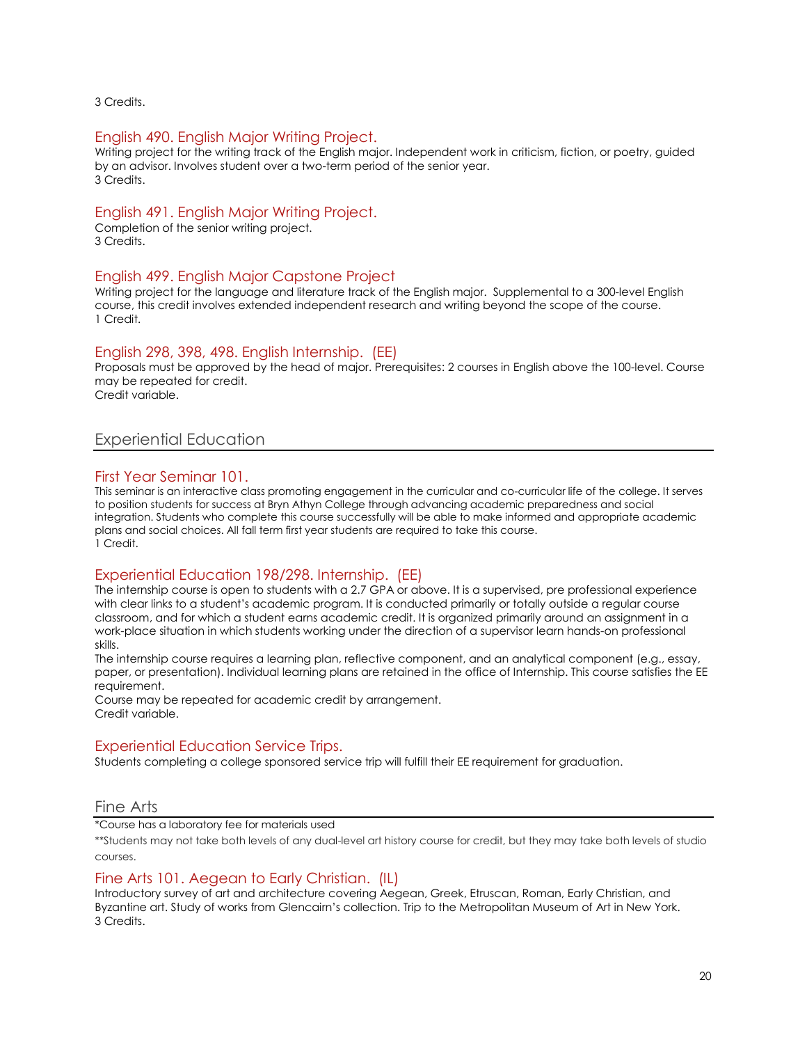3 Credits.

### English 490. English Major Writing Project.

Writing project for the writing track of the English major. Independent work in criticism, fiction, or poetry, guided by an advisor. Involves student over a two-term period of the senior year.
3 Credits.

### English 491. English Major Writing Project.

Completion of the senior writing project.
3 Credits.

### English 499. English Major Capstone Project

Writing project for the language and literature track of the English major. Supplemental to a 300-level English course, this credit involves extended independent research and writing beyond the scope of the course.
1 Credit.

### English 298, 398, 498. English Internship. (EE)

Proposals must be approved by the head of major. Prerequisites: 2 courses in English above the 100-level. Course may be repeated for credit.
Credit variable.

## Experiential Education

### First Year Seminar 101.

This seminar is an interactive class promoting engagement in the curricular and co-curricular life of the college. It serves to position students for success at Bryn Athyn College through advancing academic preparedness and social integration. Students who complete this course successfully will be able to make informed and appropriate academic plans and social choices. All fall term first year students are required to take this course.
1 Credit.

### Experiential Education 198/298. Internship. (EE)

The internship course is open to students with a 2.7 GPA or above. It is a supervised, pre professional experience with clear links to a student's academic program. It is conducted primarily or totally outside a regular course classroom, and for which a student earns academic credit. It is organized primarily around an assignment in a work-place situation in which students working under the direction of a supervisor learn hands-on professional skills.

The internship course requires a learning plan, reflective component, and an analytical component (e.g., essay, paper, or presentation). Individual learning plans are retained in the office of Internship. This course satisfies the EE requirement.

Course may be repeated for academic credit by arrangement.
Credit variable.

### Experiential Education Service Trips.

Students completing a college sponsored service trip will fulfill their EE requirement for graduation.

## Fine Arts

*Course has a laboratory fee for materials used

**Students may not take both levels of any dual-level art history course for credit, but they may take both levels of studio courses.

### Fine Arts 101. Aegean to Early Christian. (IL)

Introductory survey of art and architecture covering Aegean, Greek, Etruscan, Roman, Early Christian, and Byzantine art. Study of works from Glencairn's collection. Trip to the Metropolitan Museum of Art in New York.
3 Credits.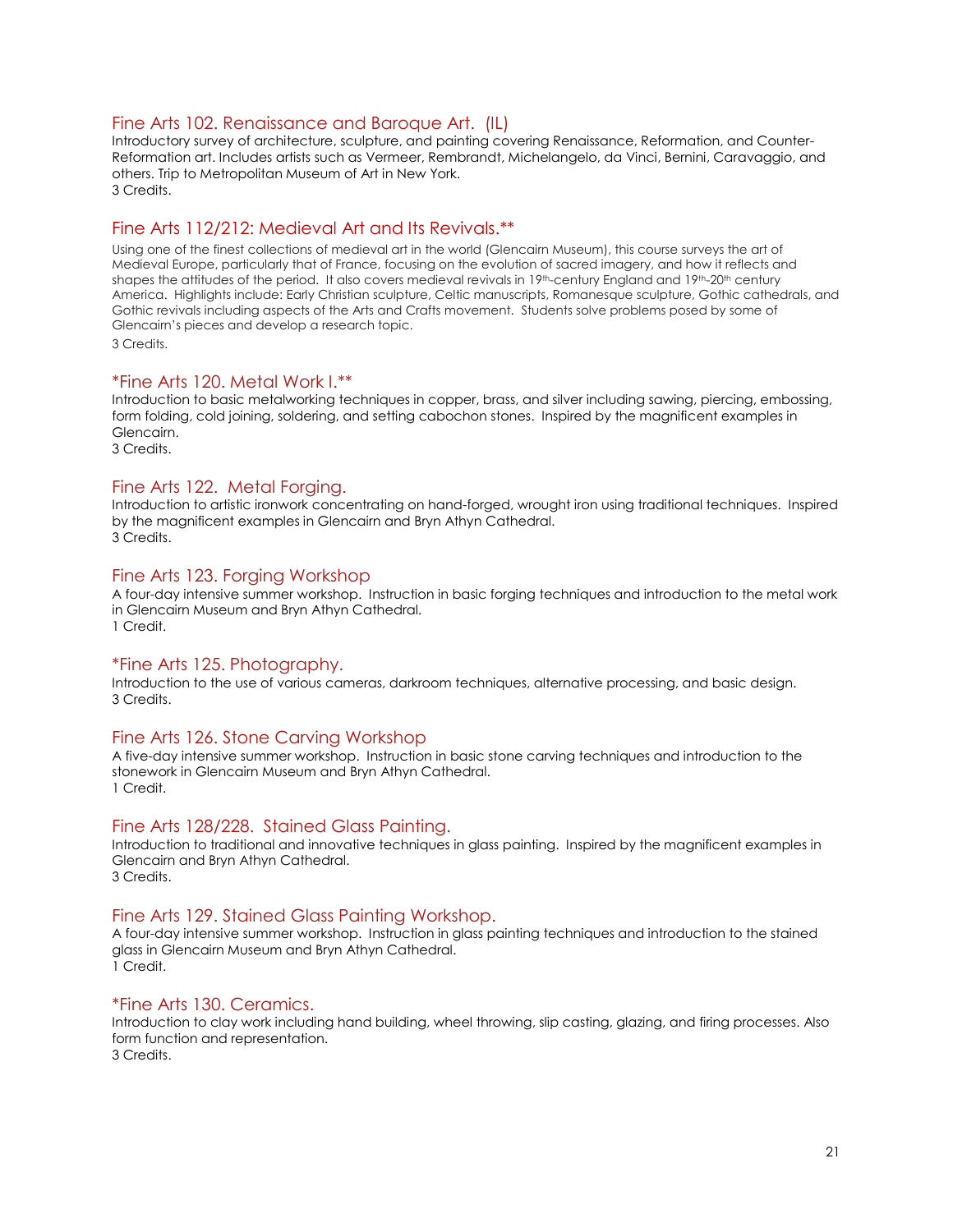### Fine Arts 102. Renaissance and Baroque Art. (IL)

Introductory survey of architecture, sculpture, and painting covering Renaissance, Reformation, and Counter-Reformation art. Includes artists such as Vermeer, Rembrandt, Michelangelo, da Vinci, Bernini, Caravaggio, and others. Trip to Metropolitan Museum of Art in New York.
3 Credits.

### Fine Arts 112/212: Medieval Art and Its Revivals.**

Using one of the finest collections of medieval art in the world (Glencairn Museum), this course surveys the art of Medieval Europe, particularly that of France, focusing on the evolution of sacred imagery, and how it reflects and shapes the attitudes of the period. It also covers medieval revivals in 19th-century England and 19th-20th century America. Highlights include: Early Christian sculpture, Celtic manuscripts, Romanesque sculpture, Gothic cathedrals, and Gothic revivals including aspects of the Arts and Crafts movement. Students solve problems posed by some of Glencairn's pieces and develop a research topic.
3 Credits.

### *Fine Arts 120. Metal Work I.**

Introduction to basic metalworking techniques in copper, brass, and silver including sawing, piercing, embossing, form folding, cold joining, soldering, and setting cabochon stones. Inspired by the magnificent examples in Glencairn.
3 Credits.

### Fine Arts 122. Metal Forging.

Introduction to artistic ironwork concentrating on hand-forged, wrought iron using traditional techniques. Inspired by the magnificent examples in Glencairn and Bryn Athyn Cathedral.
3 Credits.

### Fine Arts 123. Forging Workshop

A four-day intensive summer workshop. Instruction in basic forging techniques and introduction to the metal work in Glencairn Museum and Bryn Athyn Cathedral.
1 Credit.

### *Fine Arts 125. Photography.

Introduction to the use of various cameras, darkroom techniques, alternative processing, and basic design.
3 Credits.

### Fine Arts 126. Stone Carving Workshop

A five-day intensive summer workshop. Instruction in basic stone carving techniques and introduction to the stonework in Glencairn Museum and Bryn Athyn Cathedral.
1 Credit.

### Fine Arts 128/228. Stained Glass Painting.

Introduction to traditional and innovative techniques in glass painting. Inspired by the magnificent examples in Glencairn and Bryn Athyn Cathedral.
3 Credits.

### Fine Arts 129. Stained Glass Painting Workshop.

A four-day intensive summer workshop. Instruction in glass painting techniques and introduction to the stained glass in Glencairn Museum and Bryn Athyn Cathedral.
1 Credit.

### *Fine Arts 130. Ceramics.

Introduction to clay work including hand building, wheel throwing, slip casting, glazing, and firing processes. Also form function and representation.
3 Credits.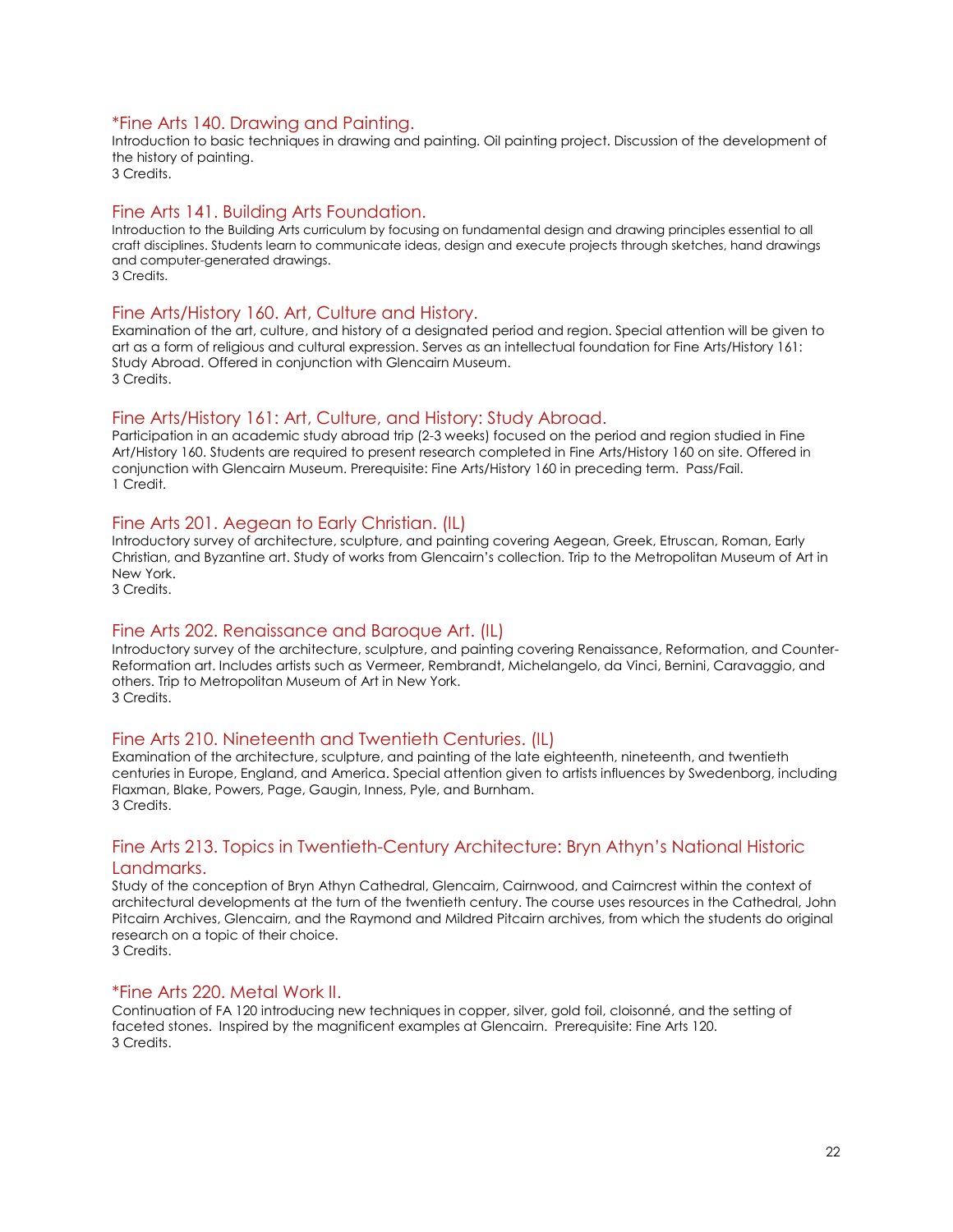### *Fine Arts 140. Drawing and Painting.

Introduction to basic techniques in drawing and painting. Oil painting project. Discussion of the development of the history of painting.
3 Credits.

### Fine Arts 141. Building Arts Foundation.

Introduction to the Building Arts curriculum by focusing on fundamental design and drawing principles essential to all craft disciplines. Students learn to communicate ideas, design and execute projects through sketches, hand drawings and computer-generated drawings.
3 Credits.

### Fine Arts/History 160. Art, Culture and History.

Examination of the art, culture, and history of a designated period and region. Special attention will be given to art as a form of religious and cultural expression. Serves as an intellectual foundation for Fine Arts/History 161: Study Abroad. Offered in conjunction with Glencairn Museum.
3 Credits.

### Fine Arts/History 161: Art, Culture, and History: Study Abroad.

Participation in an academic study abroad trip (2-3 weeks) focused on the period and region studied in Fine Art/History 160. Students are required to present research completed in Fine Arts/History 160 on site. Offered in conjunction with Glencairn Museum. Prerequisite: Fine Arts/History 160 in preceding term. Pass/Fail.
1 Credit.

### Fine Arts 201. Aegean to Early Christian. (IL)

Introductory survey of architecture, sculpture, and painting covering Aegean, Greek, Etruscan, Roman, Early Christian, and Byzantine art. Study of works from Glencairn's collection. Trip to the Metropolitan Museum of Art in New York.
3 Credits.

### Fine Arts 202. Renaissance and Baroque Art. (IL)

Introductory survey of the architecture, sculpture, and painting covering Renaissance, Reformation, and Counter-Reformation art. Includes artists such as Vermeer, Rembrandt, Michelangelo, da Vinci, Bernini, Caravaggio, and others. Trip to Metropolitan Museum of Art in New York.
3 Credits.

### Fine Arts 210. Nineteenth and Twentieth Centuries. (IL)

Examination of the architecture, sculpture, and painting of the late eighteenth, nineteenth, and twentieth centuries in Europe, England, and America. Special attention given to artists influences by Swedenborg, including Flaxman, Blake, Powers, Page, Gaugin, Inness, Pyle, and Burnham.
3 Credits.

### Fine Arts 213. Topics in Twentieth-Century Architecture: Bryn Athyn's National Historic Landmarks.

Study of the conception of Bryn Athyn Cathedral, Glencairn, Cairnwood, and Cairncrest within the context of architectural developments at the turn of the twentieth century. The course uses resources in the Cathedral, John Pitcairn Archives, Glencairn, and the Raymond and Mildred Pitcairn archives, from which the students do original research on a topic of their choice.
3 Credits.

### *Fine Arts 220. Metal Work II.

Continuation of FA 120 introducing new techniques in copper, silver, gold foil, cloisonné, and the setting of faceted stones. Inspired by the magnificent examples at Glencairn. Prerequisite: Fine Arts 120.
3 Credits.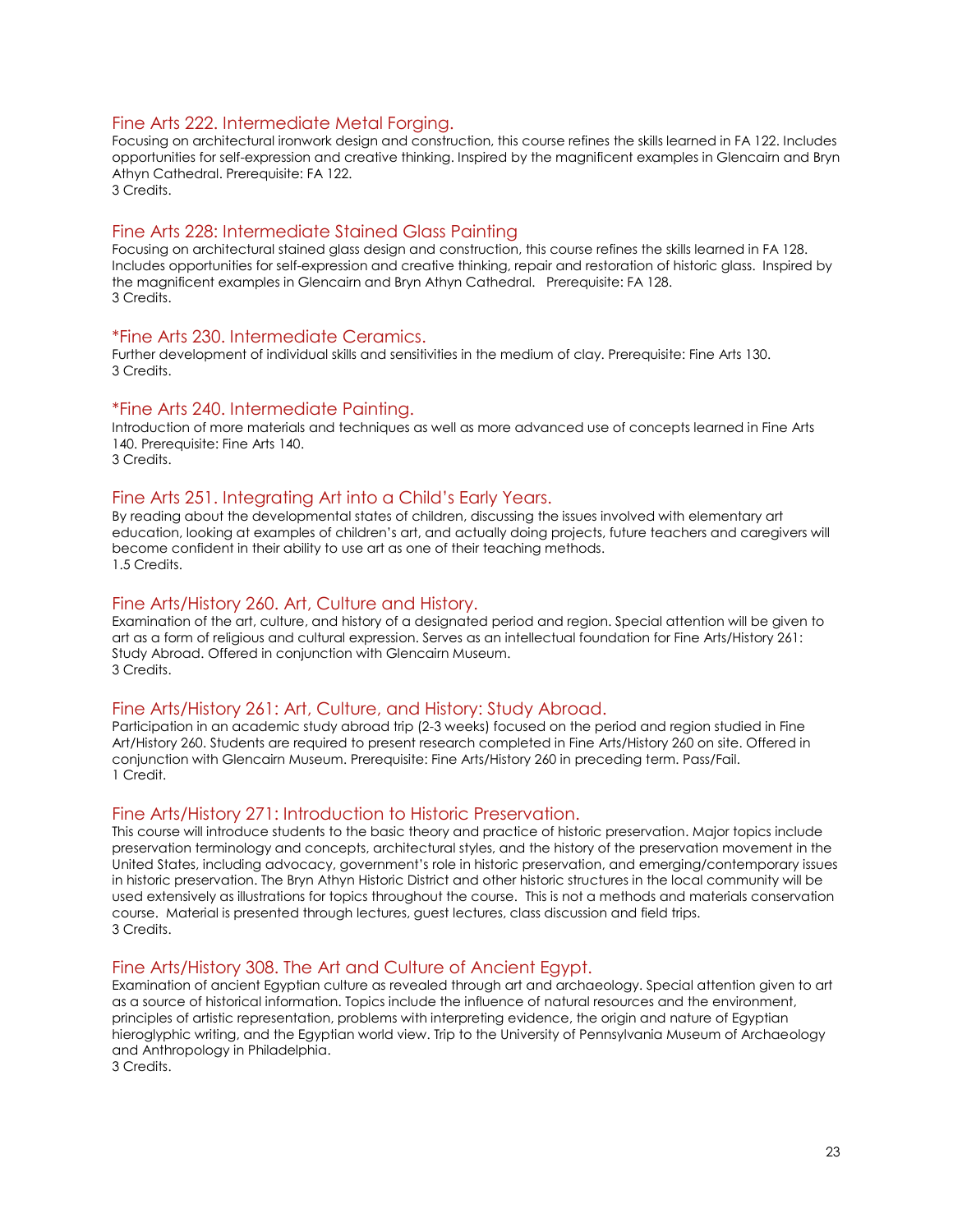### Fine Arts 222. Intermediate Metal Forging.

Focusing on architectural ironwork design and construction, this course refines the skills learned in FA 122. Includes opportunities for self-expression and creative thinking. Inspired by the magnificent examples in Glencairn and Bryn Athyn Cathedral. Prerequisite: FA 122.
3 Credits.

### Fine Arts 228: Intermediate Stained Glass Painting

Focusing on architectural stained glass design and construction, this course refines the skills learned in FA 128. Includes opportunities for self-expression and creative thinking, repair and restoration of historic glass. Inspired by the magnificent examples in Glencairn and Bryn Athyn Cathedral. Prerequisite: FA 128.
3 Credits.

### *Fine Arts 230. Intermediate Ceramics.

Further development of individual skills and sensitivities in the medium of clay. Prerequisite: Fine Arts 130.
3 Credits.

### *Fine Arts 240. Intermediate Painting.

Introduction of more materials and techniques as well as more advanced use of concepts learned in Fine Arts 140. Prerequisite: Fine Arts 140.
3 Credits.

### Fine Arts 251. Integrating Art into a Child's Early Years.

By reading about the developmental states of children, discussing the issues involved with elementary art education, looking at examples of children's art, and actually doing projects, future teachers and caregivers will become confident in their ability to use art as one of their teaching methods.
1.5 Credits.

### Fine Arts/History 260. Art, Culture and History.

Examination of the art, culture, and history of a designated period and region. Special attention will be given to art as a form of religious and cultural expression. Serves as an intellectual foundation for Fine Arts/History 261: Study Abroad. Offered in conjunction with Glencairn Museum.
3 Credits.

### Fine Arts/History 261: Art, Culture, and History: Study Abroad.

Participation in an academic study abroad trip (2-3 weeks) focused on the period and region studied in Fine Art/History 260. Students are required to present research completed in Fine Arts/History 260 on site. Offered in conjunction with Glencairn Museum. Prerequisite: Fine Arts/History 260 in preceding term. Pass/Fail.
1 Credit.

### Fine Arts/History 271: Introduction to Historic Preservation.

This course will introduce students to the basic theory and practice of historic preservation. Major topics include preservation terminology and concepts, architectural styles, and the history of the preservation movement in the United States, including advocacy, government's role in historic preservation, and emerging/contemporary issues in historic preservation. The Bryn Athyn Historic District and other historic structures in the local community will be used extensively as illustrations for topics throughout the course. This is not a methods and materials conservation course. Material is presented through lectures, guest lectures, class discussion and field trips.
3 Credits.

### Fine Arts/History 308. The Art and Culture of Ancient Egypt.

Examination of ancient Egyptian culture as revealed through art and archaeology. Special attention given to art as a source of historical information. Topics include the influence of natural resources and the environment, principles of artistic representation, problems with interpreting evidence, the origin and nature of Egyptian hieroglyphic writing, and the Egyptian world view. Trip to the University of Pennsylvania Museum of Archaeology and Anthropology in Philadelphia.
3 Credits.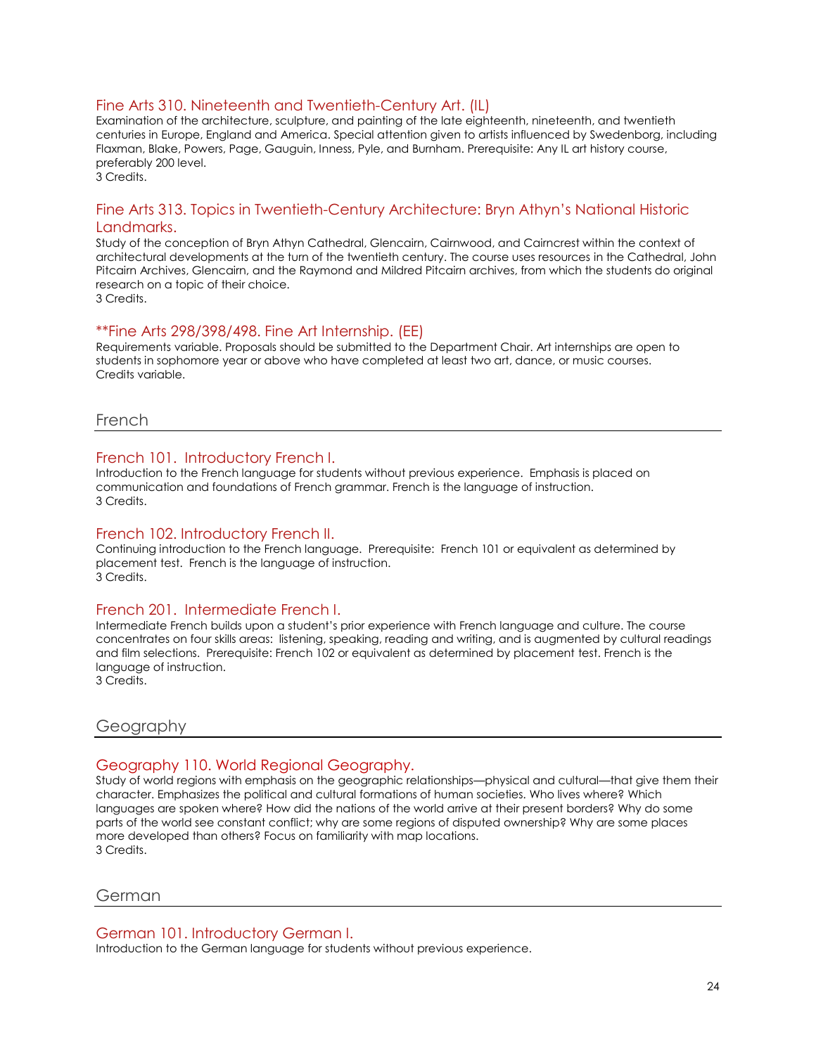### Fine Arts 310. Nineteenth and Twentieth-Century Art. (IL)

Examination of the architecture, sculpture, and painting of the late eighteenth, nineteenth, and twentieth centuries in Europe, England and America. Special attention given to artists influenced by Swedenborg, including Flaxman, Blake, Powers, Page, Gauguin, Inness, Pyle, and Burnham. Prerequisite: Any IL art history course, preferably 200 level.
3 Credits.

### Fine Arts 313. Topics in Twentieth-Century Architecture: Bryn Athyn's National Historic Landmarks.

Study of the conception of Bryn Athyn Cathedral, Glencairn, Cairnwood, and Cairncrest within the context of architectural developments at the turn of the twentieth century. The course uses resources in the Cathedral, John Pitcairn Archives, Glencairn, and the Raymond and Mildred Pitcairn archives, from which the students do original research on a topic of their choice.
3 Credits.

### **Fine Arts 298/398/498. Fine Art Internship. (EE)

Requirements variable. Proposals should be submitted to the Department Chair. Art internships are open to students in sophomore year or above who have completed at least two art, dance, or music courses.
Credits variable.

## French

### French 101. Introductory French I.

Introduction to the French language for students without previous experience. Emphasis is placed on communication and foundations of French grammar. French is the language of instruction.
3 Credits.

### French 102. Introductory French II.

Continuing introduction to the French language. Prerequisite: French 101 or equivalent as determined by placement test. French is the language of instruction.
3 Credits.

### French 201. Intermediate French I.

Intermediate French builds upon a student's prior experience with French language and culture. The course concentrates on four skills areas: listening, speaking, reading and writing, and is augmented by cultural readings and film selections. Prerequisite: French 102 or equivalent as determined by placement test. French is the language of instruction.
3 Credits.

## Geography

### Geography 110. World Regional Geography.

Study of world regions with emphasis on the geographic relationships—physical and cultural—that give them their character. Emphasizes the political and cultural formations of human societies. Who lives where? Which languages are spoken where? How did the nations of the world arrive at their present borders? Why do some parts of the world see constant conflict; why are some regions of disputed ownership? Why are some places more developed than others? Focus on familiarity with map locations.
3 Credits.

## German

### German 101. Introductory German I.

Introduction to the German language for students without previous experience.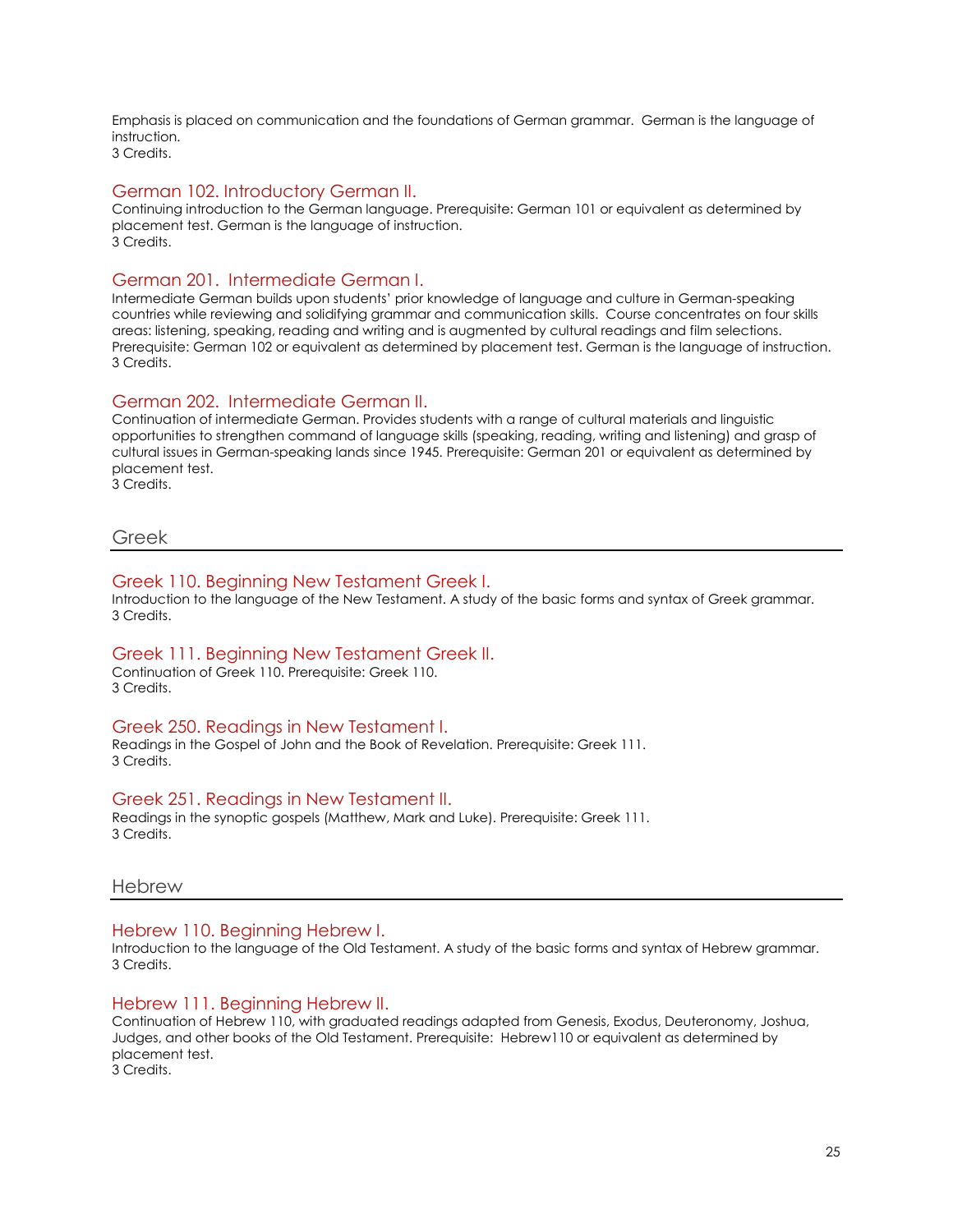Emphasis is placed on communication and the foundations of German grammar.  German is the language of instruction.
3 Credits.

### German 102. Introductory German II.

Continuing introduction to the German language. Prerequisite: German 101 or equivalent as determined by placement test. German is the language of instruction.
3 Credits.

### German 201.  Intermediate German I.

Intermediate German builds upon students' prior knowledge of language and culture in German-speaking countries while reviewing and solidifying grammar and communication skills.  Course concentrates on four skills areas: listening, speaking, reading and writing and is augmented by cultural readings and film selections. Prerequisite: German 102 or equivalent as determined by placement test. German is the language of instruction.
3 Credits.

### German 202.  Intermediate German II.

Continuation of intermediate German. Provides students with a range of cultural materials and linguistic opportunities to strengthen command of language skills (speaking, reading, writing and listening) and grasp of cultural issues in German-speaking lands since 1945. Prerequisite: German 201 or equivalent as determined by placement test.
3 Credits.

## Greek

### Greek 110. Beginning New Testament Greek I.

Introduction to the language of the New Testament. A study of the basic forms and syntax of Greek grammar.
3 Credits.

### Greek 111. Beginning New Testament Greek II.

Continuation of Greek 110. Prerequisite: Greek 110.
3 Credits.

### Greek 250. Readings in New Testament I.

Readings in the Gospel of John and the Book of Revelation. Prerequisite: Greek 111.
3 Credits.

### Greek 251. Readings in New Testament II.

Readings in the synoptic gospels (Matthew, Mark and Luke). Prerequisite: Greek 111.
3 Credits.

## Hebrew

### Hebrew 110. Beginning Hebrew I.

Introduction to the language of the Old Testament. A study of the basic forms and syntax of Hebrew grammar.
3 Credits.

### Hebrew 111. Beginning Hebrew II.

Continuation of Hebrew 110, with graduated readings adapted from Genesis, Exodus, Deuteronomy, Joshua, Judges, and other books of the Old Testament. Prerequisite:  Hebrew110 or equivalent as determined by placement test.
3 Credits.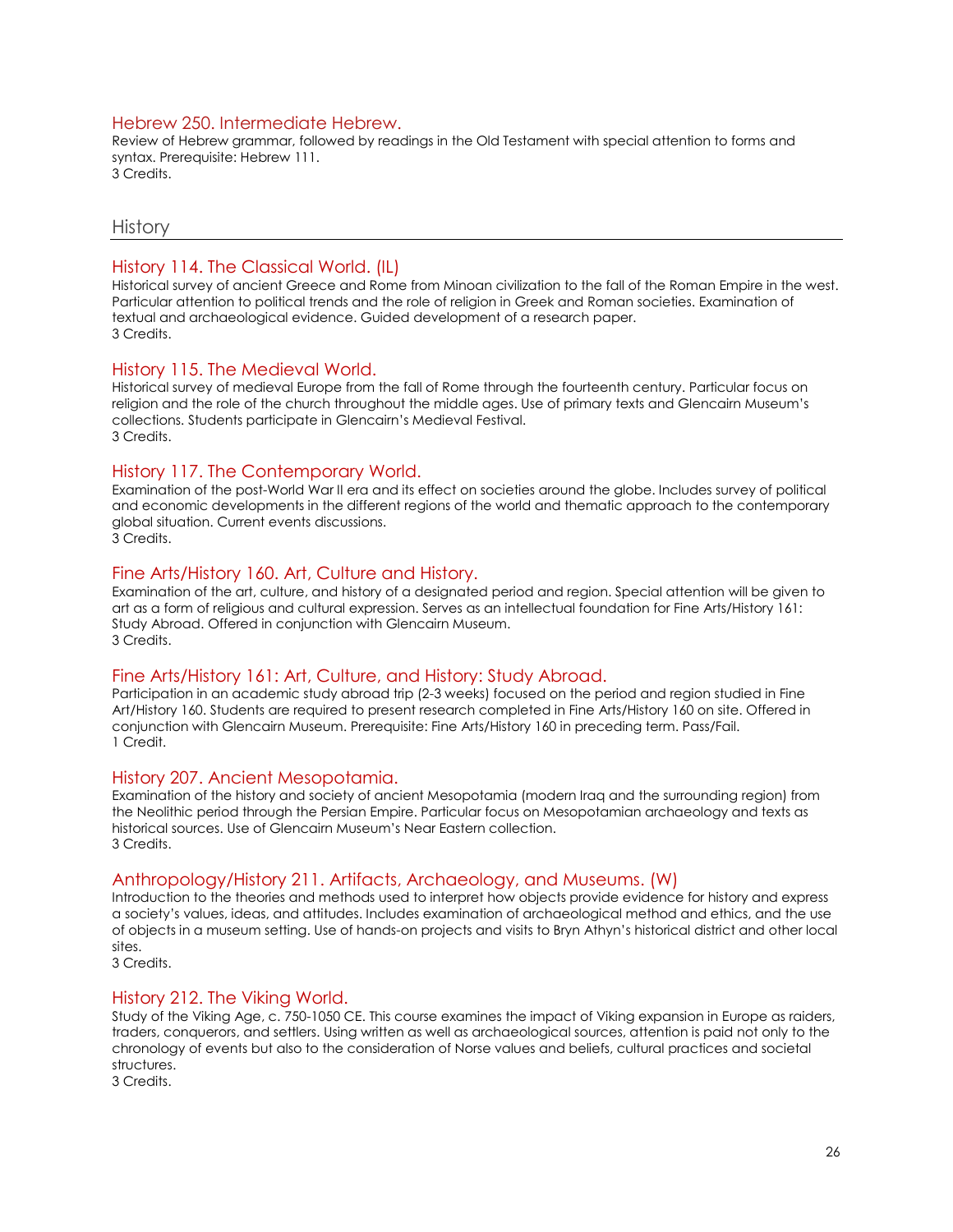### Hebrew 250. Intermediate Hebrew.

Review of Hebrew grammar, followed by readings in the Old Testament with special attention to forms and syntax. Prerequisite: Hebrew 111.
3 Credits.

## History

### History 114. The Classical World. (IL)

Historical survey of ancient Greece and Rome from Minoan civilization to the fall of the Roman Empire in the west. Particular attention to political trends and the role of religion in Greek and Roman societies. Examination of textual and archaeological evidence. Guided development of a research paper.
3 Credits.

### History 115. The Medieval World.

Historical survey of medieval Europe from the fall of Rome through the fourteenth century. Particular focus on religion and the role of the church throughout the middle ages. Use of primary texts and Glencairn Museum's collections. Students participate in Glencairn's Medieval Festival.
3 Credits.

### History 117. The Contemporary World.

Examination of the post-World War II era and its effect on societies around the globe. Includes survey of political and economic developments in the different regions of the world and thematic approach to the contemporary global situation. Current events discussions.
3 Credits.

### Fine Arts/History 160. Art, Culture and History.

Examination of the art, culture, and history of a designated period and region. Special attention will be given to art as a form of religious and cultural expression. Serves as an intellectual foundation for Fine Arts/History 161: Study Abroad. Offered in conjunction with Glencairn Museum.
3 Credits.

### Fine Arts/History 161: Art, Culture, and History: Study Abroad.

Participation in an academic study abroad trip (2-3 weeks) focused on the period and region studied in Fine Art/History 160. Students are required to present research completed in Fine Arts/History 160 on site. Offered in conjunction with Glencairn Museum. Prerequisite: Fine Arts/History 160 in preceding term. Pass/Fail.
1 Credit.

### History 207. Ancient Mesopotamia.

Examination of the history and society of ancient Mesopotamia (modern Iraq and the surrounding region) from the Neolithic period through the Persian Empire. Particular focus on Mesopotamian archaeology and texts as historical sources. Use of Glencairn Museum's Near Eastern collection.
3 Credits.

### Anthropology/History 211. Artifacts, Archaeology, and Museums. (W)

Introduction to the theories and methods used to interpret how objects provide evidence for history and express a society's values, ideas, and attitudes. Includes examination of archaeological method and ethics, and the use of objects in a museum setting. Use of hands-on projects and visits to Bryn Athyn's historical district and other local sites.
3 Credits.

### History 212. The Viking World.

Study of the Viking Age, c. 750-1050 CE. This course examines the impact of Viking expansion in Europe as raiders, traders, conquerors, and settlers. Using written as well as archaeological sources, attention is paid not only to the chronology of events but also to the consideration of Norse values and beliefs, cultural practices and societal structures.
3 Credits.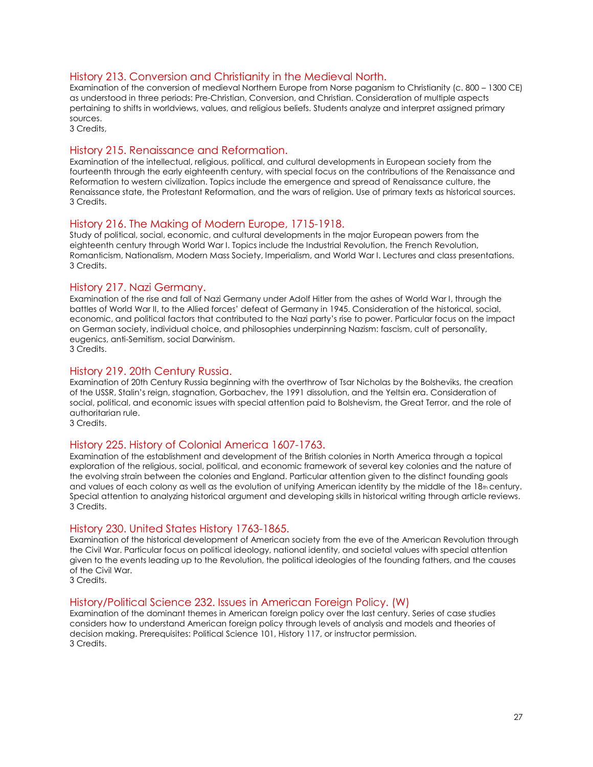## History 213. Conversion and Christianity in the Medieval North.

Examination of the conversion of medieval Northern Europe from Norse paganism to Christianity (c. 800 – 1300 CE) as understood in three periods: Pre-Christian, Conversion, and Christian. Consideration of multiple aspects pertaining to shifts in worldviews, values, and religious beliefs. Students analyze and interpret assigned primary sources.
3 Credits,

## History 215. Renaissance and Reformation.

Examination of the intellectual, religious, political, and cultural developments in European society from the fourteenth through the early eighteenth century, with special focus on the contributions of the Renaissance and Reformation to western civilization. Topics include the emergence and spread of Renaissance culture, the Renaissance state, the Protestant Reformation, and the wars of religion. Use of primary texts as historical sources.
3 Credits.

## History 216. The Making of Modern Europe, 1715-1918.

Study of political, social, economic, and cultural developments in the major European powers from the eighteenth century through World War I. Topics include the Industrial Revolution, the French Revolution, Romanticism, Nationalism, Modern Mass Society, Imperialism, and World War I. Lectures and class presentations.
3 Credits.

## History 217. Nazi Germany.

Examination of the rise and fall of Nazi Germany under Adolf Hitler from the ashes of World War I, through the battles of World War II, to the Allied forces' defeat of Germany in 1945. Consideration of the historical, social, economic, and political factors that contributed to the Nazi party's rise to power. Particular focus on the impact on German society, individual choice, and philosophies underpinning Nazism: fascism, cult of personality, eugenics, anti-Semitism, social Darwinism.
3 Credits.

## History 219. 20th Century Russia.

Examination of 20th Century Russia beginning with the overthrow of Tsar Nicholas by the Bolsheviks, the creation of the USSR, Stalin's reign, stagnation, Gorbachev, the 1991 dissolution, and the Yeltsin era. Consideration of social, political, and economic issues with special attention paid to Bolshevism, the Great Terror, and the role of authoritarian rule.
3 Credits.

## History 225. History of Colonial America 1607-1763.

Examination of the establishment and development of the British colonies in North America through a topical exploration of the religious, social, political, and economic framework of several key colonies and the nature of the evolving strain between the colonies and England. Particular attention given to the distinct founding goals and values of each colony as well as the evolution of unifying American identity by the middle of the 18th century. Special attention to analyzing historical argument and developing skills in historical writing through article reviews.
3 Credits.

## History 230. United States History 1763-1865.

Examination of the historical development of American society from the eve of the American Revolution through the Civil War. Particular focus on political ideology, national identity, and societal values with special attention given to the events leading up to the Revolution, the political ideologies of the founding fathers, and the causes of the Civil War.
3 Credits.

## History/Political Science 232. Issues in American Foreign Policy. (W)

Examination of the dominant themes in American foreign policy over the last century. Series of case studies considers how to understand American foreign policy through levels of analysis and models and theories of decision making. Prerequisites: Political Science 101, History 117, or instructor permission.
3 Credits.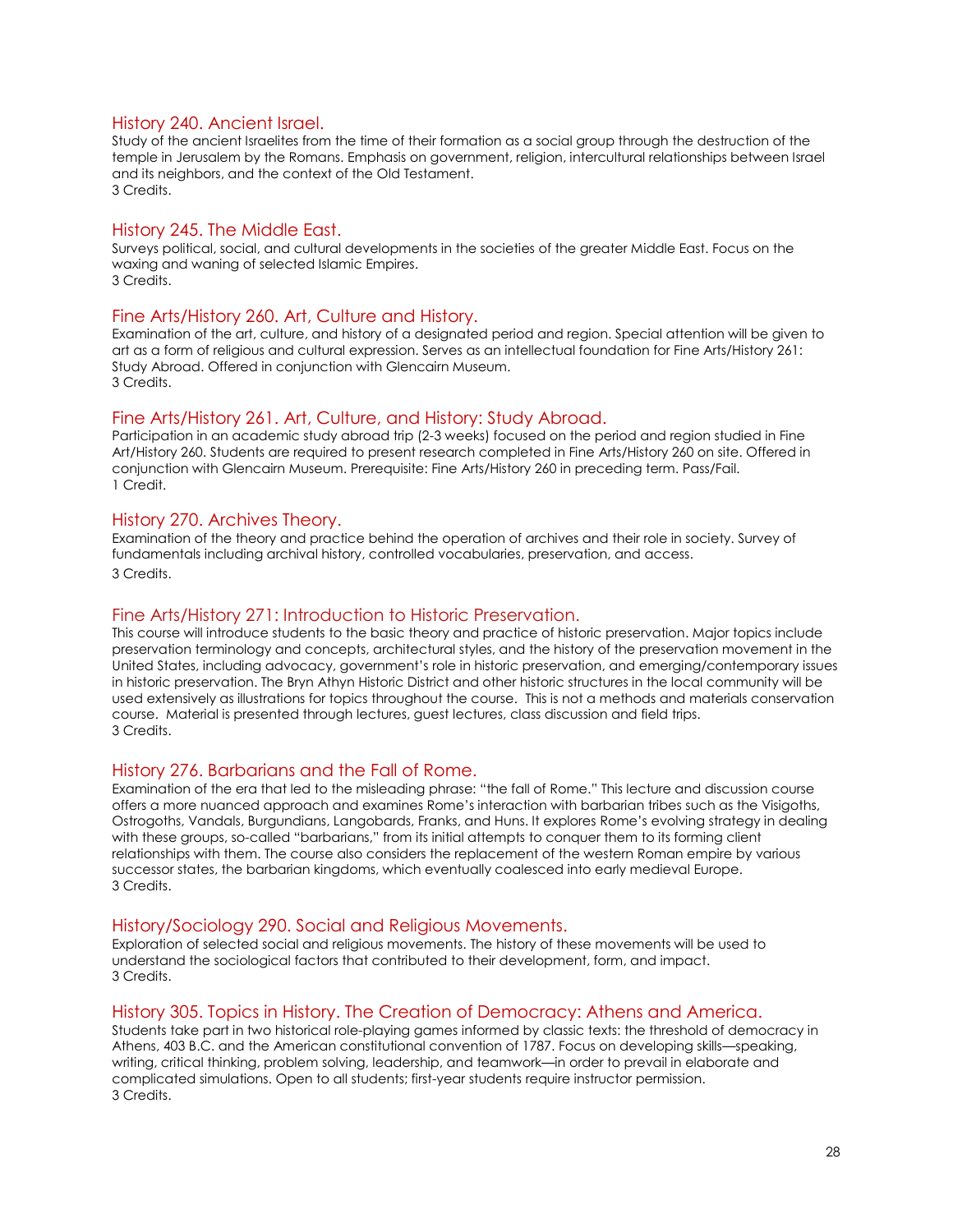### History 240. Ancient Israel.

Study of the ancient Israelites from the time of their formation as a social group through the destruction of the temple in Jerusalem by the Romans. Emphasis on government, religion, intercultural relationships between Israel and its neighbors, and the context of the Old Testament.
3 Credits.

### History 245. The Middle East.

Surveys political, social, and cultural developments in the societies of the greater Middle East. Focus on the waxing and waning of selected Islamic Empires.
3 Credits.

### Fine Arts/History 260. Art, Culture and History.

Examination of the art, culture, and history of a designated period and region. Special attention will be given to art as a form of religious and cultural expression. Serves as an intellectual foundation for Fine Arts/History 261: Study Abroad. Offered in conjunction with Glencairn Museum.
3 Credits.

### Fine Arts/History 261. Art, Culture, and History: Study Abroad.

Participation in an academic study abroad trip (2-3 weeks) focused on the period and region studied in Fine Art/History 260. Students are required to present research completed in Fine Arts/History 260 on site. Offered in conjunction with Glencairn Museum. Prerequisite: Fine Arts/History 260 in preceding term. Pass/Fail.
1 Credit.

### History 270. Archives Theory.

Examination of the theory and practice behind the operation of archives and their role in society. Survey of fundamentals including archival history, controlled vocabularies, preservation, and access.
3 Credits.

### Fine Arts/History 271: Introduction to Historic Preservation.

This course will introduce students to the basic theory and practice of historic preservation. Major topics include preservation terminology and concepts, architectural styles, and the history of the preservation movement in the United States, including advocacy, government's role in historic preservation, and emerging/contemporary issues in historic preservation. The Bryn Athyn Historic District and other historic structures in the local community will be used extensively as illustrations for topics throughout the course. This is not a methods and materials conservation course. Material is presented through lectures, guest lectures, class discussion and field trips.
3 Credits.

### History 276. Barbarians and the Fall of Rome.

Examination of the era that led to the misleading phrase: "the fall of Rome." This lecture and discussion course offers a more nuanced approach and examines Rome's interaction with barbarian tribes such as the Visigoths, Ostrogoths, Vandals, Burgundians, Langobards, Franks, and Huns. It explores Rome's evolving strategy in dealing with these groups, so-called "barbarians," from its initial attempts to conquer them to its forming client relationships with them. The course also considers the replacement of the western Roman empire by various successor states, the barbarian kingdoms, which eventually coalesced into early medieval Europe.
3 Credits.

### History/Sociology 290. Social and Religious Movements.

Exploration of selected social and religious movements. The history of these movements will be used to understand the sociological factors that contributed to their development, form, and impact.
3 Credits.

### History 305. Topics in History. The Creation of Democracy: Athens and America.

Students take part in two historical role-playing games informed by classic texts: the threshold of democracy in Athens, 403 B.C. and the American constitutional convention of 1787. Focus on developing skills—speaking, writing, critical thinking, problem solving, leadership, and teamwork—in order to prevail in elaborate and complicated simulations. Open to all students; first-year students require instructor permission.
3 Credits.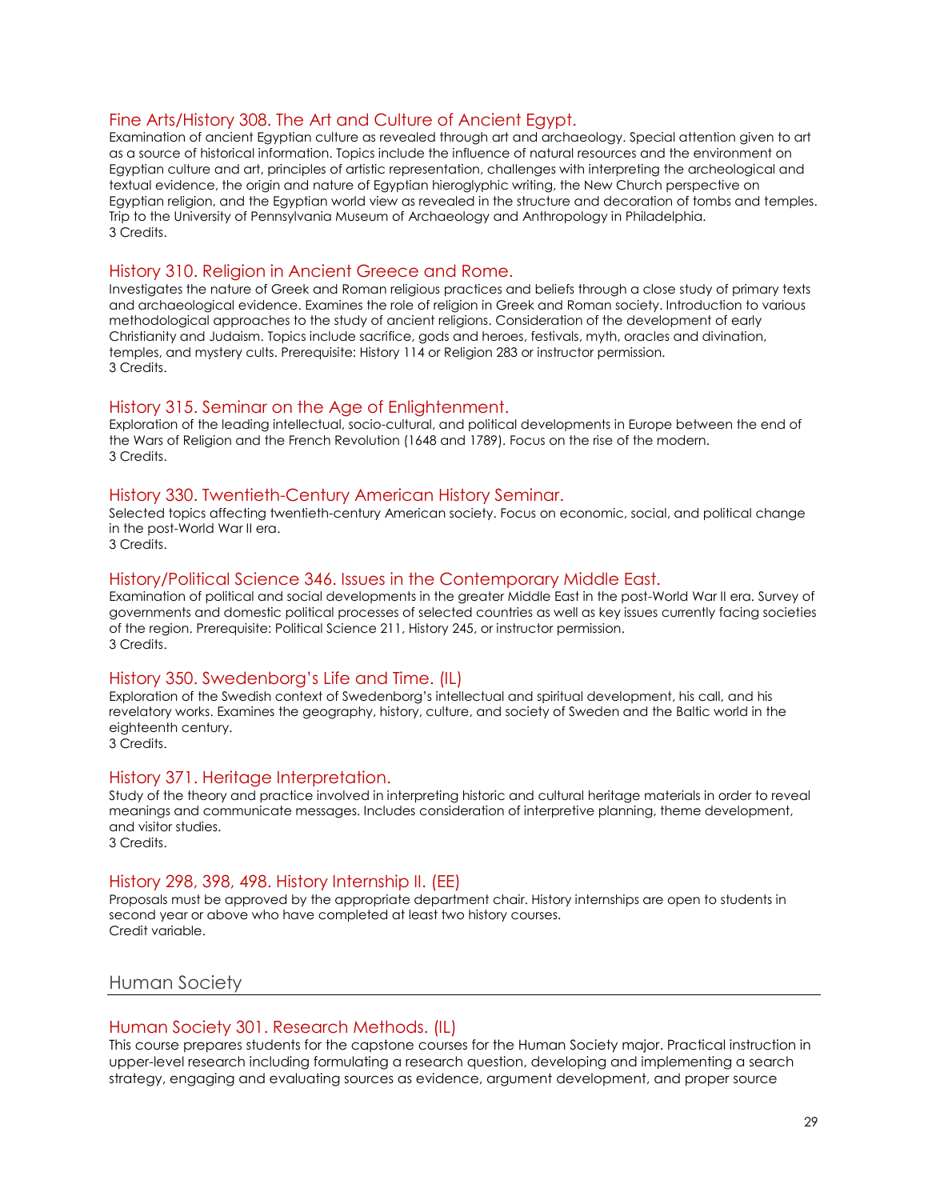### Fine Arts/History 308. The Art and Culture of Ancient Egypt.

Examination of ancient Egyptian culture as revealed through art and archaeology. Special attention given to art as a source of historical information. Topics include the influence of natural resources and the environment on Egyptian culture and art, principles of artistic representation, challenges with interpreting the archeological and textual evidence, the origin and nature of Egyptian hieroglyphic writing, the New Church perspective on Egyptian religion, and the Egyptian world view as revealed in the structure and decoration of tombs and temples. Trip to the University of Pennsylvania Museum of Archaeology and Anthropology in Philadelphia.
3 Credits.

### History 310. Religion in Ancient Greece and Rome.

Investigates the nature of Greek and Roman religious practices and beliefs through a close study of primary texts and archaeological evidence. Examines the role of religion in Greek and Roman society. Introduction to various methodological approaches to the study of ancient religions. Consideration of the development of early Christianity and Judaism. Topics include sacrifice, gods and heroes, festivals, myth, oracles and divination, temples, and mystery cults. Prerequisite: History 114 or Religion 283 or instructor permission.
3 Credits.

### History 315. Seminar on the Age of Enlightenment.

Exploration of the leading intellectual, socio-cultural, and political developments in Europe between the end of the Wars of Religion and the French Revolution (1648 and 1789). Focus on the rise of the modern.
3 Credits.

### History 330. Twentieth-Century American History Seminar.

Selected topics affecting twentieth-century American society. Focus on economic, social, and political change in the post-World War II era.
3 Credits.

### History/Political Science 346. Issues in the Contemporary Middle East.

Examination of political and social developments in the greater Middle East in the post-World War II era. Survey of governments and domestic political processes of selected countries as well as key issues currently facing societies of the region. Prerequisite: Political Science 211, History 245, or instructor permission.
3 Credits.

### History 350. Swedenborg's Life and Time. (IL)

Exploration of the Swedish context of Swedenborg's intellectual and spiritual development, his call, and his revelatory works. Examines the geography, history, culture, and society of Sweden and the Baltic world in the eighteenth century.
3 Credits.

### History 371. Heritage Interpretation.

Study of the theory and practice involved in interpreting historic and cultural heritage materials in order to reveal meanings and communicate messages. Includes consideration of interpretive planning, theme development, and visitor studies.
3 Credits.

### History 298, 398, 498. History Internship II. (EE)

Proposals must be approved by the appropriate department chair. History internships are open to students in second year or above who have completed at least two history courses.
Credit variable.

## Human Society

### Human Society 301. Research Methods. (IL)

This course prepares students for the capstone courses for the Human Society major. Practical instruction in upper-level research including formulating a research question, developing and implementing a search strategy, engaging and evaluating sources as evidence, argument development, and proper source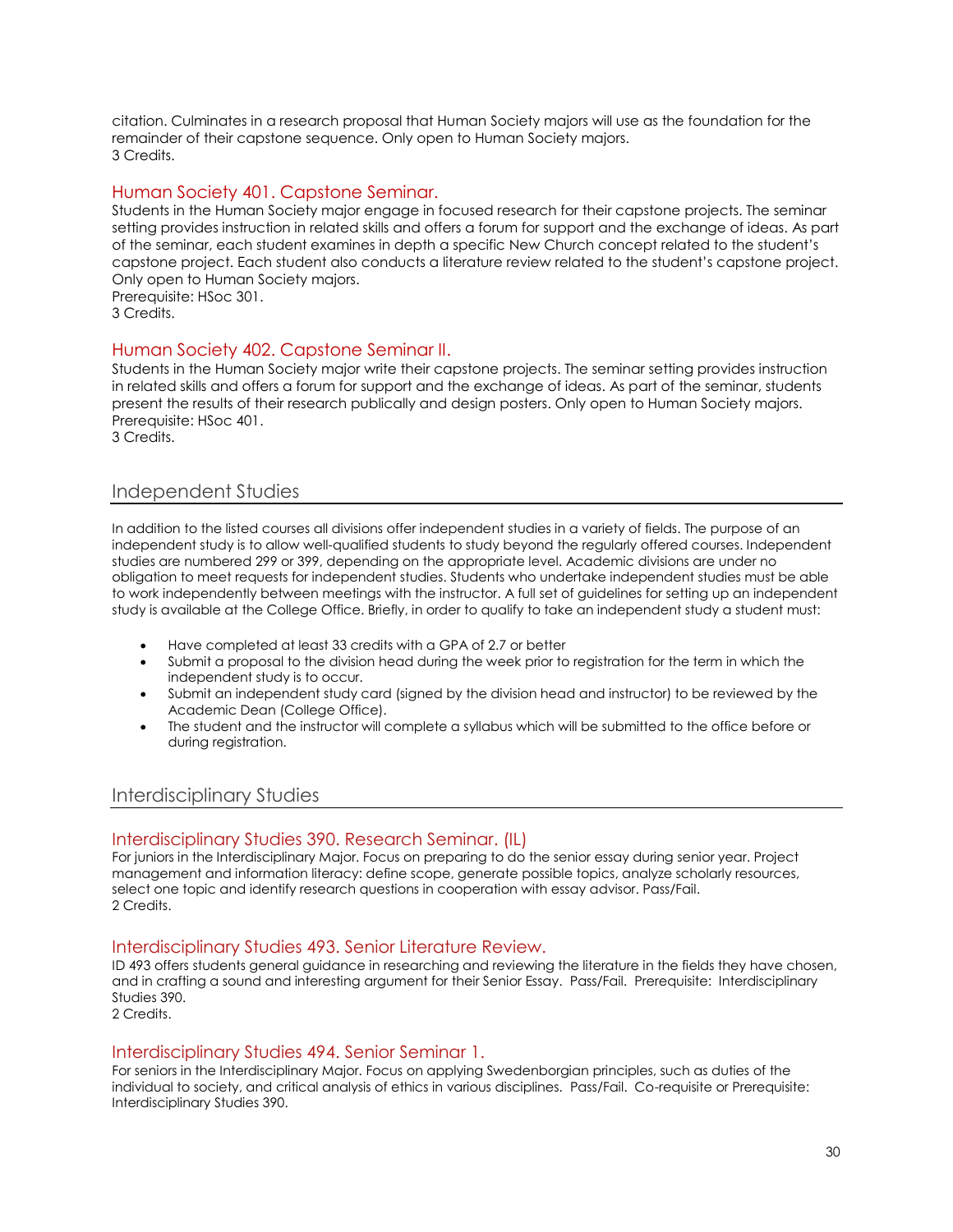citation. Culminates in a research proposal that Human Society majors will use as the foundation for the remainder of their capstone sequence. Only open to Human Society majors.
3 Credits.

### Human Society 401. Capstone Seminar.

Students in the Human Society major engage in focused research for their capstone projects. The seminar setting provides instruction in related skills and offers a forum for support and the exchange of ideas. As part of the seminar, each student examines in depth a specific New Church concept related to the student's capstone project. Each student also conducts a literature review related to the student's capstone project. Only open to Human Society majors.
Prerequisite: HSoc 301.
3 Credits.

### Human Society 402. Capstone Seminar II.

Students in the Human Society major write their capstone projects. The seminar setting provides instruction in related skills and offers a forum for support and the exchange of ideas. As part of the seminar, students present the results of their research publically and design posters. Only open to Human Society majors.
Prerequisite: HSoc 401.
3 Credits.

## Independent Studies

In addition to the listed courses all divisions offer independent studies in a variety of fields. The purpose of an independent study is to allow well-qualified students to study beyond the regularly offered courses. Independent studies are numbered 299 or 399, depending on the appropriate level. Academic divisions are under no obligation to meet requests for independent studies. Students who undertake independent studies must be able to work independently between meetings with the instructor. A full set of guidelines for setting up an independent study is available at the College Office. Briefly, in order to qualify to take an independent study a student must:

- Have completed at least 33 credits with a GPA of 2.7 or better
- Submit a proposal to the division head during the week prior to registration for the term in which the independent study is to occur.
- Submit an independent study card (signed by the division head and instructor) to be reviewed by the Academic Dean (College Office).
- The student and the instructor will complete a syllabus which will be submitted to the office before or during registration.

## Interdisciplinary Studies

### Interdisciplinary Studies 390. Research Seminar. (IL)

For juniors in the Interdisciplinary Major. Focus on preparing to do the senior essay during senior year. Project management and information literacy: define scope, generate possible topics, analyze scholarly resources, select one topic and identify research questions in cooperation with essay advisor. Pass/Fail.
2 Credits.

### Interdisciplinary Studies 493. Senior Literature Review.

ID 493 offers students general guidance in researching and reviewing the literature in the fields they have chosen, and in crafting a sound and interesting argument for their Senior Essay. Pass/Fail. Prerequisite: Interdisciplinary Studies 390.
2 Credits.

### Interdisciplinary Studies 494. Senior Seminar 1.

For seniors in the Interdisciplinary Major. Focus on applying Swedenborgian principles, such as duties of the individual to society, and critical analysis of ethics in various disciplines. Pass/Fail. Co-requisite or Prerequisite: Interdisciplinary Studies 390.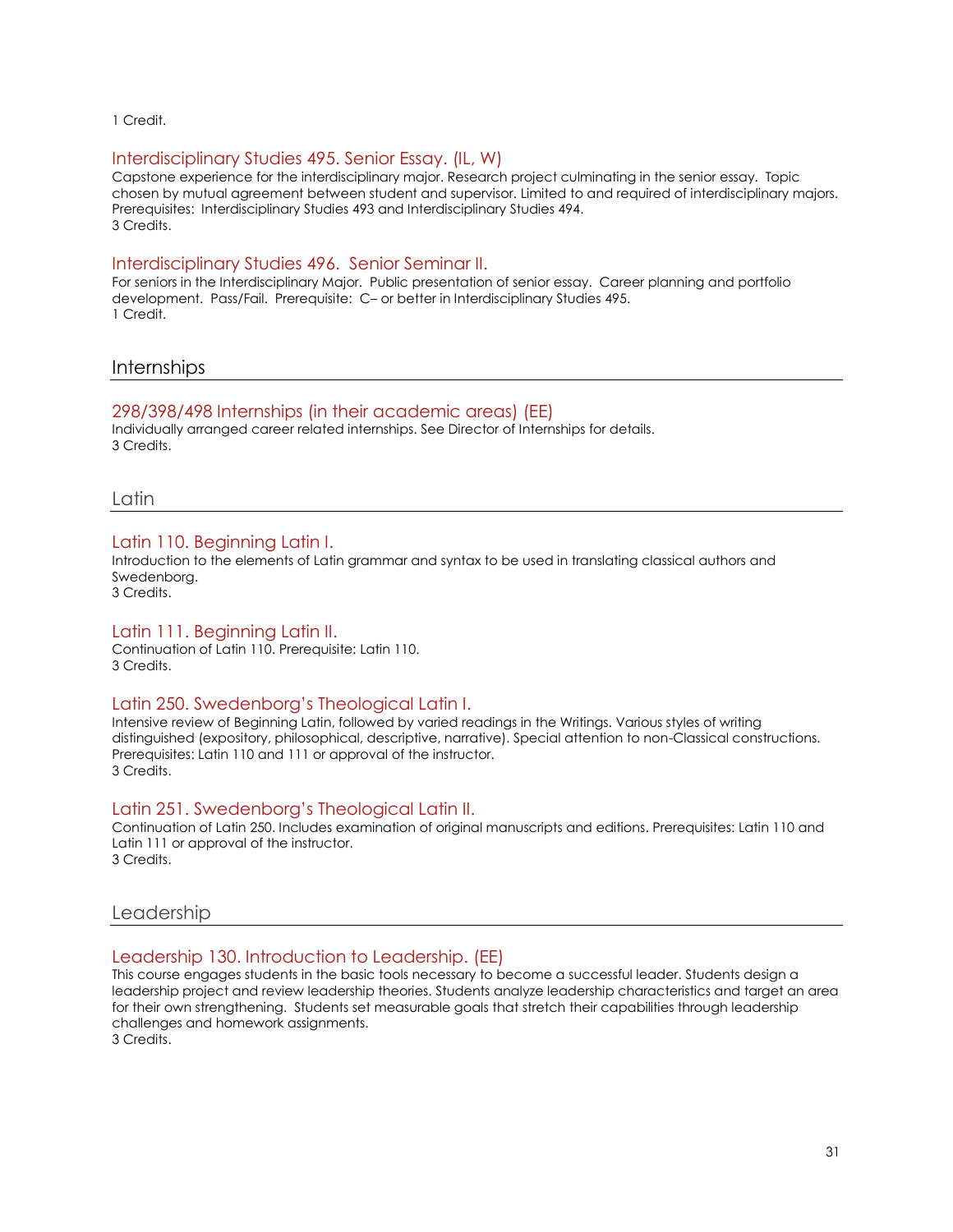1 Credit.

### Interdisciplinary Studies 495. Senior Essay. (IL, W)

Capstone experience for the interdisciplinary major. Research project culminating in the senior essay. Topic chosen by mutual agreement between student and supervisor. Limited to and required of interdisciplinary majors. Prerequisites: Interdisciplinary Studies 493 and Interdisciplinary Studies 494.
3 Credits.

### Interdisciplinary Studies 496. Senior Seminar II.

For seniors in the Interdisciplinary Major. Public presentation of senior essay. Career planning and portfolio development. Pass/Fail. Prerequisite: C– or better in Interdisciplinary Studies 495.
1 Credit.

## Internships

### 298/398/498 Internships (in their academic areas) (EE)

Individually arranged career related internships. See Director of Internships for details.
3 Credits.

## Latin

### Latin 110. Beginning Latin I.

Introduction to the elements of Latin grammar and syntax to be used in translating classical authors and Swedenborg.
3 Credits.

### Latin 111. Beginning Latin II.

Continuation of Latin 110. Prerequisite: Latin 110.
3 Credits.

### Latin 250. Swedenborg's Theological Latin I.

Intensive review of Beginning Latin, followed by varied readings in the Writings. Various styles of writing distinguished (expository, philosophical, descriptive, narrative). Special attention to non-Classical constructions. Prerequisites: Latin 110 and 111 or approval of the instructor.
3 Credits.

### Latin 251. Swedenborg's Theological Latin II.

Continuation of Latin 250. Includes examination of original manuscripts and editions. Prerequisites: Latin 110 and Latin 111 or approval of the instructor.
3 Credits.

## Leadership

### Leadership 130. Introduction to Leadership. (EE)

This course engages students in the basic tools necessary to become a successful leader. Students design a leadership project and review leadership theories. Students analyze leadership characteristics and target an area for their own strengthening. Students set measurable goals that stretch their capabilities through leadership challenges and homework assignments.
3 Credits.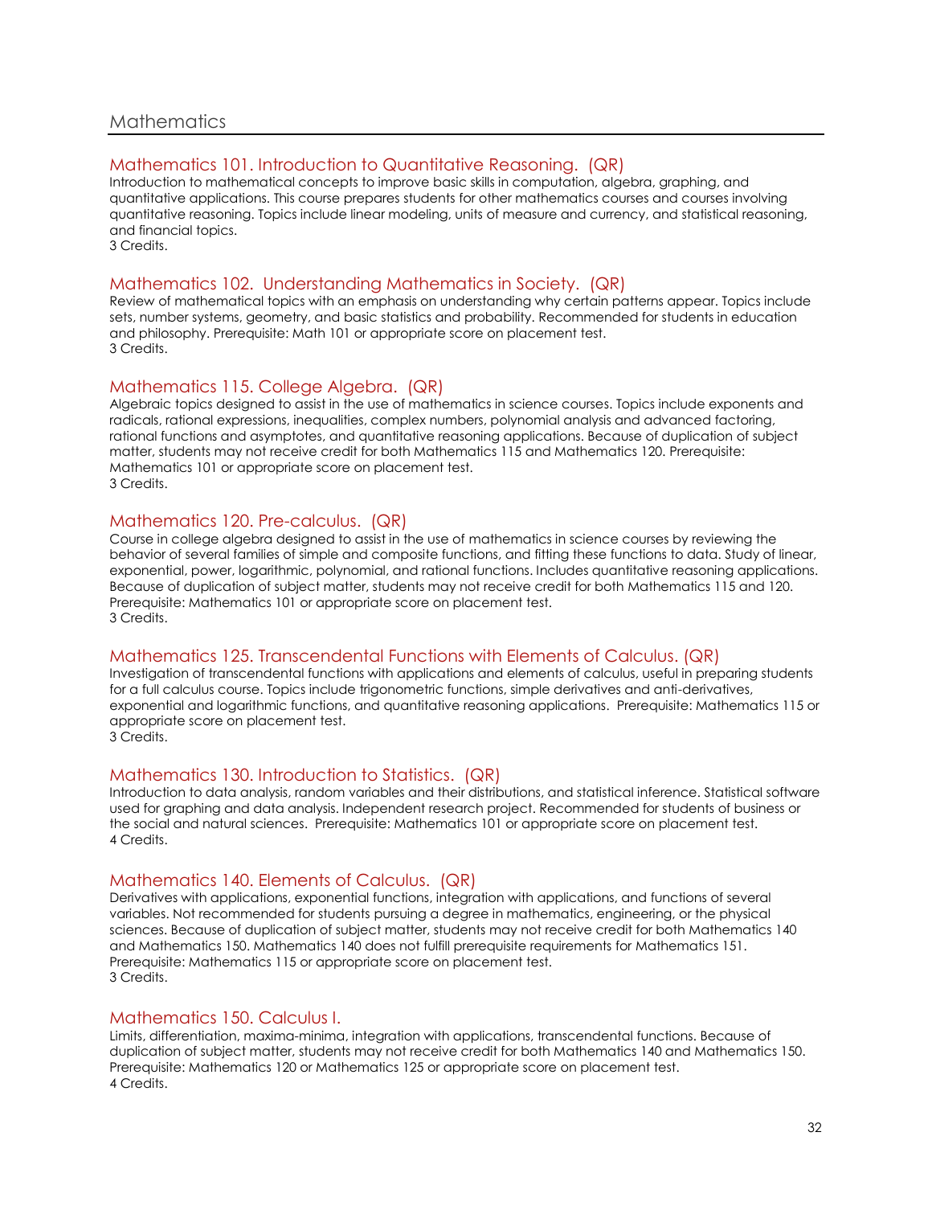# Mathematics

## Mathematics 101. Introduction to Quantitative Reasoning. (QR)

Introduction to mathematical concepts to improve basic skills in computation, algebra, graphing, and quantitative applications. This course prepares students for other mathematics courses and courses involving quantitative reasoning. Topics include linear modeling, units of measure and currency, and statistical reasoning, and financial topics.
3 Credits.

## Mathematics 102. Understanding Mathematics in Society. (QR)

Review of mathematical topics with an emphasis on understanding why certain patterns appear. Topics include sets, number systems, geometry, and basic statistics and probability. Recommended for students in education and philosophy. Prerequisite: Math 101 or appropriate score on placement test.
3 Credits.

## Mathematics 115. College Algebra. (QR)

Algebraic topics designed to assist in the use of mathematics in science courses. Topics include exponents and radicals, rational expressions, inequalities, complex numbers, polynomial analysis and advanced factoring, rational functions and asymptotes, and quantitative reasoning applications. Because of duplication of subject matter, students may not receive credit for both Mathematics 115 and Mathematics 120. Prerequisite: Mathematics 101 or appropriate score on placement test.
3 Credits.

## Mathematics 120. Pre-calculus. (QR)

Course in college algebra designed to assist in the use of mathematics in science courses by reviewing the behavior of several families of simple and composite functions, and fitting these functions to data. Study of linear, exponential, power, logarithmic, polynomial, and rational functions. Includes quantitative reasoning applications. Because of duplication of subject matter, students may not receive credit for both Mathematics 115 and 120. Prerequisite: Mathematics 101 or appropriate score on placement test.
3 Credits.

## Mathematics 125. Transcendental Functions with Elements of Calculus. (QR)

Investigation of transcendental functions with applications and elements of calculus, useful in preparing students for a full calculus course. Topics include trigonometric functions, simple derivatives and anti-derivatives, exponential and logarithmic functions, and quantitative reasoning applications. Prerequisite: Mathematics 115 or appropriate score on placement test.
3 Credits.

## Mathematics 130. Introduction to Statistics. (QR)

Introduction to data analysis, random variables and their distributions, and statistical inference. Statistical software used for graphing and data analysis. Independent research project. Recommended for students of business or the social and natural sciences. Prerequisite: Mathematics 101 or appropriate score on placement test.
4 Credits.

## Mathematics 140. Elements of Calculus. (QR)

Derivatives with applications, exponential functions, integration with applications, and functions of several variables. Not recommended for students pursuing a degree in mathematics, engineering, or the physical sciences. Because of duplication of subject matter, students may not receive credit for both Mathematics 140 and Mathematics 150. Mathematics 140 does not fulfill prerequisite requirements for Mathematics 151. Prerequisite: Mathematics 115 or appropriate score on placement test.
3 Credits.

## Mathematics 150. Calculus I.

Limits, differentiation, maxima-minima, integration with applications, transcendental functions. Because of duplication of subject matter, students may not receive credit for both Mathematics 140 and Mathematics 150. Prerequisite: Mathematics 120 or Mathematics 125 or appropriate score on placement test.
4 Credits.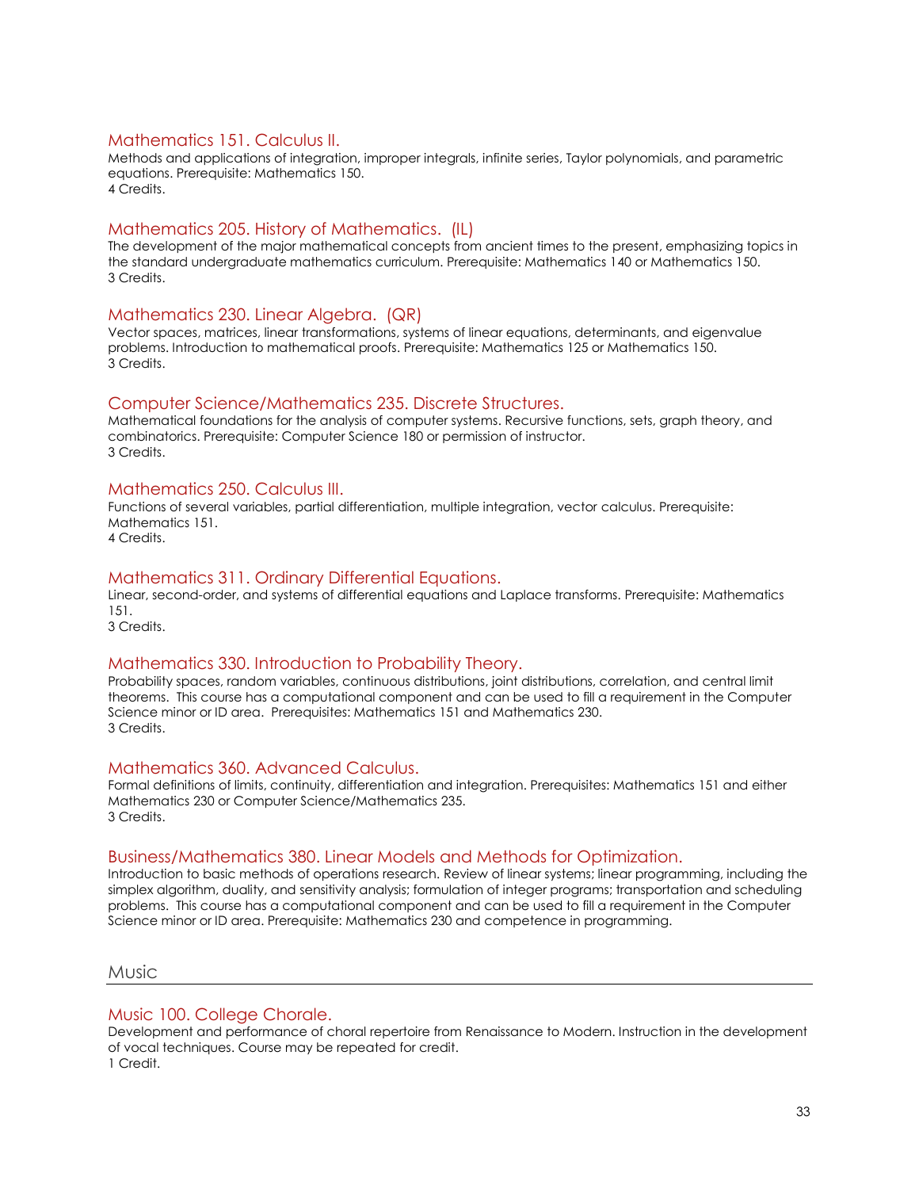### Mathematics 151. Calculus II.

Methods and applications of integration, improper integrals, infinite series, Taylor polynomials, and parametric equations. Prerequisite: Mathematics 150.
4 Credits.

### Mathematics 205. History of Mathematics. (IL)

The development of the major mathematical concepts from ancient times to the present, emphasizing topics in the standard undergraduate mathematics curriculum. Prerequisite: Mathematics 140 or Mathematics 150.
3 Credits.

### Mathematics 230. Linear Algebra. (QR)

Vector spaces, matrices, linear transformations, systems of linear equations, determinants, and eigenvalue problems. Introduction to mathematical proofs. Prerequisite: Mathematics 125 or Mathematics 150.
3 Credits.

### Computer Science/Mathematics 235. Discrete Structures.

Mathematical foundations for the analysis of computer systems. Recursive functions, sets, graph theory, and combinatorics. Prerequisite: Computer Science 180 or permission of instructor.
3 Credits.

### Mathematics 250. Calculus III.

Functions of several variables, partial differentiation, multiple integration, vector calculus. Prerequisite: Mathematics 151.
4 Credits.

### Mathematics 311. Ordinary Differential Equations.

Linear, second-order, and systems of differential equations and Laplace transforms. Prerequisite: Mathematics 151.
3 Credits.

### Mathematics 330. Introduction to Probability Theory.

Probability spaces, random variables, continuous distributions, joint distributions, correlation, and central limit theorems. This course has a computational component and can be used to fill a requirement in the Computer Science minor or ID area. Prerequisites: Mathematics 151 and Mathematics 230.
3 Credits.

### Mathematics 360. Advanced Calculus.

Formal definitions of limits, continuity, differentiation and integration. Prerequisites: Mathematics 151 and either Mathematics 230 or Computer Science/Mathematics 235.
3 Credits.

### Business/Mathematics 380. Linear Models and Methods for Optimization.

Introduction to basic methods of operations research. Review of linear systems; linear programming, including the simplex algorithm, duality, and sensitivity analysis; formulation of integer programs; transportation and scheduling problems. This course has a computational component and can be used to fill a requirement in the Computer Science minor or ID area. Prerequisite: Mathematics 230 and competence in programming.

## Music

### Music 100. College Chorale.

Development and performance of choral repertoire from Renaissance to Modern. Instruction in the development of vocal techniques. Course may be repeated for credit.
1 Credit.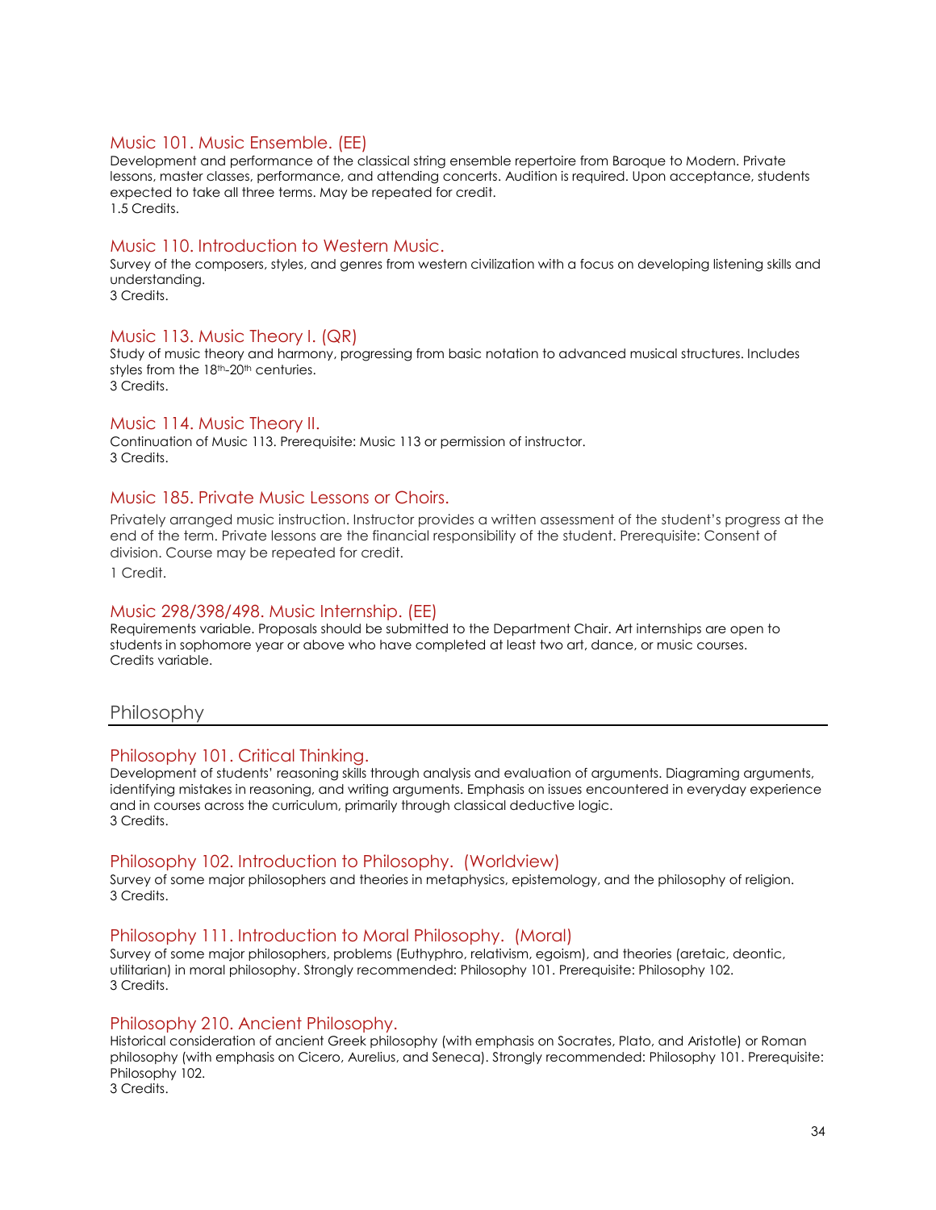### Music 101. Music Ensemble. (EE)

Development and performance of the classical string ensemble repertoire from Baroque to Modern. Private lessons, master classes, performance, and attending concerts. Audition is required. Upon acceptance, students expected to take all three terms. May be repeated for credit.
1.5 Credits.

### Music 110. Introduction to Western Music.

Survey of the composers, styles, and genres from western civilization with a focus on developing listening skills and understanding.
3 Credits.

### Music 113. Music Theory I. (QR)

Study of music theory and harmony, progressing from basic notation to advanced musical structures. Includes styles from the 18th-20th centuries.
3 Credits.

### Music 114. Music Theory II.

Continuation of Music 113. Prerequisite: Music 113 or permission of instructor.
3 Credits.

### Music 185. Private Music Lessons or Choirs.

Privately arranged music instruction. Instructor provides a written assessment of the student's progress at the end of the term. Private lessons are the financial responsibility of the student. Prerequisite: Consent of division. Course may be repeated for credit.

1 Credit.

### Music 298/398/498. Music Internship. (EE)

Requirements variable. Proposals should be submitted to the Department Chair. Art internships are open to students in sophomore year or above who have completed at least two art, dance, or music courses.
Credits variable.

## Philosophy

### Philosophy 101. Critical Thinking.

Development of students' reasoning skills through analysis and evaluation of arguments. Diagraming arguments, identifying mistakes in reasoning, and writing arguments. Emphasis on issues encountered in everyday experience and in courses across the curriculum, primarily through classical deductive logic.
3 Credits.

### Philosophy 102. Introduction to Philosophy. (Worldview)

Survey of some major philosophers and theories in metaphysics, epistemology, and the philosophy of religion.
3 Credits.

### Philosophy 111. Introduction to Moral Philosophy. (Moral)

Survey of some major philosophers, problems (Euthyphro, relativism, egoism), and theories (aretaic, deontic, utilitarian) in moral philosophy. Strongly recommended: Philosophy 101. Prerequisite: Philosophy 102.
3 Credits.

### Philosophy 210. Ancient Philosophy.

Historical consideration of ancient Greek philosophy (with emphasis on Socrates, Plato, and Aristotle) or Roman philosophy (with emphasis on Cicero, Aurelius, and Seneca). Strongly recommended: Philosophy 101. Prerequisite: Philosophy 102.
3 Credits.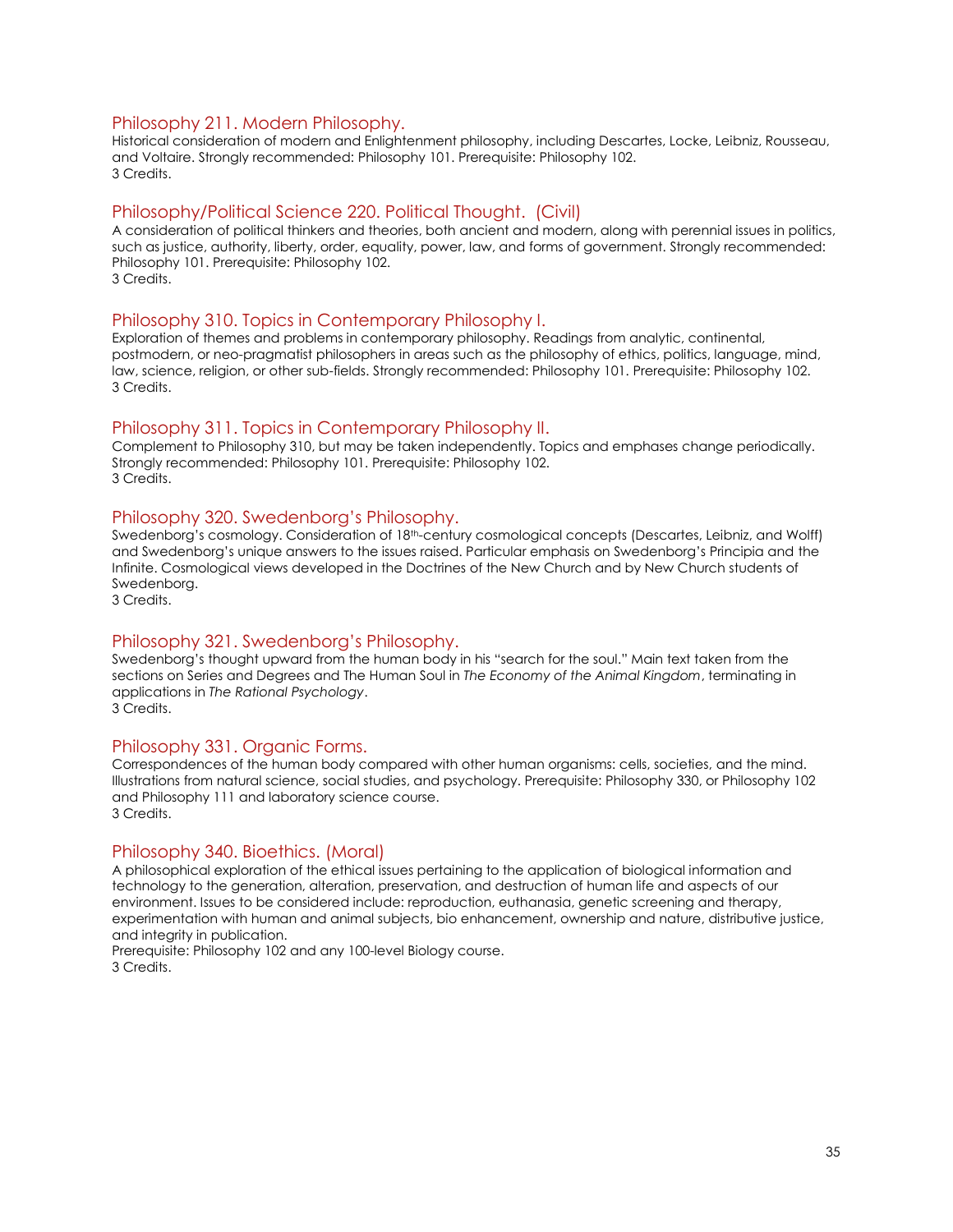### Philosophy 211. Modern Philosophy.

Historical consideration of modern and Enlightenment philosophy, including Descartes, Locke, Leibniz, Rousseau, and Voltaire. Strongly recommended: Philosophy 101. Prerequisite: Philosophy 102.
3 Credits.

### Philosophy/Political Science 220. Political Thought. (Civil)

A consideration of political thinkers and theories, both ancient and modern, along with perennial issues in politics, such as justice, authority, liberty, order, equality, power, law, and forms of government. Strongly recommended: Philosophy 101. Prerequisite: Philosophy 102.
3 Credits.

### Philosophy 310. Topics in Contemporary Philosophy I.

Exploration of themes and problems in contemporary philosophy. Readings from analytic, continental, postmodern, or neo-pragmatist philosophers in areas such as the philosophy of ethics, politics, language, mind, law, science, religion, or other sub-fields. Strongly recommended: Philosophy 101. Prerequisite: Philosophy 102.
3 Credits.

### Philosophy 311. Topics in Contemporary Philosophy II.

Complement to Philosophy 310, but may be taken independently. Topics and emphases change periodically. Strongly recommended: Philosophy 101. Prerequisite: Philosophy 102.
3 Credits.

### Philosophy 320. Swedenborg's Philosophy.

Swedenborg's cosmology. Consideration of 18th-century cosmological concepts (Descartes, Leibniz, and Wolff) and Swedenborg's unique answers to the issues raised. Particular emphasis on Swedenborg's Principia and the Infinite. Cosmological views developed in the Doctrines of the New Church and by New Church students of Swedenborg.
3 Credits.

### Philosophy 321. Swedenborg's Philosophy.

Swedenborg's thought upward from the human body in his "search for the soul." Main text taken from the sections on Series and Degrees and The Human Soul in *The Economy of the Animal Kingdom*, terminating in applications in *The Rational Psychology*.
3 Credits.

### Philosophy 331. Organic Forms.

Correspondences of the human body compared with other human organisms: cells, societies, and the mind. Illustrations from natural science, social studies, and psychology. Prerequisite: Philosophy 330, or Philosophy 102 and Philosophy 111 and laboratory science course.
3 Credits.

### Philosophy 340. Bioethics. (Moral)

A philosophical exploration of the ethical issues pertaining to the application of biological information and technology to the generation, alteration, preservation, and destruction of human life and aspects of our environment. Issues to be considered include: reproduction, euthanasia, genetic screening and therapy, experimentation with human and animal subjects, bio enhancement, ownership and nature, distributive justice, and integrity in publication.
Prerequisite: Philosophy 102 and any 100-level Biology course.
3 Credits.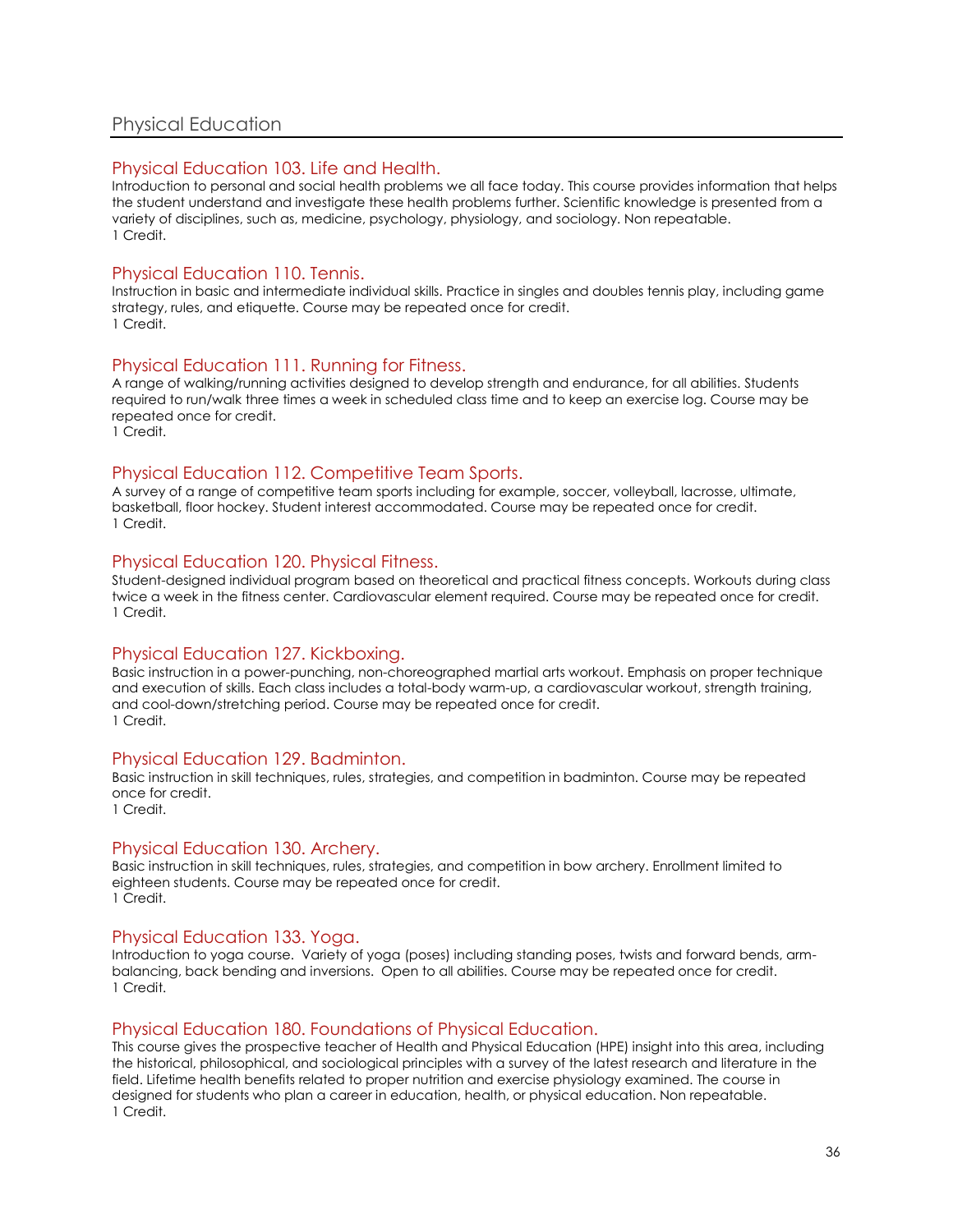# Physical Education

## Physical Education 103. Life and Health.

Introduction to personal and social health problems we all face today. This course provides information that helps the student understand and investigate these health problems further. Scientific knowledge is presented from a variety of disciplines, such as, medicine, psychology, physiology, and sociology. Non repeatable.
1 Credit.

## Physical Education 110. Tennis.

Instruction in basic and intermediate individual skills. Practice in singles and doubles tennis play, including game strategy, rules, and etiquette. Course may be repeated once for credit.
1 Credit.

## Physical Education 111. Running for Fitness.

A range of walking/running activities designed to develop strength and endurance, for all abilities. Students required to run/walk three times a week in scheduled class time and to keep an exercise log. Course may be repeated once for credit.
1 Credit.

## Physical Education 112. Competitive Team Sports.

A survey of a range of competitive team sports including for example, soccer, volleyball, lacrosse, ultimate, basketball, floor hockey. Student interest accommodated. Course may be repeated once for credit.
1 Credit.

## Physical Education 120. Physical Fitness.

Student-designed individual program based on theoretical and practical fitness concepts. Workouts during class twice a week in the fitness center. Cardiovascular element required. Course may be repeated once for credit.
1 Credit.

## Physical Education 127. Kickboxing.

Basic instruction in a power-punching, non-choreographed martial arts workout. Emphasis on proper technique and execution of skills. Each class includes a total-body warm-up, a cardiovascular workout, strength training, and cool-down/stretching period. Course may be repeated once for credit.
1 Credit.

## Physical Education 129. Badminton.

Basic instruction in skill techniques, rules, strategies, and competition in badminton. Course may be repeated once for credit.
1 Credit.

## Physical Education 130. Archery.

Basic instruction in skill techniques, rules, strategies, and competition in bow archery. Enrollment limited to eighteen students. Course may be repeated once for credit.
1 Credit.

## Physical Education 133. Yoga.

Introduction to yoga course. Variety of yoga (poses) including standing poses, twists and forward bends, arm-balancing, back bending and inversions. Open to all abilities. Course may be repeated once for credit.
1 Credit.

## Physical Education 180. Foundations of Physical Education.

This course gives the prospective teacher of Health and Physical Education (HPE) insight into this area, including the historical, philosophical, and sociological principles with a survey of the latest research and literature in the field. Lifetime health benefits related to proper nutrition and exercise physiology examined. The course in designed for students who plan a career in education, health, or physical education. Non repeatable.
1 Credit.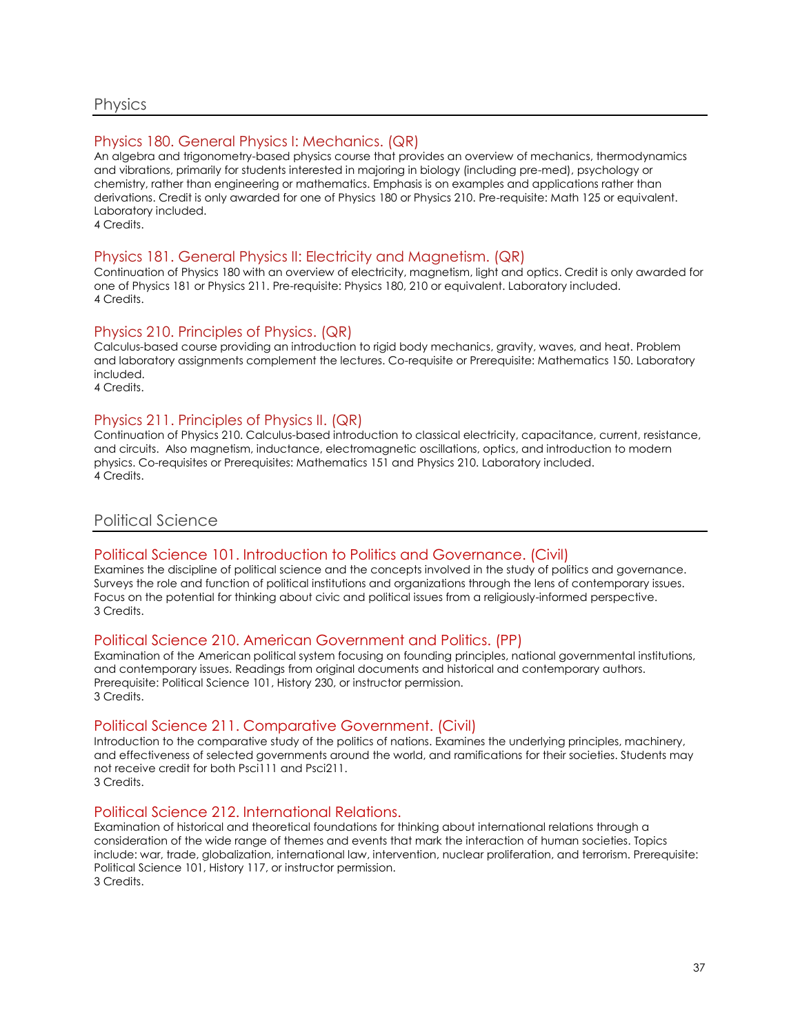## Physics

### Physics 180. General Physics I: Mechanics. (QR)

An algebra and trigonometry-based physics course that provides an overview of mechanics, thermodynamics and vibrations, primarily for students interested in majoring in biology (including pre-med), psychology or chemistry, rather than engineering or mathematics. Emphasis is on examples and applications rather than derivations. Credit is only awarded for one of Physics 180 or Physics 210. Pre-requisite: Math 125 or equivalent. Laboratory included.
4 Credits.

### Physics 181. General Physics II: Electricity and Magnetism. (QR)

Continuation of Physics 180 with an overview of electricity, magnetism, light and optics. Credit is only awarded for one of Physics 181 or Physics 211. Pre-requisite: Physics 180, 210 or equivalent. Laboratory included.
4 Credits.

### Physics 210. Principles of Physics. (QR)

Calculus-based course providing an introduction to rigid body mechanics, gravity, waves, and heat. Problem and laboratory assignments complement the lectures. Co-requisite or Prerequisite: Mathematics 150. Laboratory included.
4 Credits.

### Physics 211. Principles of Physics II. (QR)

Continuation of Physics 210. Calculus-based introduction to classical electricity, capacitance, current, resistance, and circuits. Also magnetism, inductance, electromagnetic oscillations, optics, and introduction to modern physics. Co-requisites or Prerequisites: Mathematics 151 and Physics 210. Laboratory included.
4 Credits.

## Political Science

### Political Science 101. Introduction to Politics and Governance. (Civil)

Examines the discipline of political science and the concepts involved in the study of politics and governance. Surveys the role and function of political institutions and organizations through the lens of contemporary issues. Focus on the potential for thinking about civic and political issues from a religiously-informed perspective.
3 Credits.

### Political Science 210. American Government and Politics. (PP)

Examination of the American political system focusing on founding principles, national governmental institutions, and contemporary issues. Readings from original documents and historical and contemporary authors. Prerequisite: Political Science 101, History 230, or instructor permission.
3 Credits.

### Political Science 211. Comparative Government. (Civil)

Introduction to the comparative study of the politics of nations. Examines the underlying principles, machinery, and effectiveness of selected governments around the world, and ramifications for their societies. Students may not receive credit for both Psci111 and Psci211.
3 Credits.

### Political Science 212. International Relations.

Examination of historical and theoretical foundations for thinking about international relations through a consideration of the wide range of themes and events that mark the interaction of human societies. Topics include: war, trade, globalization, international law, intervention, nuclear proliferation, and terrorism. Prerequisite: Political Science 101, History 117, or instructor permission.
3 Credits.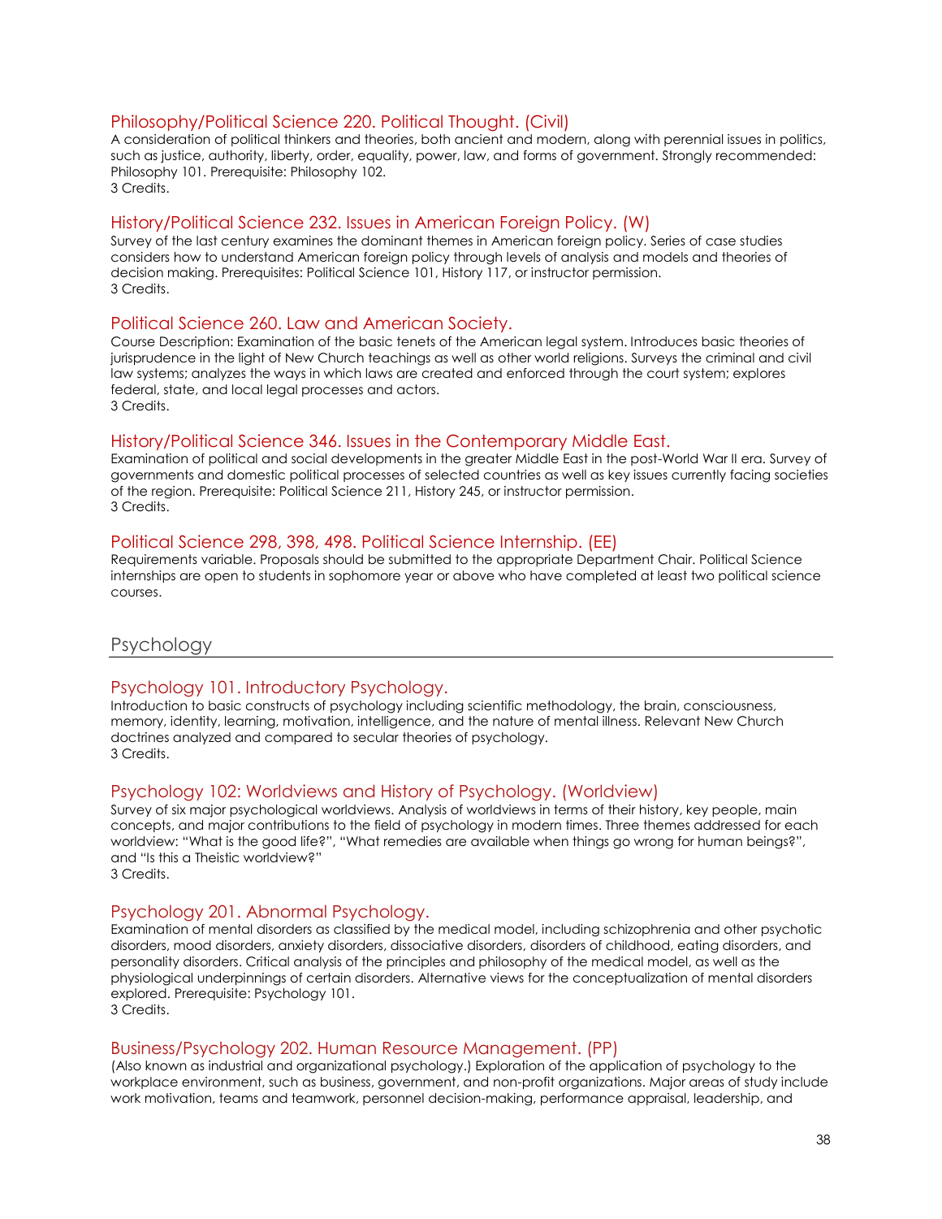### Philosophy/Political Science 220. Political Thought. (Civil)

A consideration of political thinkers and theories, both ancient and modern, along with perennial issues in politics, such as justice, authority, liberty, order, equality, power, law, and forms of government. Strongly recommended: Philosophy 101. Prerequisite: Philosophy 102.
3 Credits.

### History/Political Science 232. Issues in American Foreign Policy. (W)

Survey of the last century examines the dominant themes in American foreign policy. Series of case studies considers how to understand American foreign policy through levels of analysis and models and theories of decision making. Prerequisites: Political Science 101, History 117, or instructor permission.
3 Credits.

### Political Science 260. Law and American Society.

Course Description: Examination of the basic tenets of the American legal system. Introduces basic theories of jurisprudence in the light of New Church teachings as well as other world religions. Surveys the criminal and civil law systems; analyzes the ways in which laws are created and enforced through the court system; explores federal, state, and local legal processes and actors.
3 Credits.

### History/Political Science 346. Issues in the Contemporary Middle East.

Examination of political and social developments in the greater Middle East in the post-World War II era. Survey of governments and domestic political processes of selected countries as well as key issues currently facing societies of the region. Prerequisite: Political Science 211, History 245, or instructor permission.
3 Credits.

### Political Science 298, 398, 498. Political Science Internship. (EE)

Requirements variable. Proposals should be submitted to the appropriate Department Chair. Political Science internships are open to students in sophomore year or above who have completed at least two political science courses.

## Psychology

### Psychology 101. Introductory Psychology.

Introduction to basic constructs of psychology including scientific methodology, the brain, consciousness, memory, identity, learning, motivation, intelligence, and the nature of mental illness. Relevant New Church doctrines analyzed and compared to secular theories of psychology.
3 Credits.

### Psychology 102: Worldviews and History of Psychology. (Worldview)

Survey of six major psychological worldviews. Analysis of worldviews in terms of their history, key people, main concepts, and major contributions to the field of psychology in modern times. Three themes addressed for each worldview: "What is the good life?", "What remedies are available when things go wrong for human beings?", and "Is this a Theistic worldview?"
3 Credits.

### Psychology 201. Abnormal Psychology.

Examination of mental disorders as classified by the medical model, including schizophrenia and other psychotic disorders, mood disorders, anxiety disorders, dissociative disorders, disorders of childhood, eating disorders, and personality disorders. Critical analysis of the principles and philosophy of the medical model, as well as the physiological underpinnings of certain disorders. Alternative views for the conceptualization of mental disorders explored. Prerequisite: Psychology 101.
3 Credits.

### Business/Psychology 202. Human Resource Management. (PP)

(Also known as industrial and organizational psychology.) Exploration of the application of psychology to the workplace environment, such as business, government, and non-profit organizations. Major areas of study include work motivation, teams and teamwork, personnel decision-making, performance appraisal, leadership, and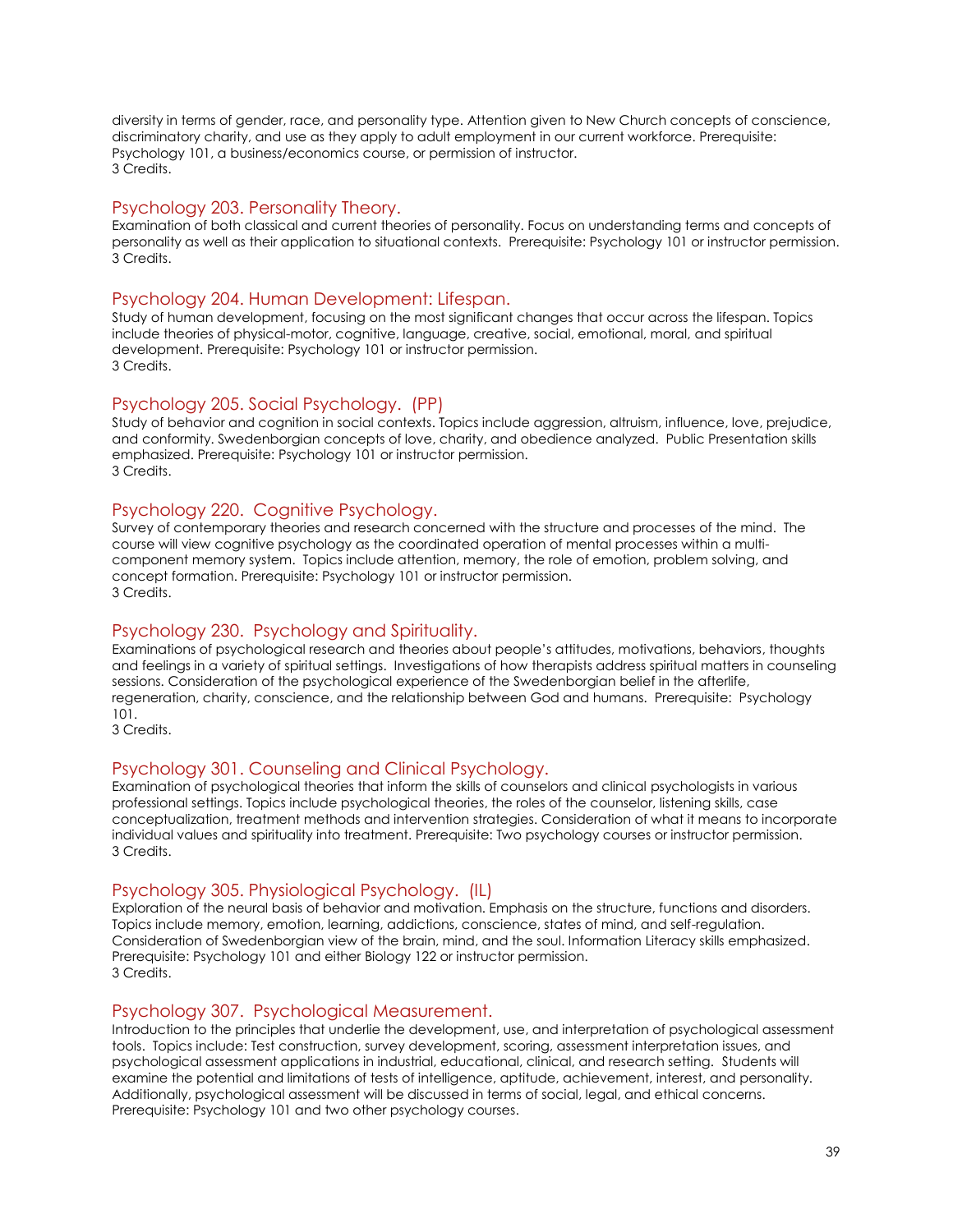diversity in terms of gender, race, and personality type. Attention given to New Church concepts of conscience, discriminatory charity, and use as they apply to adult employment in our current workforce. Prerequisite: Psychology 101, a business/economics course, or permission of instructor.
3 Credits.

### Psychology 203. Personality Theory.

Examination of both classical and current theories of personality. Focus on understanding terms and concepts of personality as well as their application to situational contexts. Prerequisite: Psychology 101 or instructor permission.
3 Credits.

### Psychology 204. Human Development: Lifespan.

Study of human development, focusing on the most significant changes that occur across the lifespan. Topics include theories of physical-motor, cognitive, language, creative, social, emotional, moral, and spiritual development. Prerequisite: Psychology 101 or instructor permission.
3 Credits.

### Psychology 205. Social Psychology. (PP)

Study of behavior and cognition in social contexts. Topics include aggression, altruism, influence, love, prejudice, and conformity. Swedenborgian concepts of love, charity, and obedience analyzed. Public Presentation skills emphasized. Prerequisite: Psychology 101 or instructor permission.
3 Credits.

### Psychology 220. Cognitive Psychology.

Survey of contemporary theories and research concerned with the structure and processes of the mind. The course will view cognitive psychology as the coordinated operation of mental processes within a multi-component memory system. Topics include attention, memory, the role of emotion, problem solving, and concept formation. Prerequisite: Psychology 101 or instructor permission.
3 Credits.

### Psychology 230. Psychology and Spirituality.

Examinations of psychological research and theories about people's attitudes, motivations, behaviors, thoughts and feelings in a variety of spiritual settings. Investigations of how therapists address spiritual matters in counseling sessions. Consideration of the psychological experience of the Swedenborgian belief in the afterlife, regeneration, charity, conscience, and the relationship between God and humans. Prerequisite: Psychology 101.
3 Credits.

### Psychology 301. Counseling and Clinical Psychology.

Examination of psychological theories that inform the skills of counselors and clinical psychologists in various professional settings. Topics include psychological theories, the roles of the counselor, listening skills, case conceptualization, treatment methods and intervention strategies. Consideration of what it means to incorporate individual values and spirituality into treatment. Prerequisite: Two psychology courses or instructor permission.
3 Credits.

### Psychology 305. Physiological Psychology. (IL)

Exploration of the neural basis of behavior and motivation. Emphasis on the structure, functions and disorders. Topics include memory, emotion, learning, addictions, conscience, states of mind, and self-regulation. Consideration of Swedenborgian view of the brain, mind, and the soul. Information Literacy skills emphasized. Prerequisite: Psychology 101 and either Biology 122 or instructor permission.
3 Credits.

### Psychology 307. Psychological Measurement.

Introduction to the principles that underlie the development, use, and interpretation of psychological assessment tools. Topics include: Test construction, survey development, scoring, assessment interpretation issues, and psychological assessment applications in industrial, educational, clinical, and research setting. Students will examine the potential and limitations of tests of intelligence, aptitude, achievement, interest, and personality. Additionally, psychological assessment will be discussed in terms of social, legal, and ethical concerns. Prerequisite: Psychology 101 and two other psychology courses.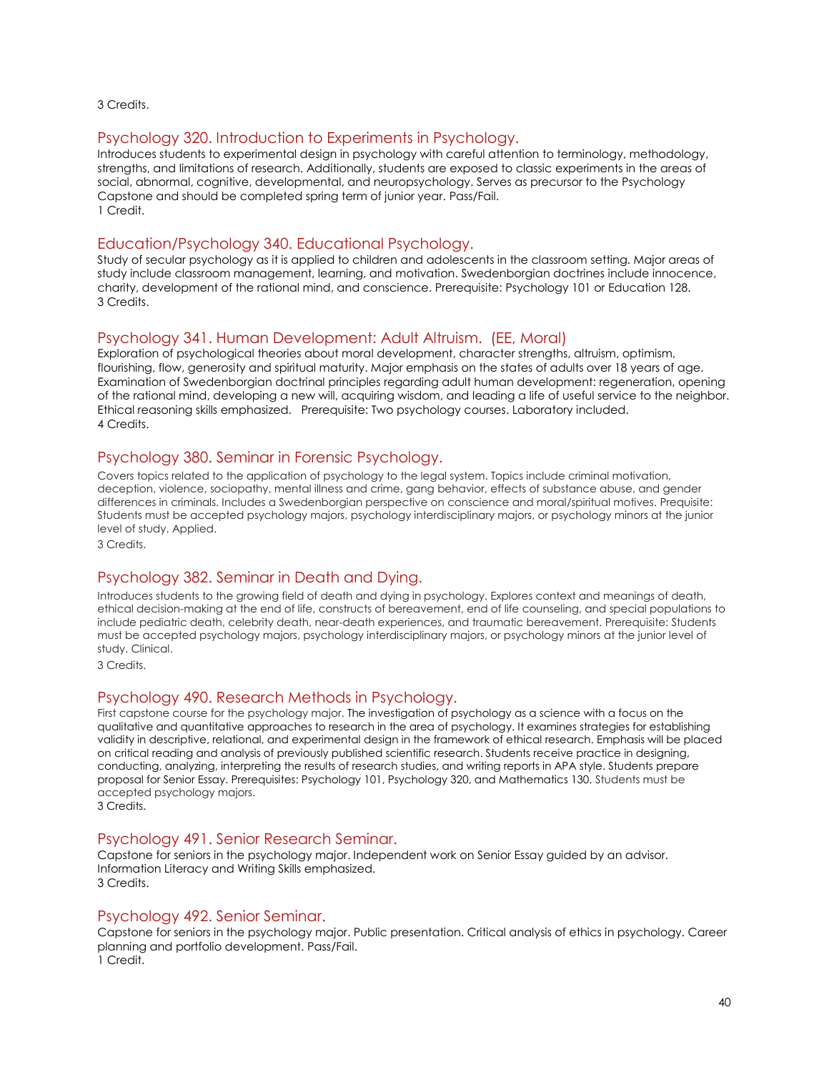3 Credits.

### Psychology 320. Introduction to Experiments in Psychology.

Introduces students to experimental design in psychology with careful attention to terminology, methodology, strengths, and limitations of research. Additionally, students are exposed to classic experiments in the areas of social, abnormal, cognitive, developmental, and neuropsychology. Serves as precursor to the Psychology Capstone and should be completed spring term of junior year. Pass/Fail.
1 Credit.

### Education/Psychology 340. Educational Psychology.

Study of secular psychology as it is applied to children and adolescents in the classroom setting. Major areas of study include classroom management, learning, and motivation. Swedenborgian doctrines include innocence, charity, development of the rational mind, and conscience. Prerequisite: Psychology 101 or Education 128.
3 Credits.

### Psychology 341. Human Development: Adult Altruism. (EE, Moral)

Exploration of psychological theories about moral development, character strengths, altruism, optimism, flourishing, flow, generosity and spiritual maturity. Major emphasis on the states of adults over 18 years of age. Examination of Swedenborgian doctrinal principles regarding adult human development: regeneration, opening of the rational mind, developing a new will, acquiring wisdom, and leading a life of useful service to the neighbor. Ethical reasoning skills emphasized. Prerequisite: Two psychology courses. Laboratory included.
4 Credits.

### Psychology 380. Seminar in Forensic Psychology.

Covers topics related to the application of psychology to the legal system. Topics include criminal motivation, deception, violence, sociopathy, mental illness and crime, gang behavior, effects of substance abuse, and gender differences in criminals. Includes a Swedenborgian perspective on conscience and moral/spiritual motives. Prequisite: Students must be accepted psychology majors, psychology interdisciplinary majors, or psychology minors at the junior level of study. Applied.

3 Credits.

### Psychology 382. Seminar in Death and Dying.

Introduces students to the growing field of death and dying in psychology. Explores context and meanings of death, ethical decision-making at the end of life, constructs of bereavement, end of life counseling, and special populations to include pediatric death, celebrity death, near-death experiences, and traumatic bereavement. Prerequisite: Students must be accepted psychology majors, psychology interdisciplinary majors, or psychology minors at the junior level of study. Clinical.

3 Credits.

### Psychology 490. Research Methods in Psychology.

First capstone course for the psychology major. The investigation of psychology as a science with a focus on the qualitative and quantitative approaches to research in the area of psychology. It examines strategies for establishing validity in descriptive, relational, and experimental design in the framework of ethical research. Emphasis will be placed on critical reading and analysis of previously published scientific research. Students receive practice in designing, conducting, analyzing, interpreting the results of research studies, and writing reports in APA style. Students prepare proposal for Senior Essay. Prerequisites: Psychology 101, Psychology 320, and Mathematics 130. Students must be accepted psychology majors.
3 Credits.

### Psychology 491. Senior Research Seminar.

Capstone for seniors in the psychology major. Independent work on Senior Essay guided by an advisor. Information Literacy and Writing Skills emphasized.
3 Credits.

### Psychology 492. Senior Seminar.

Capstone for seniors in the psychology major. Public presentation. Critical analysis of ethics in psychology. Career planning and portfolio development. Pass/Fail.
1 Credit.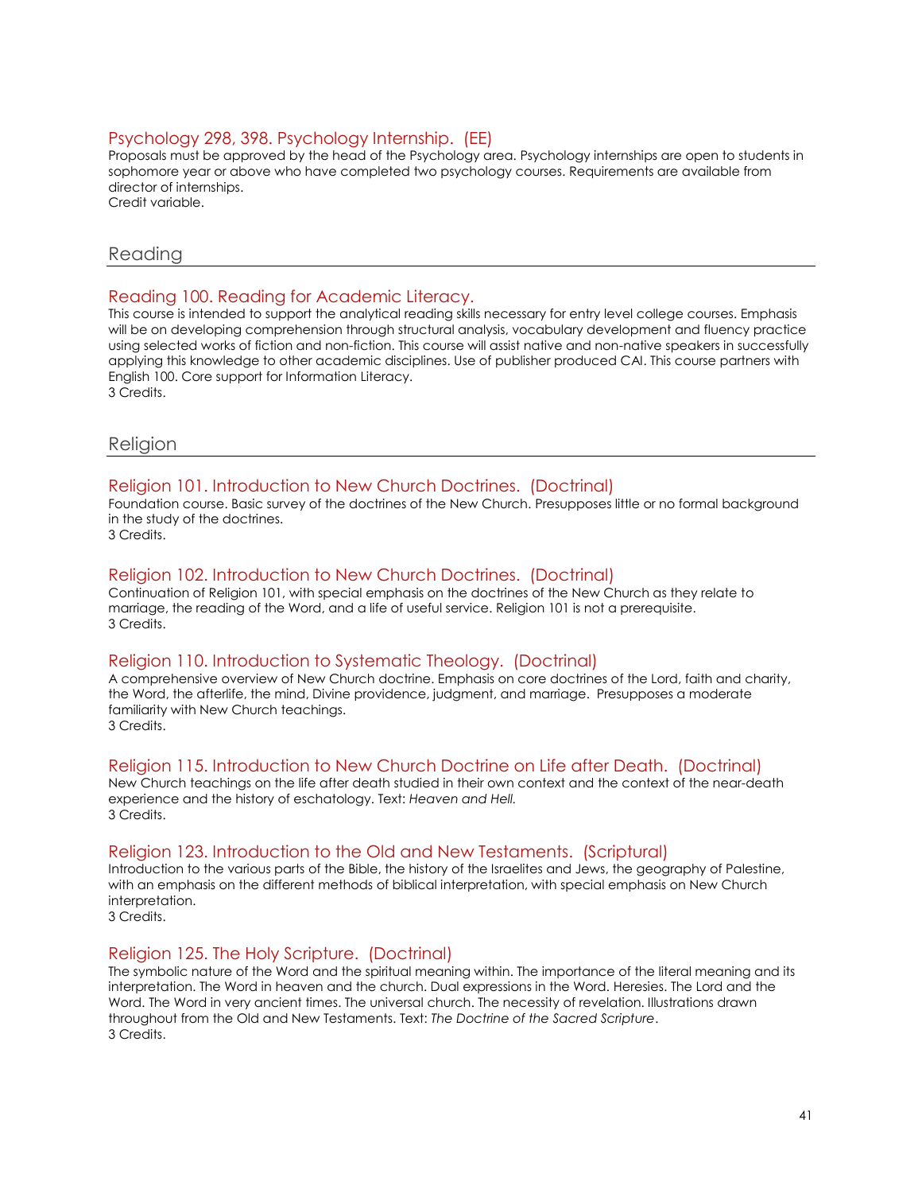### Psychology 298, 398. Psychology Internship. (EE)

Proposals must be approved by the head of the Psychology area. Psychology internships are open to students in sophomore year or above who have completed two psychology courses. Requirements are available from director of internships.
Credit variable.

## Reading

### Reading 100. Reading for Academic Literacy.

This course is intended to support the analytical reading skills necessary for entry level college courses. Emphasis will be on developing comprehension through structural analysis, vocabulary development and fluency practice using selected works of fiction and non-fiction. This course will assist native and non-native speakers in successfully applying this knowledge to other academic disciplines. Use of publisher produced CAI. This course partners with English 100. Core support for Information Literacy.
3 Credits.

## Religion

### Religion 101. Introduction to New Church Doctrines. (Doctrinal)

Foundation course. Basic survey of the doctrines of the New Church. Presupposes little or no formal background in the study of the doctrines.
3 Credits.

### Religion 102. Introduction to New Church Doctrines. (Doctrinal)

Continuation of Religion 101, with special emphasis on the doctrines of the New Church as they relate to marriage, the reading of the Word, and a life of useful service. Religion 101 is not a prerequisite.
3 Credits.

### Religion 110. Introduction to Systematic Theology. (Doctrinal)

A comprehensive overview of New Church doctrine. Emphasis on core doctrines of the Lord, faith and charity, the Word, the afterlife, the mind, Divine providence, judgment, and marriage. Presupposes a moderate familiarity with New Church teachings.
3 Credits.

### Religion 115. Introduction to New Church Doctrine on Life after Death. (Doctrinal)

New Church teachings on the life after death studied in their own context and the context of the near-death experience and the history of eschatology. Text: *Heaven and Hell.*
3 Credits.

### Religion 123. Introduction to the Old and New Testaments. (Scriptural)

Introduction to the various parts of the Bible, the history of the Israelites and Jews, the geography of Palestine, with an emphasis on the different methods of biblical interpretation, with special emphasis on New Church interpretation.
3 Credits.

### Religion 125. The Holy Scripture. (Doctrinal)

The symbolic nature of the Word and the spiritual meaning within. The importance of the literal meaning and its interpretation. The Word in heaven and the church. Dual expressions in the Word. Heresies. The Lord and the Word. The Word in very ancient times. The universal church. The necessity of revelation. Illustrations drawn throughout from the Old and New Testaments. Text: *The Doctrine of the Sacred Scripture*.
3 Credits.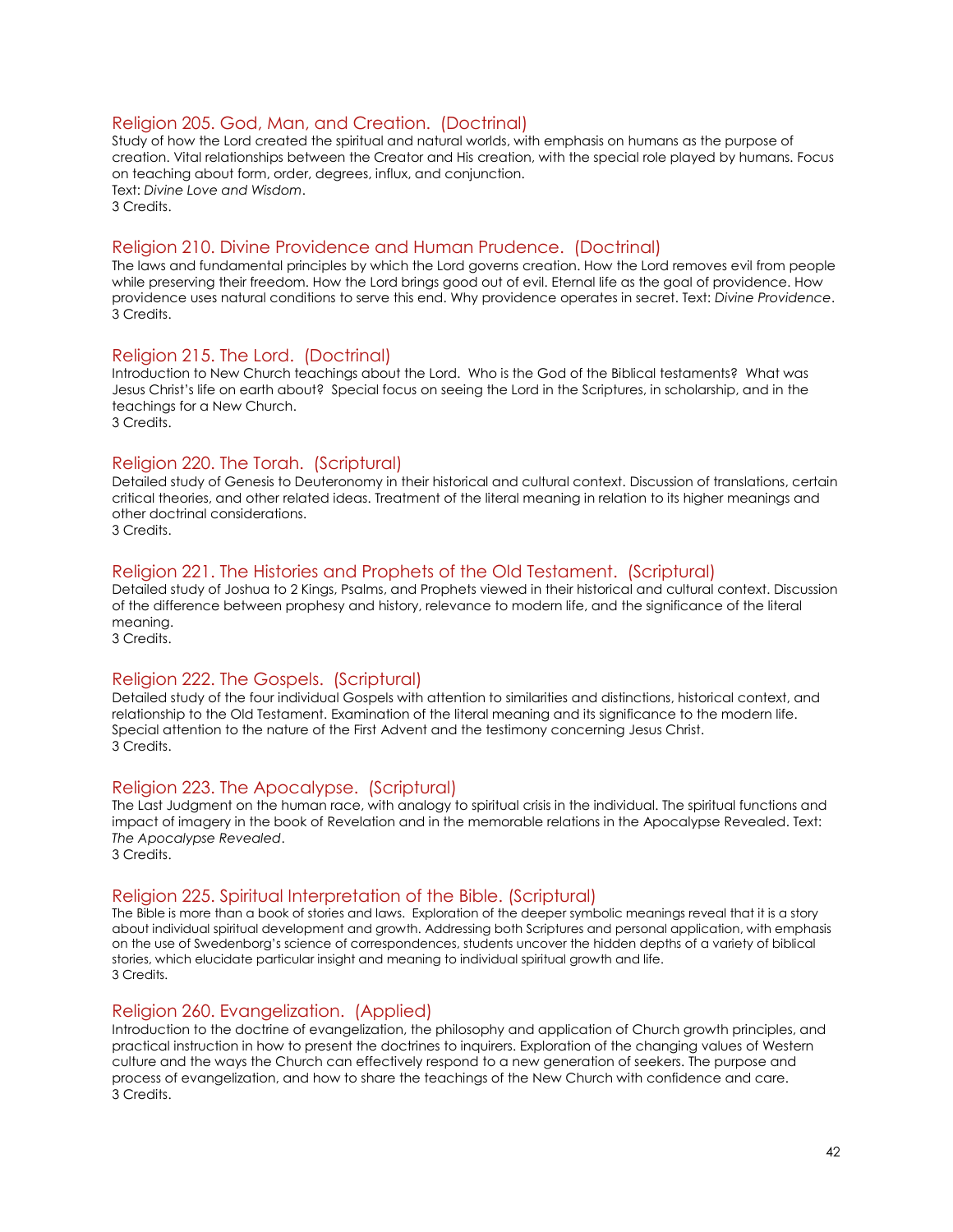### Religion 205. God, Man, and Creation. (Doctrinal)

Study of how the Lord created the spiritual and natural worlds, with emphasis on humans as the purpose of creation. Vital relationships between the Creator and His creation, with the special role played by humans. Focus on teaching about form, order, degrees, influx, and conjunction.
Text: *Divine Love and Wisdom*.
3 Credits.

### Religion 210. Divine Providence and Human Prudence. (Doctrinal)

The laws and fundamental principles by which the Lord governs creation. How the Lord removes evil from people while preserving their freedom. How the Lord brings good out of evil. Eternal life as the goal of providence. How providence uses natural conditions to serve this end. Why providence operates in secret. Text: *Divine Providence*.
3 Credits.

### Religion 215. The Lord. (Doctrinal)

Introduction to New Church teachings about the Lord. Who is the God of the Biblical testaments? What was Jesus Christ's life on earth about? Special focus on seeing the Lord in the Scriptures, in scholarship, and in the teachings for a New Church.
3 Credits.

### Religion 220. The Torah. (Scriptural)

Detailed study of Genesis to Deuteronomy in their historical and cultural context. Discussion of translations, certain critical theories, and other related ideas. Treatment of the literal meaning in relation to its higher meanings and other doctrinal considerations.
3 Credits.

### Religion 221. The Histories and Prophets of the Old Testament. (Scriptural)

Detailed study of Joshua to 2 Kings, Psalms, and Prophets viewed in their historical and cultural context. Discussion of the difference between prophesy and history, relevance to modern life, and the significance of the literal meaning.
3 Credits.

### Religion 222. The Gospels. (Scriptural)

Detailed study of the four individual Gospels with attention to similarities and distinctions, historical context, and relationship to the Old Testament. Examination of the literal meaning and its significance to the modern life. Special attention to the nature of the First Advent and the testimony concerning Jesus Christ.
3 Credits.

### Religion 223. The Apocalypse. (Scriptural)

The Last Judgment on the human race, with analogy to spiritual crisis in the individual. The spiritual functions and impact of imagery in the book of Revelation and in the memorable relations in the Apocalypse Revealed. Text: *The Apocalypse Revealed*.
3 Credits.

### Religion 225. Spiritual Interpretation of the Bible. (Scriptural)

The Bible is more than a book of stories and laws. Exploration of the deeper symbolic meanings reveal that it is a story about individual spiritual development and growth. Addressing both Scriptures and personal application, with emphasis on the use of Swedenborg's science of correspondences, students uncover the hidden depths of a variety of biblical stories, which elucidate particular insight and meaning to individual spiritual growth and life.
3 Credits.

### Religion 260. Evangelization. (Applied)

Introduction to the doctrine of evangelization, the philosophy and application of Church growth principles, and practical instruction in how to present the doctrines to inquirers. Exploration of the changing values of Western culture and the ways the Church can effectively respond to a new generation of seekers. The purpose and process of evangelization, and how to share the teachings of the New Church with confidence and care.
3 Credits.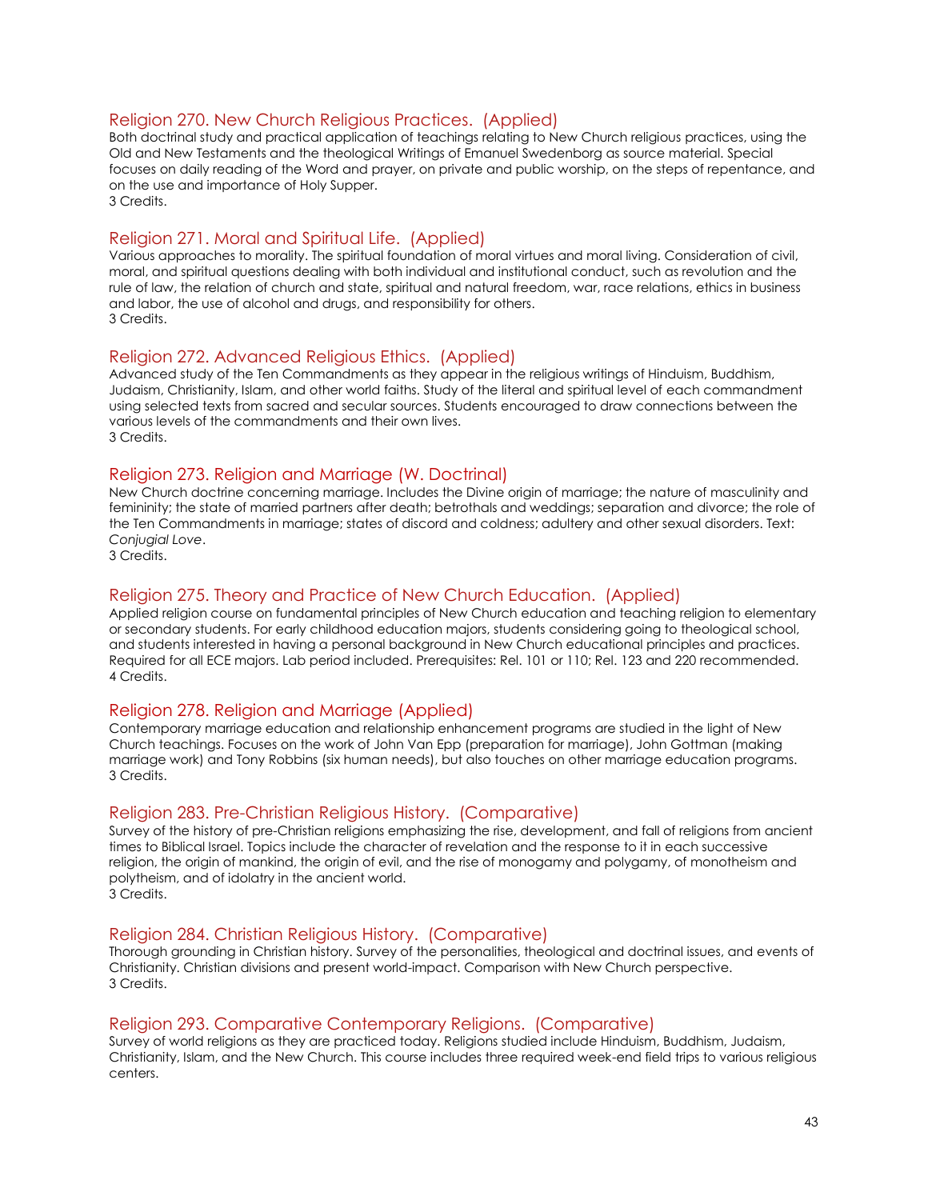### Religion 270. New Church Religious Practices. (Applied)

Both doctrinal study and practical application of teachings relating to New Church religious practices, using the Old and New Testaments and the theological Writings of Emanuel Swedenborg as source material. Special focuses on daily reading of the Word and prayer, on private and public worship, on the steps of repentance, and on the use and importance of Holy Supper.
3 Credits.

### Religion 271. Moral and Spiritual Life. (Applied)

Various approaches to morality. The spiritual foundation of moral virtues and moral living. Consideration of civil, moral, and spiritual questions dealing with both individual and institutional conduct, such as revolution and the rule of law, the relation of church and state, spiritual and natural freedom, war, race relations, ethics in business and labor, the use of alcohol and drugs, and responsibility for others.
3 Credits.

### Religion 272. Advanced Religious Ethics. (Applied)

Advanced study of the Ten Commandments as they appear in the religious writings of Hinduism, Buddhism, Judaism, Christianity, Islam, and other world faiths. Study of the literal and spiritual level of each commandment using selected texts from sacred and secular sources. Students encouraged to draw connections between the various levels of the commandments and their own lives.
3 Credits.

### Religion 273. Religion and Marriage (W. Doctrinal)

New Church doctrine concerning marriage. Includes the Divine origin of marriage; the nature of masculinity and femininity; the state of married partners after death; betrothals and weddings; separation and divorce; the role of the Ten Commandments in marriage; states of discord and coldness; adultery and other sexual disorders. Text: *Conjugial Love*.
3 Credits.

### Religion 275. Theory and Practice of New Church Education. (Applied)

Applied religion course on fundamental principles of New Church education and teaching religion to elementary or secondary students. For early childhood education majors, students considering going to theological school, and students interested in having a personal background in New Church educational principles and practices. Required for all ECE majors. Lab period included. Prerequisites: Rel. 101 or 110; Rel. 123 and 220 recommended.
4 Credits.

### Religion 278. Religion and Marriage (Applied)

Contemporary marriage education and relationship enhancement programs are studied in the light of New Church teachings. Focuses on the work of John Van Epp (preparation for marriage), John Gottman (making marriage work) and Tony Robbins (six human needs), but also touches on other marriage education programs.
3 Credits.

### Religion 283. Pre-Christian Religious History. (Comparative)

Survey of the history of pre-Christian religions emphasizing the rise, development, and fall of religions from ancient times to Biblical Israel. Topics include the character of revelation and the response to it in each successive religion, the origin of mankind, the origin of evil, and the rise of monogamy and polygamy, of monotheism and polytheism, and of idolatry in the ancient world.
3 Credits.

### Religion 284. Christian Religious History. (Comparative)

Thorough grounding in Christian history. Survey of the personalities, theological and doctrinal issues, and events of Christianity. Christian divisions and present world-impact. Comparison with New Church perspective.
3 Credits.

### Religion 293. Comparative Contemporary Religions. (Comparative)

Survey of world religions as they are practiced today. Religions studied include Hinduism, Buddhism, Judaism, Christianity, Islam, and the New Church. This course includes three required week-end field trips to various religious centers.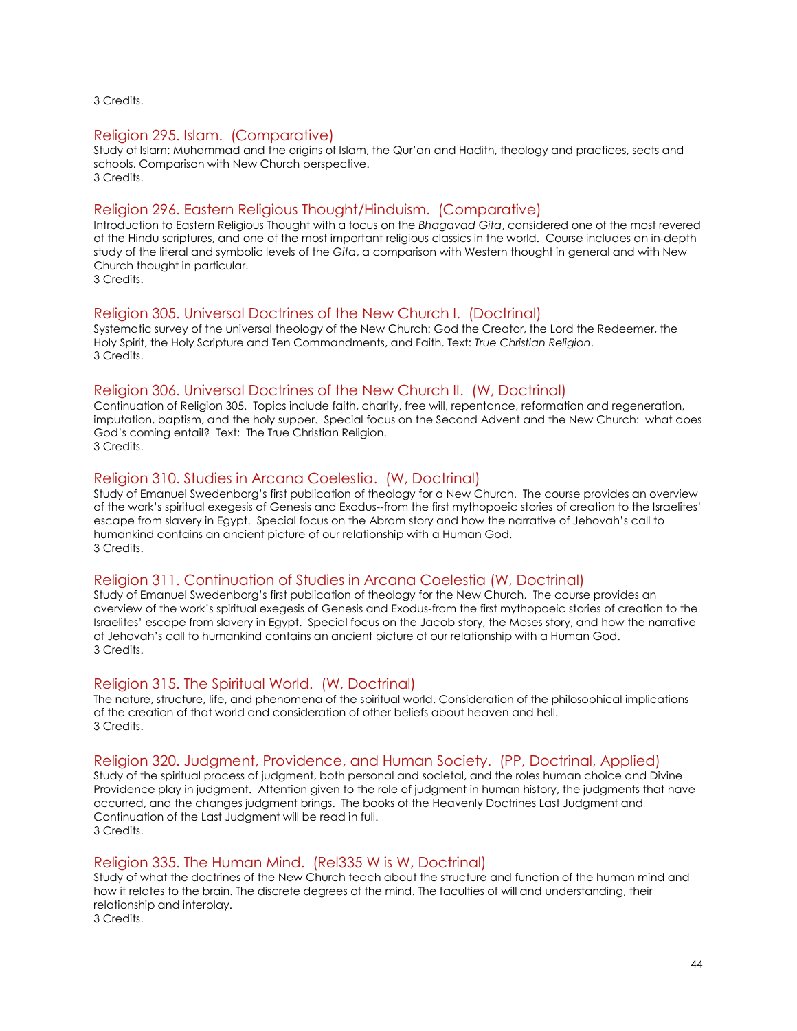3 Credits.

### Religion 295. Islam. (Comparative)

Study of Islam: Muhammad and the origins of Islam, the Qur'an and Hadith, theology and practices, sects and schools. Comparison with New Church perspective.
3 Credits.

### Religion 296. Eastern Religious Thought/Hinduism. (Comparative)

Introduction to Eastern Religious Thought with a focus on the *Bhagavad Gita*, considered one of the most revered of the Hindu scriptures, and one of the most important religious classics in the world. Course includes an in-depth study of the literal and symbolic levels of the *Gita*, a comparison with Western thought in general and with New Church thought in particular.
3 Credits.

### Religion 305. Universal Doctrines of the New Church I. (Doctrinal)

Systematic survey of the universal theology of the New Church: God the Creator, the Lord the Redeemer, the Holy Spirit, the Holy Scripture and Ten Commandments, and Faith. Text: *True Christian Religion*.
3 Credits.

### Religion 306. Universal Doctrines of the New Church II. (W, Doctrinal)

Continuation of Religion 305. Topics include faith, charity, free will, repentance, reformation and regeneration, imputation, baptism, and the holy supper. Special focus on the Second Advent and the New Church: what does God's coming entail? Text: The True Christian Religion.
3 Credits.

### Religion 310. Studies in Arcana Coelestia. (W, Doctrinal)

Study of Emanuel Swedenborg's first publication of theology for a New Church. The course provides an overview of the work's spiritual exegesis of Genesis and Exodus--from the first mythopoeic stories of creation to the Israelites' escape from slavery in Egypt. Special focus on the Abram story and how the narrative of Jehovah's call to humankind contains an ancient picture of our relationship with a Human God.
3 Credits.

### Religion 311. Continuation of Studies in Arcana Coelestia (W, Doctrinal)

Study of Emanuel Swedenborg's first publication of theology for the New Church. The course provides an overview of the work's spiritual exegesis of Genesis and Exodus-from the first mythopoeic stories of creation to the Israelites' escape from slavery in Egypt. Special focus on the Jacob story, the Moses story, and how the narrative of Jehovah's call to humankind contains an ancient picture of our relationship with a Human God.
3 Credits.

### Religion 315. The Spiritual World. (W, Doctrinal)

The nature, structure, life, and phenomena of the spiritual world. Consideration of the philosophical implications of the creation of that world and consideration of other beliefs about heaven and hell.
3 Credits.

### Religion 320. Judgment, Providence, and Human Society. (PP, Doctrinal, Applied)

Study of the spiritual process of judgment, both personal and societal, and the roles human choice and Divine Providence play in judgment. Attention given to the role of judgment in human history, the judgments that have occurred, and the changes judgment brings. The books of the Heavenly Doctrines Last Judgment and Continuation of the Last Judgment will be read in full.
3 Credits.

### Religion 335. The Human Mind. (Rel335 W is W, Doctrinal)

Study of what the doctrines of the New Church teach about the structure and function of the human mind and how it relates to the brain. The discrete degrees of the mind. The faculties of will and understanding, their relationship and interplay.
3 Credits.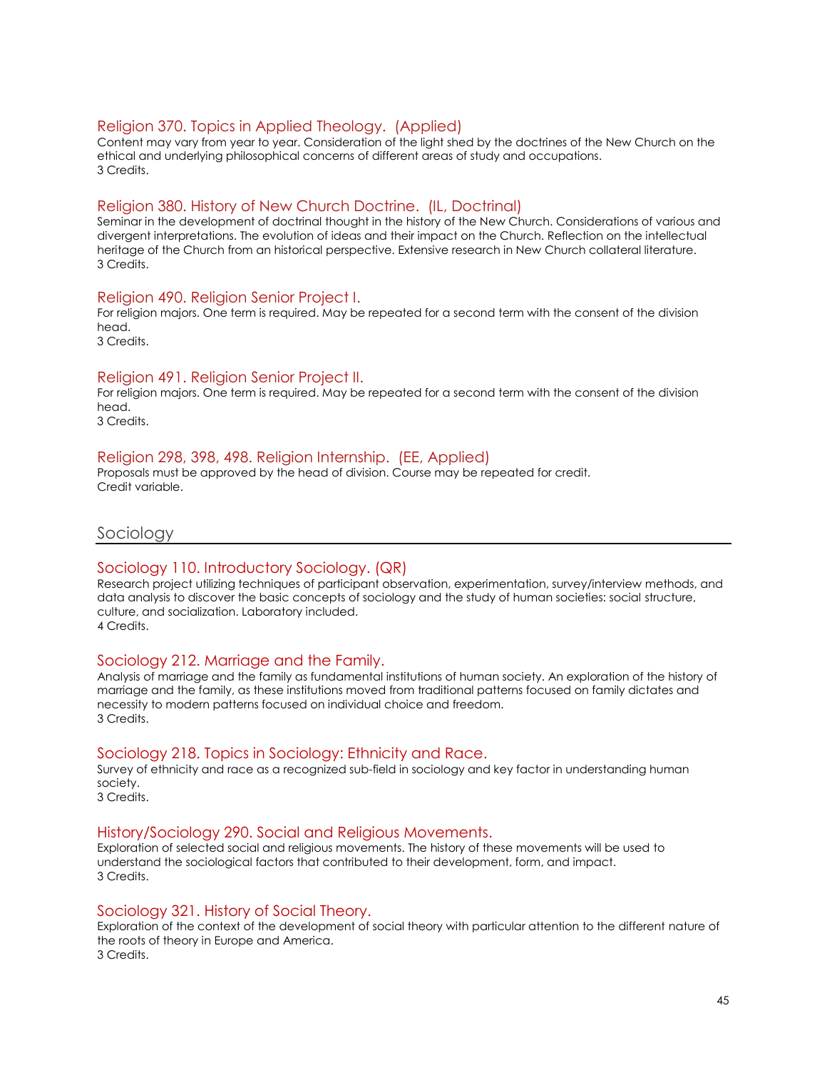### Religion 370. Topics in Applied Theology. (Applied)

Content may vary from year to year. Consideration of the light shed by the doctrines of the New Church on the ethical and underlying philosophical concerns of different areas of study and occupations.
3 Credits.

### Religion 380. History of New Church Doctrine. (IL, Doctrinal)

Seminar in the development of doctrinal thought in the history of the New Church. Considerations of various and divergent interpretations. The evolution of ideas and their impact on the Church. Reflection on the intellectual heritage of the Church from an historical perspective. Extensive research in New Church collateral literature.
3 Credits.

### Religion 490. Religion Senior Project I.

For religion majors. One term is required. May be repeated for a second term with the consent of the division head.
3 Credits.

### Religion 491. Religion Senior Project II.

For religion majors. One term is required. May be repeated for a second term with the consent of the division head.
3 Credits.

### Religion 298, 398, 498. Religion Internship. (EE, Applied)

Proposals must be approved by the head of division. Course may be repeated for credit.
Credit variable.

## Sociology

### Sociology 110. Introductory Sociology. (QR)

Research project utilizing techniques of participant observation, experimentation, survey/interview methods, and data analysis to discover the basic concepts of sociology and the study of human societies: social structure, culture, and socialization. Laboratory included.
4 Credits.

### Sociology 212. Marriage and the Family.

Analysis of marriage and the family as fundamental institutions of human society. An exploration of the history of marriage and the family, as these institutions moved from traditional patterns focused on family dictates and necessity to modern patterns focused on individual choice and freedom.
3 Credits.

### Sociology 218. Topics in Sociology: Ethnicity and Race.

Survey of ethnicity and race as a recognized sub-field in sociology and key factor in understanding human society.
3 Credits.

### History/Sociology 290. Social and Religious Movements.

Exploration of selected social and religious movements. The history of these movements will be used to understand the sociological factors that contributed to their development, form, and impact.
3 Credits.

### Sociology 321. History of Social Theory.

Exploration of the context of the development of social theory with particular attention to the different nature of the roots of theory in Europe and America.
3 Credits.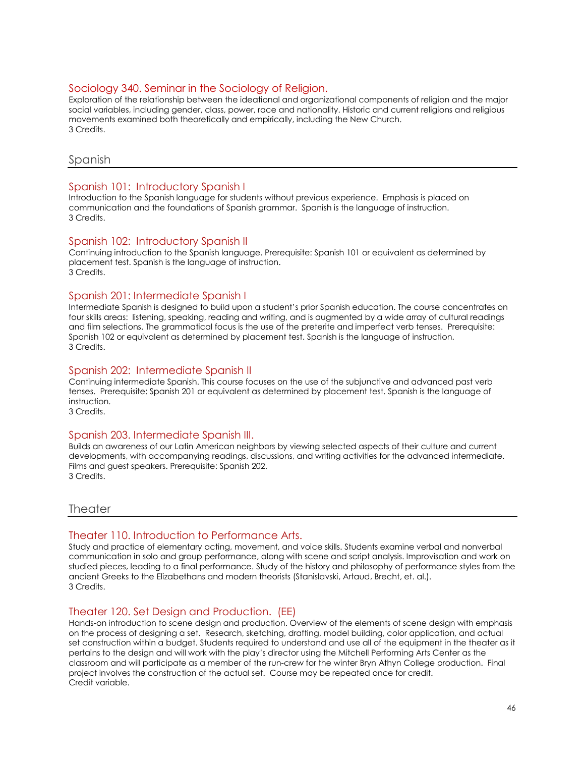### Sociology 340. Seminar in the Sociology of Religion.

Exploration of the relationship between the ideational and organizational components of religion and the major social variables, including gender, class, power, race and nationality. Historic and current religions and religious movements examined both theoretically and empirically, including the New Church.
3 Credits.

## Spanish

### Spanish 101: Introductory Spanish I

Introduction to the Spanish language for students without previous experience. Emphasis is placed on communication and the foundations of Spanish grammar. Spanish is the language of instruction.
3 Credits.

### Spanish 102: Introductory Spanish II

Continuing introduction to the Spanish language. Prerequisite: Spanish 101 or equivalent as determined by placement test. Spanish is the language of instruction.
3 Credits.

### Spanish 201: Intermediate Spanish I

Intermediate Spanish is designed to build upon a student's prior Spanish education. The course concentrates on four skills areas: listening, speaking, reading and writing, and is augmented by a wide array of cultural readings and film selections. The grammatical focus is the use of the preterite and imperfect verb tenses. Prerequisite: Spanish 102 or equivalent as determined by placement test. Spanish is the language of instruction.
3 Credits.

### Spanish 202: Intermediate Spanish II

Continuing intermediate Spanish. This course focuses on the use of the subjunctive and advanced past verb tenses. Prerequisite: Spanish 201 or equivalent as determined by placement test. Spanish is the language of instruction.
3 Credits.

### Spanish 203. Intermediate Spanish III.

Builds an awareness of our Latin American neighbors by viewing selected aspects of their culture and current developments, with accompanying readings, discussions, and writing activities for the advanced intermediate. Films and guest speakers. Prerequisite: Spanish 202.
3 Credits.

## Theater

### Theater 110. Introduction to Performance Arts.

Study and practice of elementary acting, movement, and voice skills. Students examine verbal and nonverbal communication in solo and group performance, along with scene and script analysis. Improvisation and work on studied pieces, leading to a final performance. Study of the history and philosophy of performance styles from the ancient Greeks to the Elizabethans and modern theorists (Stanislavski, Artaud, Brecht, et. al.).
3 Credits.

### Theater 120. Set Design and Production. (EE)

Hands-on introduction to scene design and production. Overview of the elements of scene design with emphasis on the process of designing a set. Research, sketching, drafting, model building, color application, and actual set construction within a budget. Students required to understand and use all of the equipment in the theater as it pertains to the design and will work with the play's director using the Mitchell Performing Arts Center as the classroom and will participate as a member of the run-crew for the winter Bryn Athyn College production. Final project involves the construction of the actual set. Course may be repeated once for credit.
Credit variable.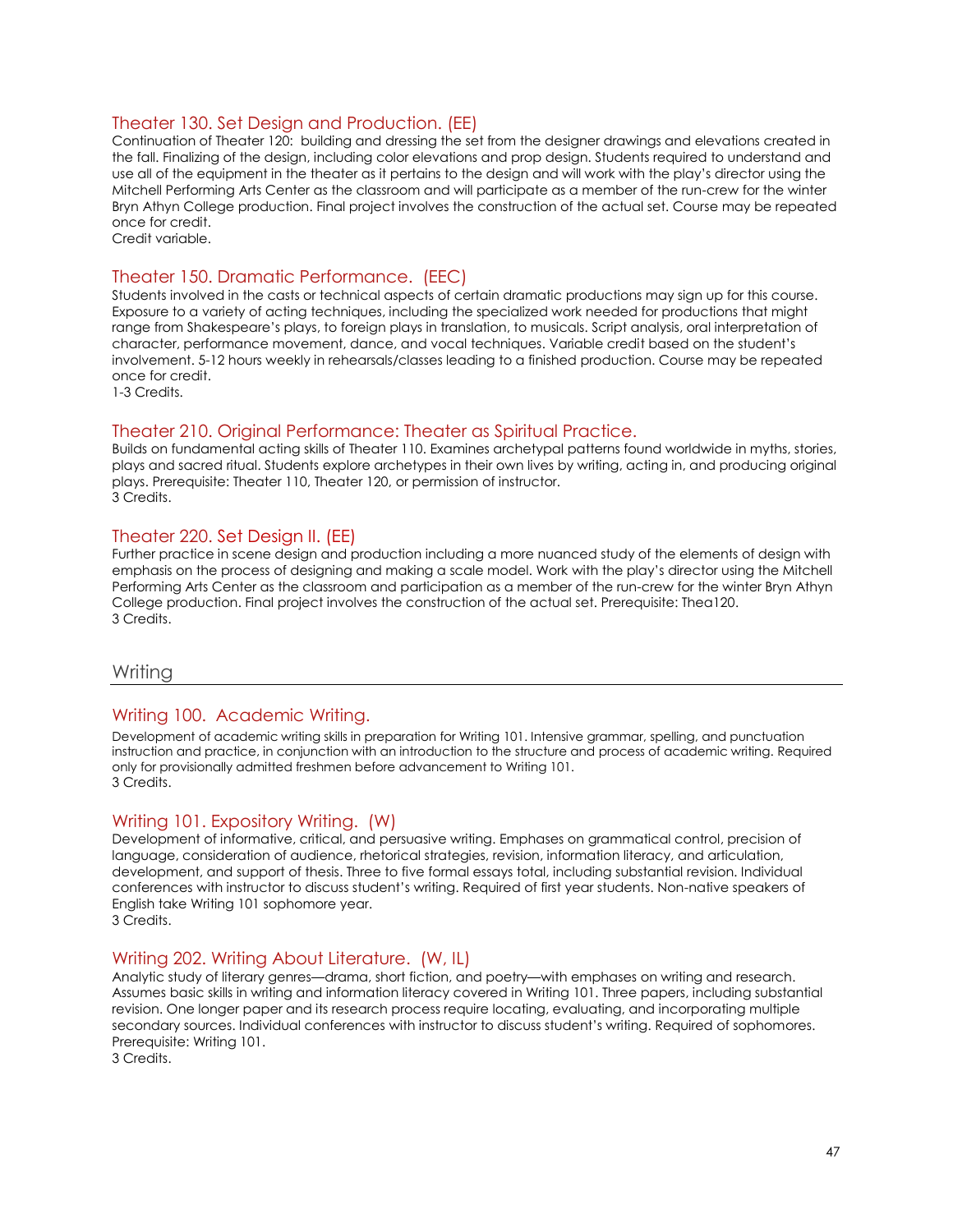### Theater 130. Set Design and Production. (EE)

Continuation of Theater 120: building and dressing the set from the designer drawings and elevations created in the fall. Finalizing of the design, including color elevations and prop design. Students required to understand and use all of the equipment in the theater as it pertains to the design and will work with the play's director using the Mitchell Performing Arts Center as the classroom and will participate as a member of the run-crew for the winter Bryn Athyn College production. Final project involves the construction of the actual set. Course may be repeated once for credit.
Credit variable.

### Theater 150. Dramatic Performance. (EEC)

Students involved in the casts or technical aspects of certain dramatic productions may sign up for this course. Exposure to a variety of acting techniques, including the specialized work needed for productions that might range from Shakespeare's plays, to foreign plays in translation, to musicals. Script analysis, oral interpretation of character, performance movement, dance, and vocal techniques. Variable credit based on the student's involvement. 5-12 hours weekly in rehearsals/classes leading to a finished production. Course may be repeated once for credit.
1-3 Credits.

### Theater 210. Original Performance: Theater as Spiritual Practice.

Builds on fundamental acting skills of Theater 110. Examines archetypal patterns found worldwide in myths, stories, plays and sacred ritual. Students explore archetypes in their own lives by writing, acting in, and producing original plays. Prerequisite: Theater 110, Theater 120, or permission of instructor.
3 Credits.

### Theater 220. Set Design II. (EE)

Further practice in scene design and production including a more nuanced study of the elements of design with emphasis on the process of designing and making a scale model. Work with the play's director using the Mitchell Performing Arts Center as the classroom and participation as a member of the run-crew for the winter Bryn Athyn College production. Final project involves the construction of the actual set. Prerequisite: Thea120.
3 Credits.

## Writing

### Writing 100. Academic Writing.

Development of academic writing skills in preparation for Writing 101. Intensive grammar, spelling, and punctuation instruction and practice, in conjunction with an introduction to the structure and process of academic writing. Required only for provisionally admitted freshmen before advancement to Writing 101.
3 Credits.

### Writing 101. Expository Writing. (W)

Development of informative, critical, and persuasive writing. Emphases on grammatical control, precision of language, consideration of audience, rhetorical strategies, revision, information literacy, and articulation, development, and support of thesis. Three to five formal essays total, including substantial revision. Individual conferences with instructor to discuss student's writing. Required of first year students. Non-native speakers of English take Writing 101 sophomore year.
3 Credits.

### Writing 202. Writing About Literature. (W, IL)

Analytic study of literary genres—drama, short fiction, and poetry—with emphases on writing and research. Assumes basic skills in writing and information literacy covered in Writing 101. Three papers, including substantial revision. One longer paper and its research process require locating, evaluating, and incorporating multiple secondary sources. Individual conferences with instructor to discuss student's writing. Required of sophomores. Prerequisite: Writing 101.
3 Credits.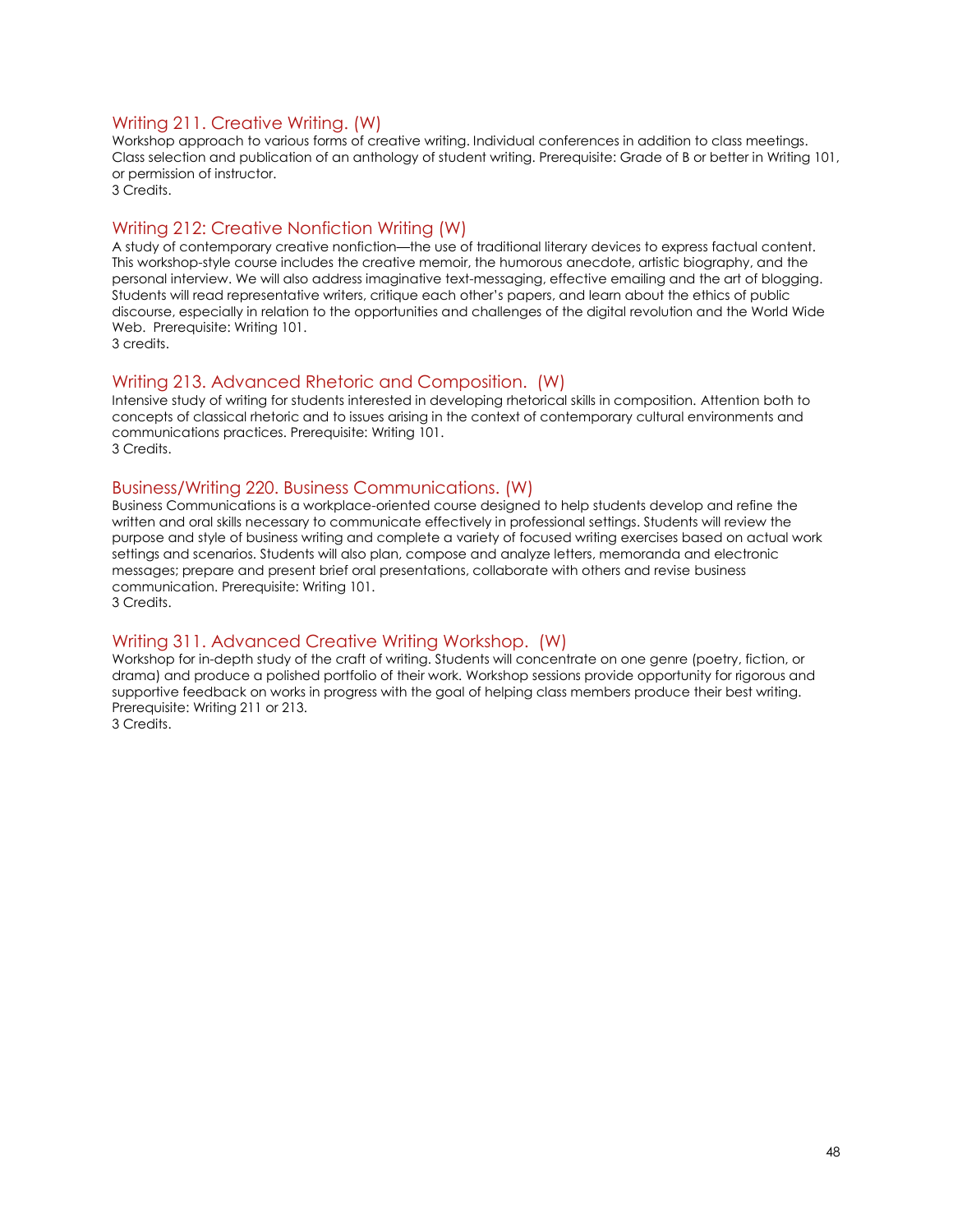### Writing 211. Creative Writing. (W)

Workshop approach to various forms of creative writing. Individual conferences in addition to class meetings. Class selection and publication of an anthology of student writing. Prerequisite: Grade of B or better in Writing 101, or permission of instructor.
3 Credits.

### Writing 212: Creative Nonfiction Writing (W)

A study of contemporary creative nonfiction—the use of traditional literary devices to express factual content. This workshop-style course includes the creative memoir, the humorous anecdote, artistic biography, and the personal interview. We will also address imaginative text-messaging, effective emailing and the art of blogging. Students will read representative writers, critique each other's papers, and learn about the ethics of public discourse, especially in relation to the opportunities and challenges of the digital revolution and the World Wide Web. Prerequisite: Writing 101.
3 credits.

### Writing 213. Advanced Rhetoric and Composition. (W)

Intensive study of writing for students interested in developing rhetorical skills in composition. Attention both to concepts of classical rhetoric and to issues arising in the context of contemporary cultural environments and communications practices. Prerequisite: Writing 101.
3 Credits.

### Business/Writing 220. Business Communications. (W)

Business Communications is a workplace-oriented course designed to help students develop and refine the written and oral skills necessary to communicate effectively in professional settings. Students will review the purpose and style of business writing and complete a variety of focused writing exercises based on actual work settings and scenarios. Students will also plan, compose and analyze letters, memoranda and electronic messages; prepare and present brief oral presentations, collaborate with others and revise business communication. Prerequisite: Writing 101.
3 Credits.

### Writing 311. Advanced Creative Writing Workshop. (W)

Workshop for in-depth study of the craft of writing. Students will concentrate on one genre (poetry, fiction, or drama) and produce a polished portfolio of their work. Workshop sessions provide opportunity for rigorous and supportive feedback on works in progress with the goal of helping class members produce their best writing. Prerequisite: Writing 211 or 213.
3 Credits.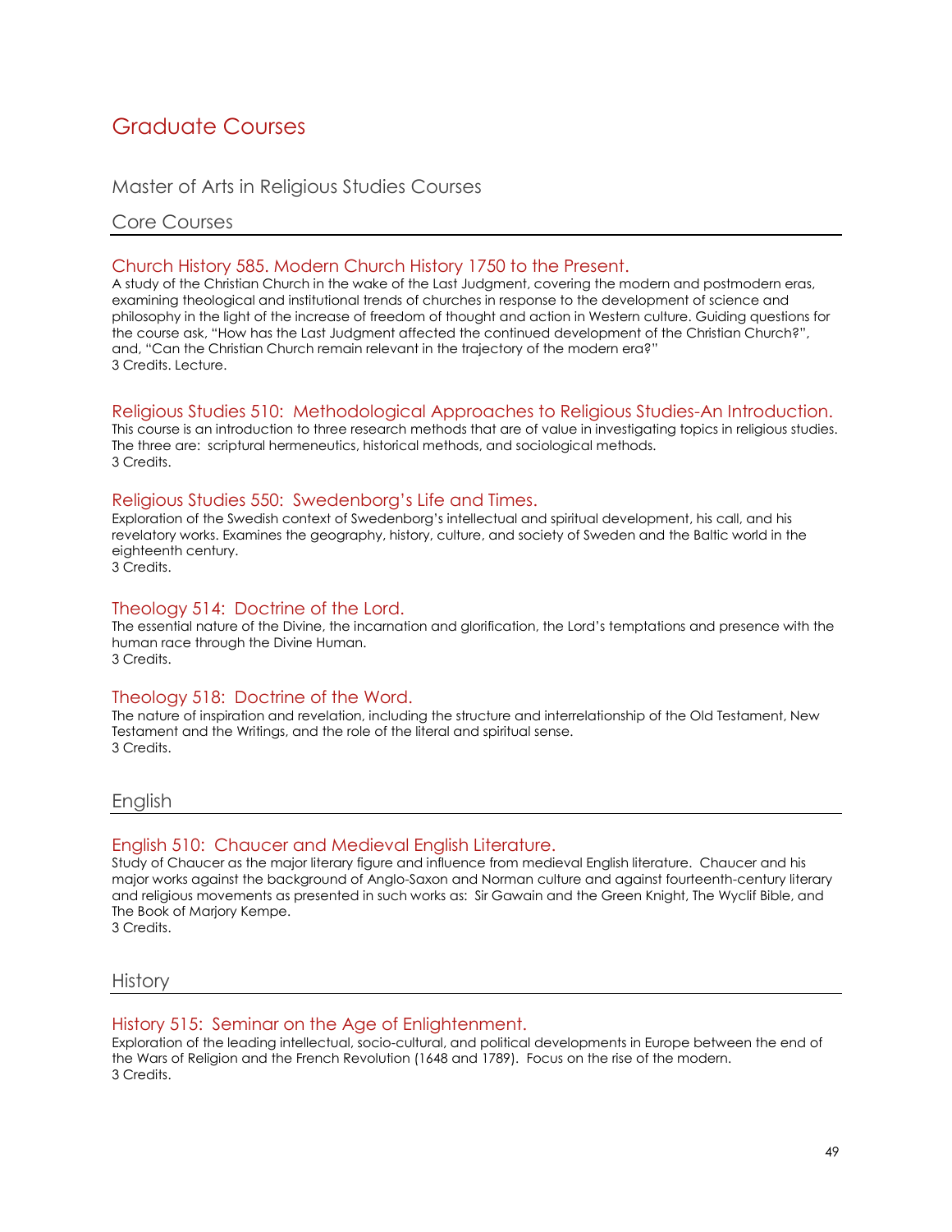# Graduate Courses

## Master of Arts in Religious Studies Courses

### Core Courses

#### Church History 585. Modern Church History 1750 to the Present.

A study of the Christian Church in the wake of the Last Judgment, covering the modern and postmodern eras, examining theological and institutional trends of churches in response to the development of science and philosophy in the light of the increase of freedom of thought and action in Western culture. Guiding questions for the course ask, "How has the Last Judgment affected the continued development of the Christian Church?", and, "Can the Christian Church remain relevant in the trajectory of the modern era?"
3 Credits. Lecture.

#### Religious Studies 510: Methodological Approaches to Religious Studies-An Introduction.

This course is an introduction to three research methods that are of value in investigating topics in religious studies. The three are: scriptural hermeneutics, historical methods, and sociological methods.
3 Credits.

#### Religious Studies 550: Swedenborg's Life and Times.

Exploration of the Swedish context of Swedenborg's intellectual and spiritual development, his call, and his revelatory works. Examines the geography, history, culture, and society of Sweden and the Baltic world in the eighteenth century.
3 Credits.

#### Theology 514: Doctrine of the Lord.

The essential nature of the Divine, the incarnation and glorification, the Lord's temptations and presence with the human race through the Divine Human.
3 Credits.

#### Theology 518: Doctrine of the Word.

The nature of inspiration and revelation, including the structure and interrelationship of the Old Testament, New Testament and the Writings, and the role of the literal and spiritual sense.
3 Credits.

### English

#### English 510: Chaucer and Medieval English Literature.

Study of Chaucer as the major literary figure and influence from medieval English literature. Chaucer and his major works against the background of Anglo-Saxon and Norman culture and against fourteenth-century literary and religious movements as presented in such works as: Sir Gawain and the Green Knight, The Wyclif Bible, and The Book of Marjory Kempe.
3 Credits.

### History

#### History 515: Seminar on the Age of Enlightenment.

Exploration of the leading intellectual, socio-cultural, and political developments in Europe between the end of the Wars of Religion and the French Revolution (1648 and 1789). Focus on the rise of the modern.
3 Credits.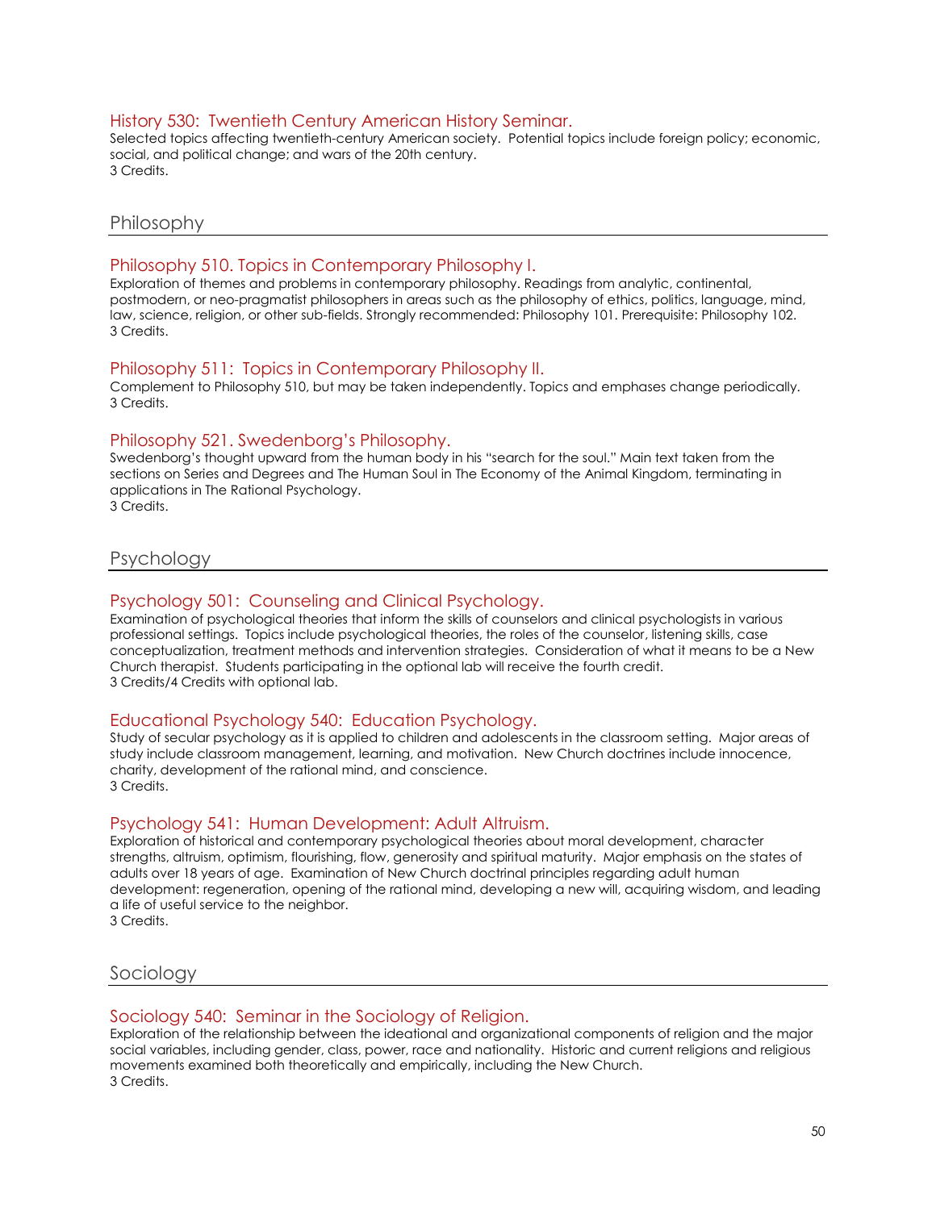### History 530: Twentieth Century American History Seminar.

Selected topics affecting twentieth-century American society. Potential topics include foreign policy; economic, social, and political change; and wars of the 20th century.
3 Credits.

## Philosophy

### Philosophy 510. Topics in Contemporary Philosophy I.

Exploration of themes and problems in contemporary philosophy. Readings from analytic, continental, postmodern, or neo-pragmatist philosophers in areas such as the philosophy of ethics, politics, language, mind, law, science, religion, or other sub-fields. Strongly recommended: Philosophy 101. Prerequisite: Philosophy 102.
3 Credits.

### Philosophy 511: Topics in Contemporary Philosophy II.

Complement to Philosophy 510, but may be taken independently. Topics and emphases change periodically.
3 Credits.

### Philosophy 521. Swedenborg's Philosophy.

Swedenborg's thought upward from the human body in his "search for the soul." Main text taken from the sections on Series and Degrees and The Human Soul in The Economy of the Animal Kingdom, terminating in applications in The Rational Psychology.
3 Credits.

## Psychology

### Psychology 501: Counseling and Clinical Psychology.

Examination of psychological theories that inform the skills of counselors and clinical psychologists in various professional settings. Topics include psychological theories, the roles of the counselor, listening skills, case conceptualization, treatment methods and intervention strategies. Consideration of what it means to be a New Church therapist. Students participating in the optional lab will receive the fourth credit.
3 Credits/4 Credits with optional lab.

### Educational Psychology 540: Education Psychology.

Study of secular psychology as it is applied to children and adolescents in the classroom setting. Major areas of study include classroom management, learning, and motivation. New Church doctrines include innocence, charity, development of the rational mind, and conscience.
3 Credits.

### Psychology 541: Human Development: Adult Altruism.

Exploration of historical and contemporary psychological theories about moral development, character strengths, altruism, optimism, flourishing, flow, generosity and spiritual maturity. Major emphasis on the states of adults over 18 years of age. Examination of New Church doctrinal principles regarding adult human development: regeneration, opening of the rational mind, developing a new will, acquiring wisdom, and leading a life of useful service to the neighbor.
3 Credits.

## Sociology

### Sociology 540: Seminar in the Sociology of Religion.

Exploration of the relationship between the ideational and organizational components of religion and the major social variables, including gender, class, power, race and nationality. Historic and current religions and religious movements examined both theoretically and empirically, including the New Church.
3 Credits.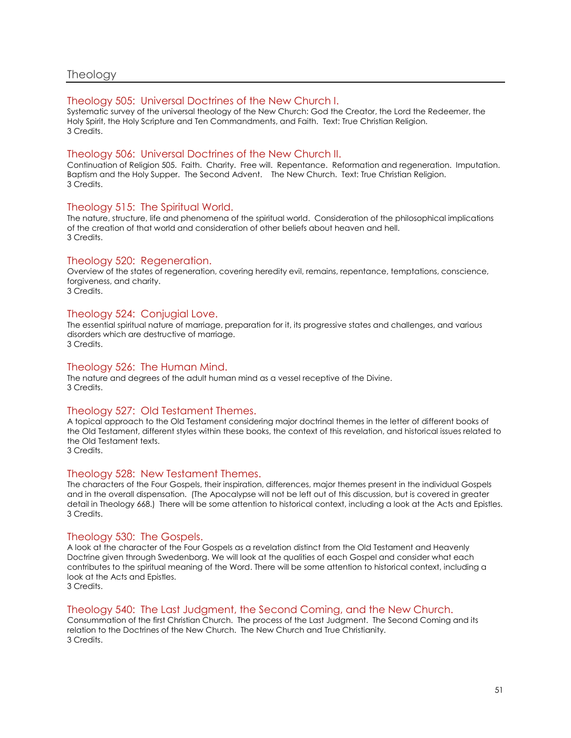# Theology

## Theology 505: Universal Doctrines of the New Church I.

Systematic survey of the universal theology of the New Church: God the Creator, the Lord the Redeemer, the Holy Spirit, the Holy Scripture and Ten Commandments, and Faith. Text: True Christian Religion.
3 Credits.

## Theology 506: Universal Doctrines of the New Church II.

Continuation of Religion 505. Faith. Charity. Free will. Repentance. Reformation and regeneration. Imputation. Baptism and the Holy Supper. The Second Advent. The New Church. Text: True Christian Religion.
3 Credits.

## Theology 515: The Spiritual World.

The nature, structure, life and phenomena of the spiritual world. Consideration of the philosophical implications of the creation of that world and consideration of other beliefs about heaven and hell.
3 Credits.

## Theology 520: Regeneration.

Overview of the states of regeneration, covering heredity evil, remains, repentance, temptations, conscience, forgiveness, and charity.
3 Credits.

## Theology 524: Conjugial Love.

The essential spiritual nature of marriage, preparation for it, its progressive states and challenges, and various disorders which are destructive of marriage.
3 Credits.

## Theology 526: The Human Mind.

The nature and degrees of the adult human mind as a vessel receptive of the Divine.
3 Credits.

## Theology 527: Old Testament Themes.

A topical approach to the Old Testament considering major doctrinal themes in the letter of different books of the Old Testament, different styles within these books, the context of this revelation, and historical issues related to the Old Testament texts.
3 Credits.

## Theology 528: New Testament Themes.

The characters of the Four Gospels, their inspiration, differences, major themes present in the individual Gospels and in the overall dispensation. (The Apocalypse will not be left out of this discussion, but is covered in greater detail in Theology 668.) There will be some attention to historical context, including a look at the Acts and Epistles.
3 Credits.

## Theology 530: The Gospels.

A look at the character of the Four Gospels as a revelation distinct from the Old Testament and Heavenly Doctrine given through Swedenborg. We will look at the qualities of each Gospel and consider what each contributes to the spiritual meaning of the Word. There will be some attention to historical context, including a look at the Acts and Epistles.
3 Credits.

## Theology 540: The Last Judgment, the Second Coming, and the New Church.

Consummation of the first Christian Church. The process of the Last Judgment. The Second Coming and its relation to the Doctrines of the New Church. The New Church and True Christianity.
3 Credits.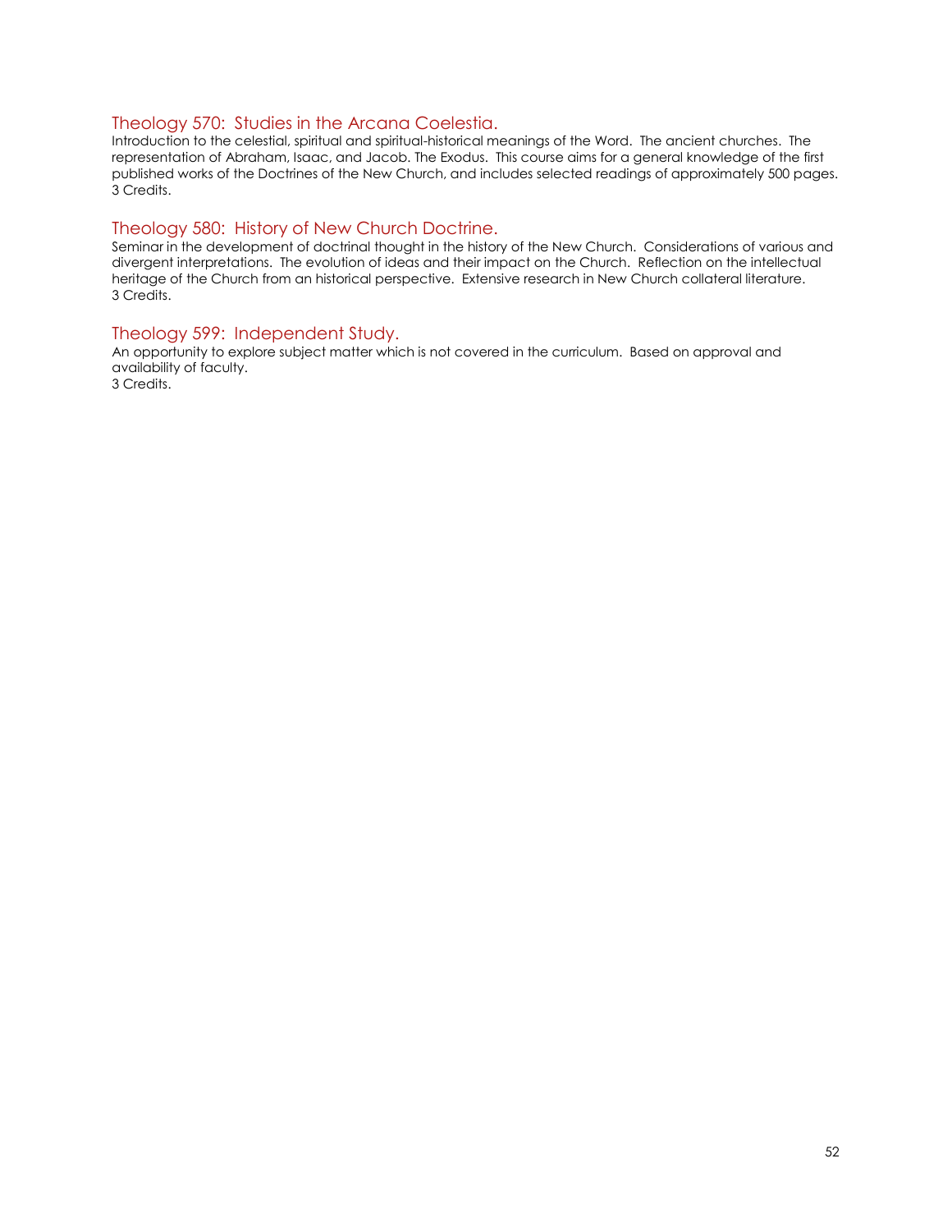### Theology 570: Studies in the Arcana Coelestia.

Introduction to the celestial, spiritual and spiritual-historical meanings of the Word. The ancient churches. The representation of Abraham, Isaac, and Jacob. The Exodus. This course aims for a general knowledge of the first published works of the Doctrines of the New Church, and includes selected readings of approximately 500 pages.
3 Credits.

### Theology 580: History of New Church Doctrine.

Seminar in the development of doctrinal thought in the history of the New Church. Considerations of various and divergent interpretations. The evolution of ideas and their impact on the Church. Reflection on the intellectual heritage of the Church from an historical perspective. Extensive research in New Church collateral literature.
3 Credits.

### Theology 599: Independent Study.

An opportunity to explore subject matter which is not covered in the curriculum. Based on approval and availability of faculty.
3 Credits.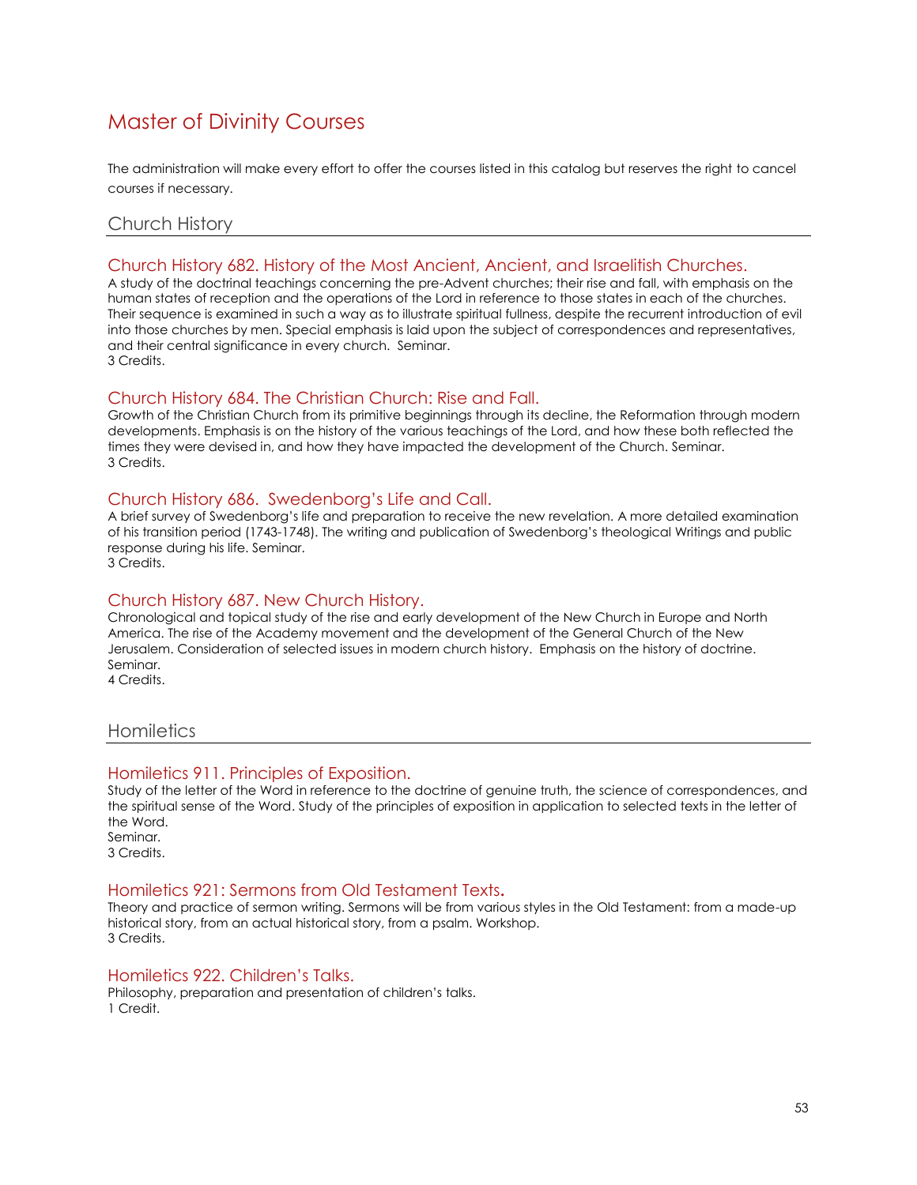# Master of Divinity Courses

The administration will make every effort to offer the courses listed in this catalog but reserves the right to cancel courses if necessary.

## Church History

### Church History 682. History of the Most Ancient, Ancient, and Israelitish Churches.

A study of the doctrinal teachings concerning the pre-Advent churches; their rise and fall, with emphasis on the human states of reception and the operations of the Lord in reference to those states in each of the churches. Their sequence is examined in such a way as to illustrate spiritual fullness, despite the recurrent introduction of evil into those churches by men. Special emphasis is laid upon the subject of correspondences and representatives, and their central significance in every church. Seminar.
3 Credits.

### Church History 684. The Christian Church: Rise and Fall.

Growth of the Christian Church from its primitive beginnings through its decline, the Reformation through modern developments. Emphasis is on the history of the various teachings of the Lord, and how these both reflected the times they were devised in, and how they have impacted the development of the Church. Seminar.
3 Credits.

### Church History 686. Swedenborg's Life and Call.

A brief survey of Swedenborg's life and preparation to receive the new revelation. A more detailed examination of his transition period (1743-1748). The writing and publication of Swedenborg's theological Writings and public response during his life. Seminar.
3 Credits.

### Church History 687. New Church History.

Chronological and topical study of the rise and early development of the New Church in Europe and North America. The rise of the Academy movement and the development of the General Church of the New Jerusalem. Consideration of selected issues in modern church history. Emphasis on the history of doctrine. Seminar.
4 Credits.

## Homiletics

### Homiletics 911. Principles of Exposition.

Study of the letter of the Word in reference to the doctrine of genuine truth, the science of correspondences, and the spiritual sense of the Word. Study of the principles of exposition in application to selected texts in the letter of the Word.
Seminar.
3 Credits.

### Homiletics 921: Sermons from Old Testament Texts.

Theory and practice of sermon writing. Sermons will be from various styles in the Old Testament: from a made-up historical story, from an actual historical story, from a psalm. Workshop.
3 Credits.

### Homiletics 922. Children's Talks.

Philosophy, preparation and presentation of children's talks.
1 Credit.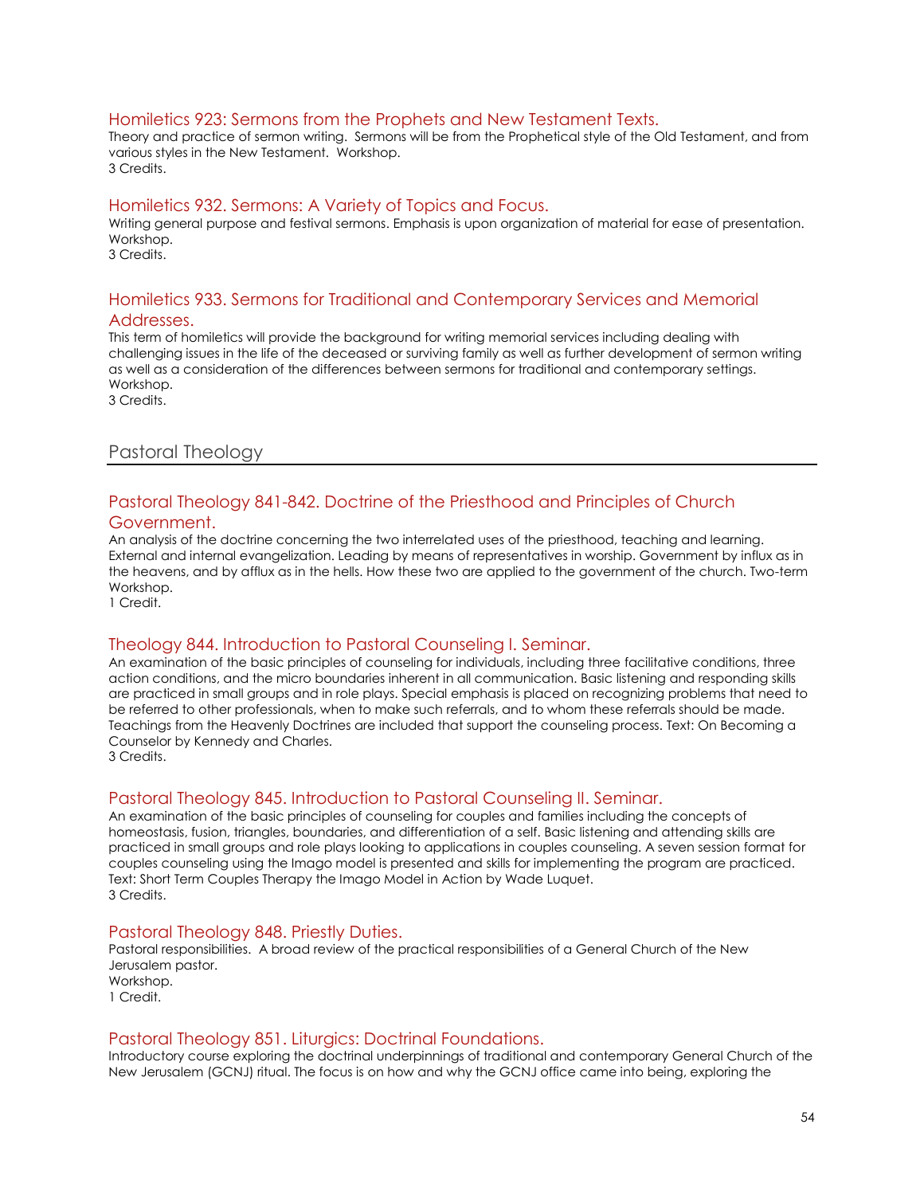### Homiletics 923: Sermons from the Prophets and New Testament Texts.

Theory and practice of sermon writing. Sermons will be from the Prophetical style of the Old Testament, and from various styles in the New Testament. Workshop.
3 Credits.

### Homiletics 932. Sermons: A Variety of Topics and Focus.

Writing general purpose and festival sermons. Emphasis is upon organization of material for ease of presentation. Workshop.
3 Credits.

### Homiletics 933. Sermons for Traditional and Contemporary Services and Memorial Addresses.

This term of homiletics will provide the background for writing memorial services including dealing with challenging issues in the life of the deceased or surviving family as well as further development of sermon writing as well as a consideration of the differences between sermons for traditional and contemporary settings. Workshop.
3 Credits.

## Pastoral Theology

### Pastoral Theology 841-842. Doctrine of the Priesthood and Principles of Church Government.

An analysis of the doctrine concerning the two interrelated uses of the priesthood, teaching and learning. External and internal evangelization. Leading by means of representatives in worship. Government by influx as in the heavens, and by afflux as in the hells. How these two are applied to the government of the church. Two-term Workshop.
1 Credit.

### Theology 844. Introduction to Pastoral Counseling I. Seminar.

An examination of the basic principles of counseling for individuals, including three facilitative conditions, three action conditions, and the micro boundaries inherent in all communication. Basic listening and responding skills are practiced in small groups and in role plays. Special emphasis is placed on recognizing problems that need to be referred to other professionals, when to make such referrals, and to whom these referrals should be made. Teachings from the Heavenly Doctrines are included that support the counseling process. Text: On Becoming a Counselor by Kennedy and Charles.
3 Credits.

### Pastoral Theology 845. Introduction to Pastoral Counseling II. Seminar.

An examination of the basic principles of counseling for couples and families including the concepts of homeostasis, fusion, triangles, boundaries, and differentiation of a self. Basic listening and attending skills are practiced in small groups and role plays looking to applications in couples counseling. A seven session format for couples counseling using the Imago model is presented and skills for implementing the program are practiced. Text: Short Term Couples Therapy the Imago Model in Action by Wade Luquet.
3 Credits.

### Pastoral Theology 848. Priestly Duties.

Pastoral responsibilities. A broad review of the practical responsibilities of a General Church of the New Jerusalem pastor.
Workshop.
1 Credit.

### Pastoral Theology 851. Liturgics: Doctrinal Foundations.

Introductory course exploring the doctrinal underpinnings of traditional and contemporary General Church of the New Jerusalem (GCNJ) ritual. The focus is on how and why the GCNJ office came into being, exploring the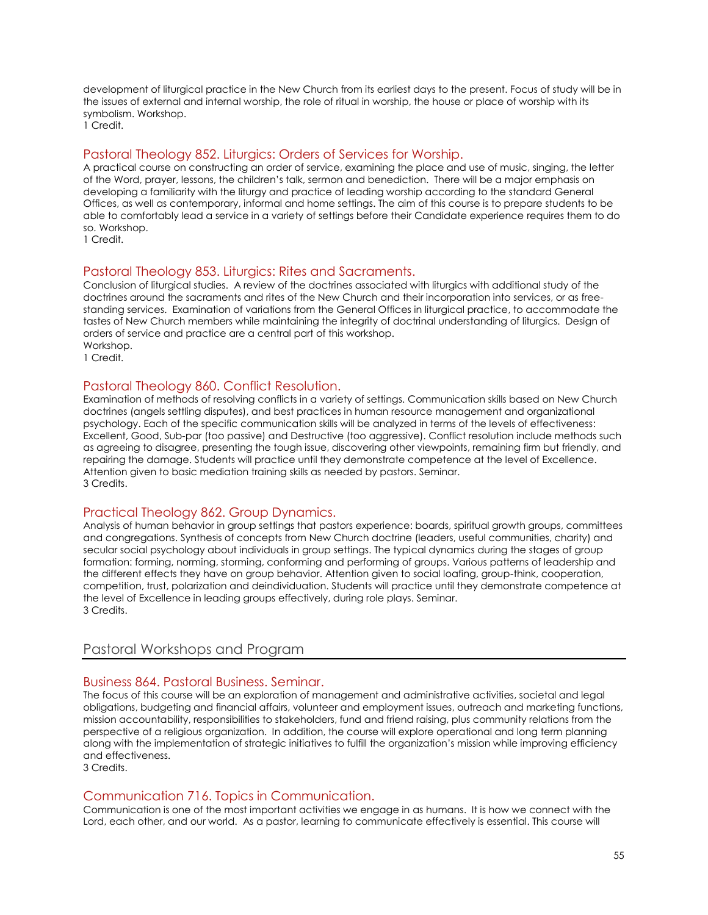development of liturgical practice in the New Church from its earliest days to the present. Focus of study will be in the issues of external and internal worship, the role of ritual in worship, the house or place of worship with its symbolism. Workshop.
1 Credit.

### Pastoral Theology 852. Liturgics: Orders of Services for Worship.

A practical course on constructing an order of service, examining the place and use of music, singing, the letter of the Word, prayer, lessons, the children's talk, sermon and benediction. There will be a major emphasis on developing a familiarity with the liturgy and practice of leading worship according to the standard General Offices, as well as contemporary, informal and home settings. The aim of this course is to prepare students to be able to comfortably lead a service in a variety of settings before their Candidate experience requires them to do so. Workshop.
1 Credit.

### Pastoral Theology 853. Liturgics: Rites and Sacraments.

Conclusion of liturgical studies. A review of the doctrines associated with liturgics with additional study of the doctrines around the sacraments and rites of the New Church and their incorporation into services, or as free-standing services. Examination of variations from the General Offices in liturgical practice, to accommodate the tastes of New Church members while maintaining the integrity of doctrinal understanding of liturgics. Design of orders of service and practice are a central part of this workshop.
Workshop.
1 Credit.

### Pastoral Theology 860. Conflict Resolution.

Examination of methods of resolving conflicts in a variety of settings. Communication skills based on New Church doctrines (angels settling disputes), and best practices in human resource management and organizational psychology. Each of the specific communication skills will be analyzed in terms of the levels of effectiveness: Excellent, Good, Sub-par (too passive) and Destructive (too aggressive). Conflict resolution include methods such as agreeing to disagree, presenting the tough issue, discovering other viewpoints, remaining firm but friendly, and repairing the damage. Students will practice until they demonstrate competence at the level of Excellence. Attention given to basic mediation training skills as needed by pastors. Seminar.
3 Credits.

### Practical Theology 862. Group Dynamics.

Analysis of human behavior in group settings that pastors experience: boards, spiritual growth groups, committees and congregations. Synthesis of concepts from New Church doctrine (leaders, useful communities, charity) and secular social psychology about individuals in group settings. The typical dynamics during the stages of group formation: forming, norming, storming, conforming and performing of groups. Various patterns of leadership and the different effects they have on group behavior. Attention given to social loafing, group-think, cooperation, competition, trust, polarization and deindividuation. Students will practice until they demonstrate competence at the level of Excellence in leading groups effectively, during role plays. Seminar.
3 Credits.

## Pastoral Workshops and Program

### Business 864. Pastoral Business. Seminar.

The focus of this course will be an exploration of management and administrative activities, societal and legal obligations, budgeting and financial affairs, volunteer and employment issues, outreach and marketing functions, mission accountability, responsibilities to stakeholders, fund and friend raising, plus community relations from the perspective of a religious organization. In addition, the course will explore operational and long term planning along with the implementation of strategic initiatives to fulfill the organization's mission while improving efficiency and effectiveness.
3 Credits.

### Communication 716. Topics in Communication.

Communication is one of the most important activities we engage in as humans. It is how we connect with the Lord, each other, and our world. As a pastor, learning to communicate effectively is essential. This course will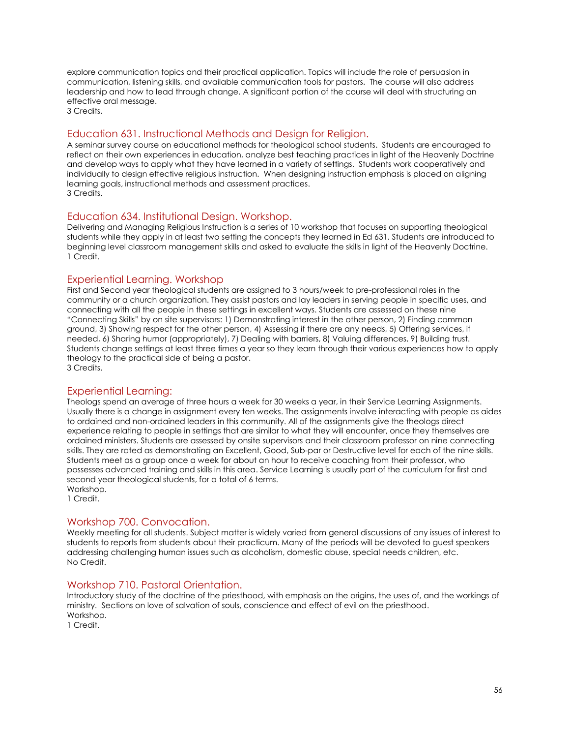explore communication topics and their practical application. Topics will include the role of persuasion in communication, listening skills, and available communication tools for pastors. The course will also address leadership and how to lead through change. A significant portion of the course will deal with structuring an effective oral message.
3 Credits.

## Education 631. Instructional Methods and Design for Religion.

A seminar survey course on educational methods for theological school students. Students are encouraged to reflect on their own experiences in education, analyze best teaching practices in light of the Heavenly Doctrine and develop ways to apply what they have learned in a variety of settings. Students work cooperatively and individually to design effective religious instruction. When designing instruction emphasis is placed on aligning learning goals, instructional methods and assessment practices.
3 Credits.

## Education 634. Institutional Design. Workshop.

Delivering and Managing Religious Instruction is a series of 10 workshop that focuses on supporting theological students while they apply in at least two setting the concepts they learned in Ed 631. Students are introduced to beginning level classroom management skills and asked to evaluate the skills in light of the Heavenly Doctrine.
1 Credit.

## Experiential Learning. Workshop

First and Second year theological students are assigned to 3 hours/week to pre-professional roles in the community or a church organization. They assist pastors and lay leaders in serving people in specific uses, and connecting with all the people in these settings in excellent ways. Students are assessed on these nine "Connecting Skills" by on site supervisors: 1) Demonstrating interest in the other person, 2) Finding common ground, 3) Showing respect for the other person, 4) Assessing if there are any needs, 5) Offering services, if needed, 6) Sharing humor (appropriately), 7) Dealing with barriers, 8) Valuing differences, 9) Building trust. Students change settings at least three times a year so they learn through their various experiences how to apply theology to the practical side of being a pastor.
3 Credits.

## Experiential Learning:

Theologs spend an average of three hours a week for 30 weeks a year, in their Service Learning Assignments. Usually there is a change in assignment every ten weeks. The assignments involve interacting with people as aides to ordained and non-ordained leaders in this community. All of the assignments give the theologs direct experience relating to people in settings that are similar to what they will encounter, once they themselves are ordained ministers. Students are assessed by onsite supervisors and their classroom professor on nine connecting skills. They are rated as demonstrating an Excellent, Good, Sub-par or Destructive level for each of the nine skills. Students meet as a group once a week for about an hour to receive coaching from their professor, who possesses advanced training and skills in this area. Service Learning is usually part of the curriculum for first and second year theological students, for a total of 6 terms.
Workshop.
1 Credit.

## Workshop 700. Convocation.

Weekly meeting for all students. Subject matter is widely varied from general discussions of any issues of interest to students to reports from students about their practicum. Many of the periods will be devoted to guest speakers addressing challenging human issues such as alcoholism, domestic abuse, special needs children, etc.
No Credit.

## Workshop 710. Pastoral Orientation.

Introductory study of the doctrine of the priesthood, with emphasis on the origins, the uses of, and the workings of ministry. Sections on love of salvation of souls, conscience and effect of evil on the priesthood.
Workshop.
1 Credit.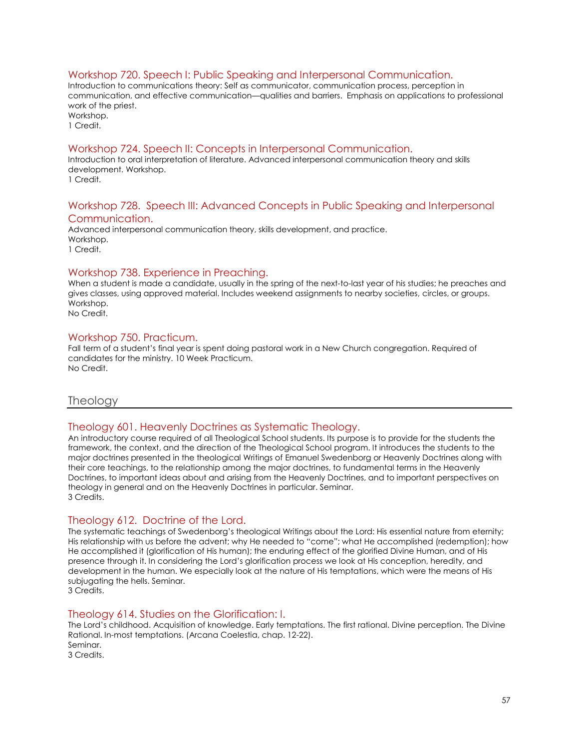### Workshop 720. Speech I: Public Speaking and Interpersonal Communication.

Introduction to communications theory: Self as communicator, communication process, perception in communication, and effective communication—qualities and barriers. Emphasis on applications to professional work of the priest.
Workshop.
1 Credit.

### Workshop 724. Speech II: Concepts in Interpersonal Communication.

Introduction to oral interpretation of literature. Advanced interpersonal communication theory and skills development. Workshop.
1 Credit.

### Workshop 728. Speech III: Advanced Concepts in Public Speaking and Interpersonal Communication.

Advanced interpersonal communication theory, skills development, and practice.
Workshop.
1 Credit.

### Workshop 738. Experience in Preaching.

When a student is made a candidate, usually in the spring of the next-to-last year of his studies; he preaches and gives classes, using approved material. Includes weekend assignments to nearby societies, circles, or groups.
Workshop.
No Credit.

### Workshop 750. Practicum.

Fall term of a student's final year is spent doing pastoral work in a New Church congregation. Required of candidates for the ministry. 10 Week Practicum.
No Credit.

## Theology

### Theology 601. Heavenly Doctrines as Systematic Theology.

An introductory course required of all Theological School students. Its purpose is to provide for the students the framework, the context, and the direction of the Theological School program. It introduces the students to the major doctrines presented in the theological Writings of Emanuel Swedenborg or Heavenly Doctrines along with their core teachings, to the relationship among the major doctrines, to fundamental terms in the Heavenly Doctrines, to important ideas about and arising from the Heavenly Doctrines, and to important perspectives on theology in general and on the Heavenly Doctrines in particular. Seminar.
3 Credits.

### Theology 612. Doctrine of the Lord.

The systematic teachings of Swedenborg's theological Writings about the Lord: His essential nature from eternity; His relationship with us before the advent; why He needed to "come"; what He accomplished (redemption); how He accomplished it (glorification of His human); the enduring effect of the glorified Divine Human, and of His presence through it. In considering the Lord's glorification process we look at His conception, heredity, and development in the human. We especially look at the nature of His temptations, which were the means of His subjugating the hells. Seminar.
3 Credits.

### Theology 614. Studies on the Glorification: I.

The Lord's childhood. Acquisition of knowledge. Early temptations. The first rational. Divine perception. The Divine Rational. In-most temptations. (Arcana Coelestia, chap. 12-22).
Seminar.
3 Credits.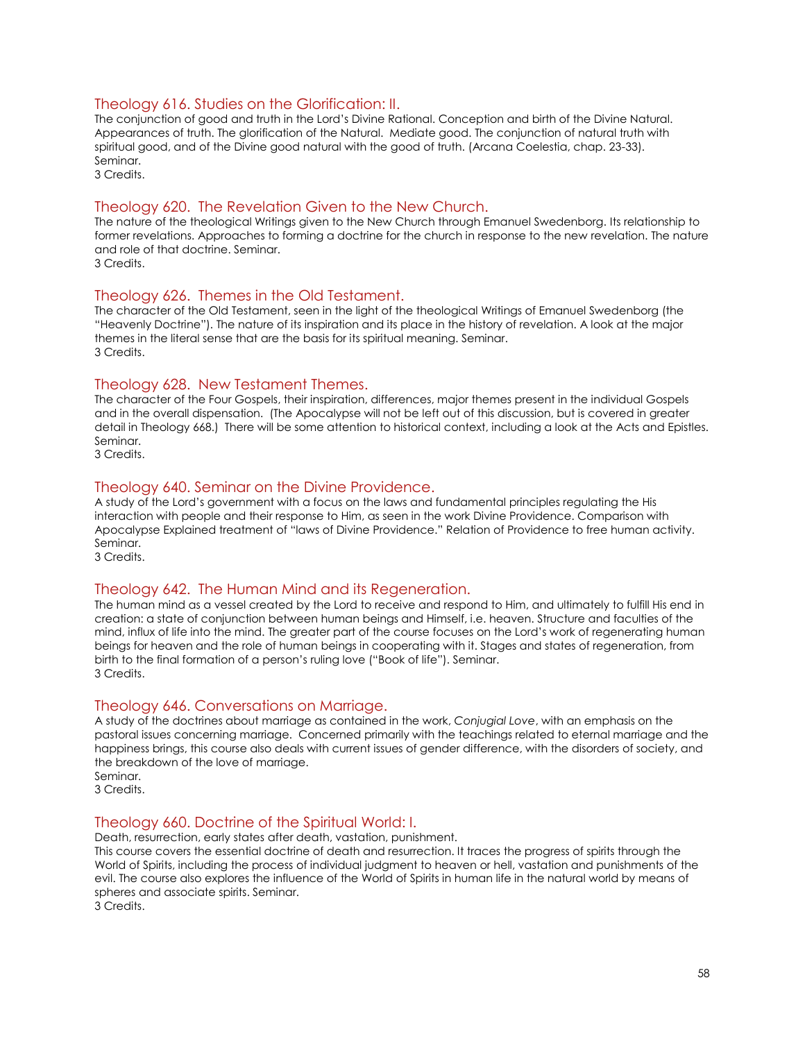### Theology 616. Studies on the Glorification: II.

The conjunction of good and truth in the Lord's Divine Rational. Conception and birth of the Divine Natural. Appearances of truth. The glorification of the Natural. Mediate good. The conjunction of natural truth with spiritual good, and of the Divine good natural with the good of truth. (Arcana Coelestia, chap. 23-33). Seminar.
3 Credits.

### Theology 620. The Revelation Given to the New Church.

The nature of the theological Writings given to the New Church through Emanuel Swedenborg. Its relationship to former revelations. Approaches to forming a doctrine for the church in response to the new revelation. The nature and role of that doctrine. Seminar.
3 Credits.

### Theology 626. Themes in the Old Testament.

The character of the Old Testament, seen in the light of the theological Writings of Emanuel Swedenborg (the "Heavenly Doctrine"). The nature of its inspiration and its place in the history of revelation. A look at the major themes in the literal sense that are the basis for its spiritual meaning. Seminar.
3 Credits.

### Theology 628. New Testament Themes.

The character of the Four Gospels, their inspiration, differences, major themes present in the individual Gospels and in the overall dispensation. (The Apocalypse will not be left out of this discussion, but is covered in greater detail in Theology 668.) There will be some attention to historical context, including a look at the Acts and Epistles. Seminar.
3 Credits.

### Theology 640. Seminar on the Divine Providence.

A study of the Lord's government with a focus on the laws and fundamental principles regulating the His interaction with people and their response to Him, as seen in the work Divine Providence. Comparison with Apocalypse Explained treatment of "laws of Divine Providence." Relation of Providence to free human activity. Seminar.
3 Credits.

### Theology 642. The Human Mind and its Regeneration.

The human mind as a vessel created by the Lord to receive and respond to Him, and ultimately to fulfill His end in creation: a state of conjunction between human beings and Himself, i.e. heaven. Structure and faculties of the mind, influx of life into the mind. The greater part of the course focuses on the Lord's work of regenerating human beings for heaven and the role of human beings in cooperating with it. Stages and states of regeneration, from birth to the final formation of a person's ruling love ("Book of life"). Seminar.
3 Credits.

### Theology 646. Conversations on Marriage.

A study of the doctrines about marriage as contained in the work, *Conjugial Love*, with an emphasis on the pastoral issues concerning marriage. Concerned primarily with the teachings related to eternal marriage and the happiness brings, this course also deals with current issues of gender difference, with the disorders of society, and the breakdown of the love of marriage.
Seminar.
3 Credits.

### Theology 660. Doctrine of the Spiritual World: I.

Death, resurrection, early states after death, vastation, punishment.
This course covers the essential doctrine of death and resurrection. It traces the progress of spirits through the World of Spirits, including the process of individual judgment to heaven or hell, vastation and punishments of the evil. The course also explores the influence of the World of Spirits in human life in the natural world by means of spheres and associate spirits. Seminar.
3 Credits.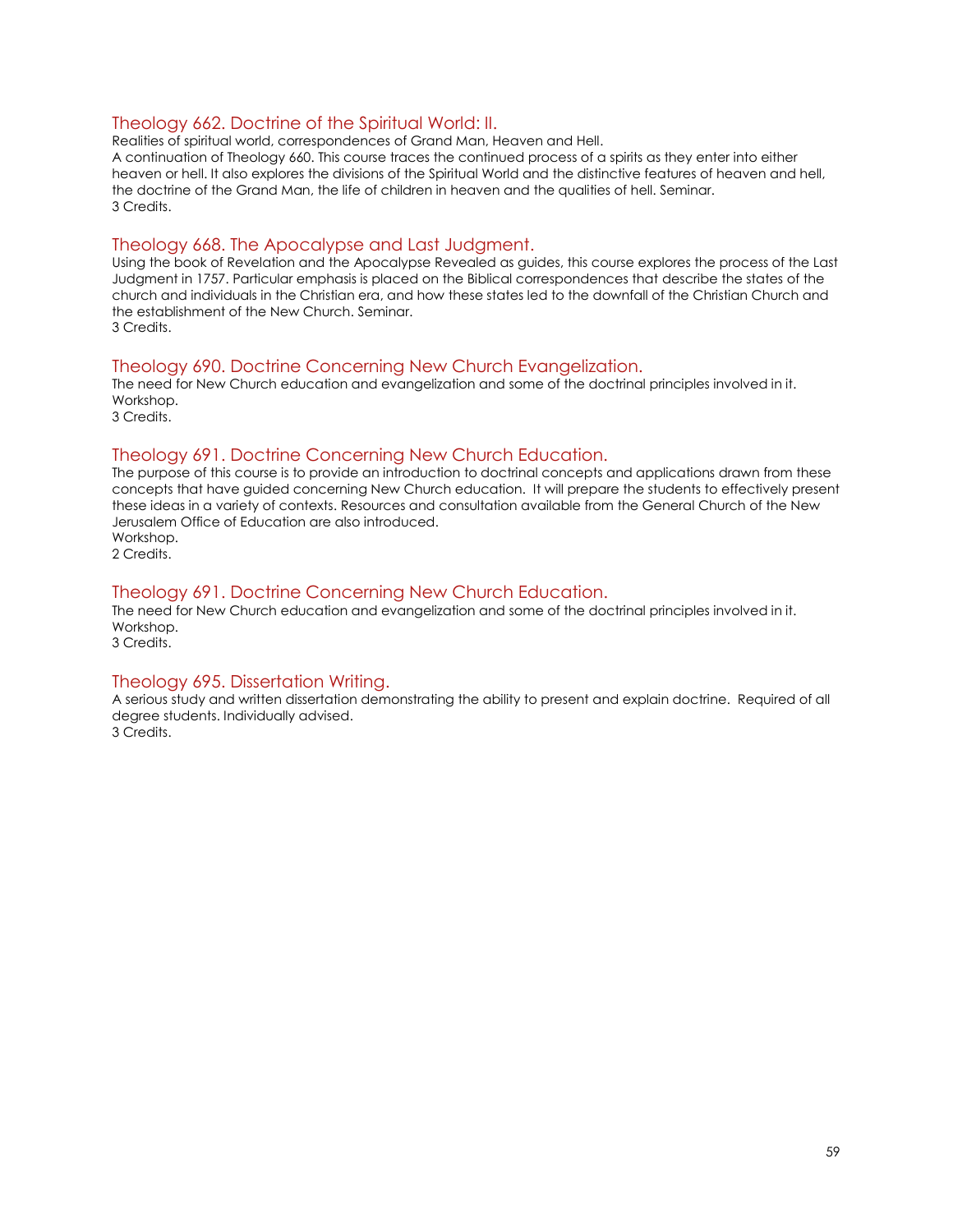### Theology 662. Doctrine of the Spiritual World: II.

Realities of spiritual world, correspondences of Grand Man, Heaven and Hell.
A continuation of Theology 660. This course traces the continued process of a spirits as they enter into either heaven or hell. It also explores the divisions of the Spiritual World and the distinctive features of heaven and hell, the doctrine of the Grand Man, the life of children in heaven and the qualities of hell. Seminar.
3 Credits.

### Theology 668. The Apocalypse and Last Judgment.

Using the book of Revelation and the Apocalypse Revealed as guides, this course explores the process of the Last Judgment in 1757. Particular emphasis is placed on the Biblical correspondences that describe the states of the church and individuals in the Christian era, and how these states led to the downfall of the Christian Church and the establishment of the New Church. Seminar.
3 Credits.

### Theology 690. Doctrine Concerning New Church Evangelization.

The need for New Church education and evangelization and some of the doctrinal principles involved in it.
Workshop.
3 Credits.

### Theology 691. Doctrine Concerning New Church Education.

The purpose of this course is to provide an introduction to doctrinal concepts and applications drawn from these concepts that have guided concerning New Church education. It will prepare the students to effectively present these ideas in a variety of contexts. Resources and consultation available from the General Church of the New Jerusalem Office of Education are also introduced.
Workshop.
2 Credits.

### Theology 691. Doctrine Concerning New Church Education.

The need for New Church education and evangelization and some of the doctrinal principles involved in it.
Workshop.
3 Credits.

### Theology 695. Dissertation Writing.

A serious study and written dissertation demonstrating the ability to present and explain doctrine. Required of all degree students. Individually advised.
3 Credits.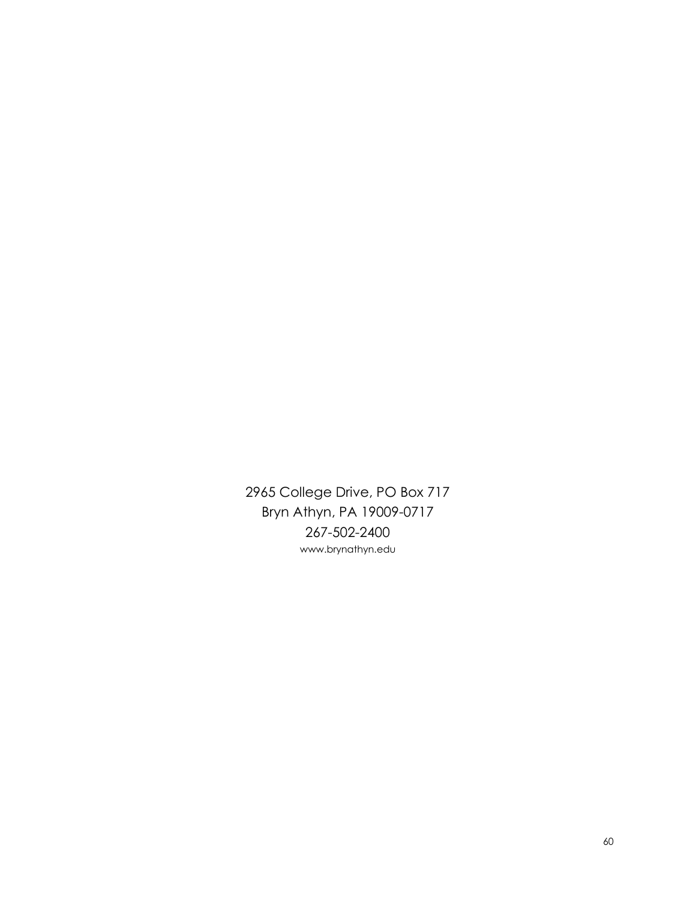2965 College Drive, PO Box 717
Bryn Athyn, PA 19009-0717
267-502-2400
www.brynathyn.edu